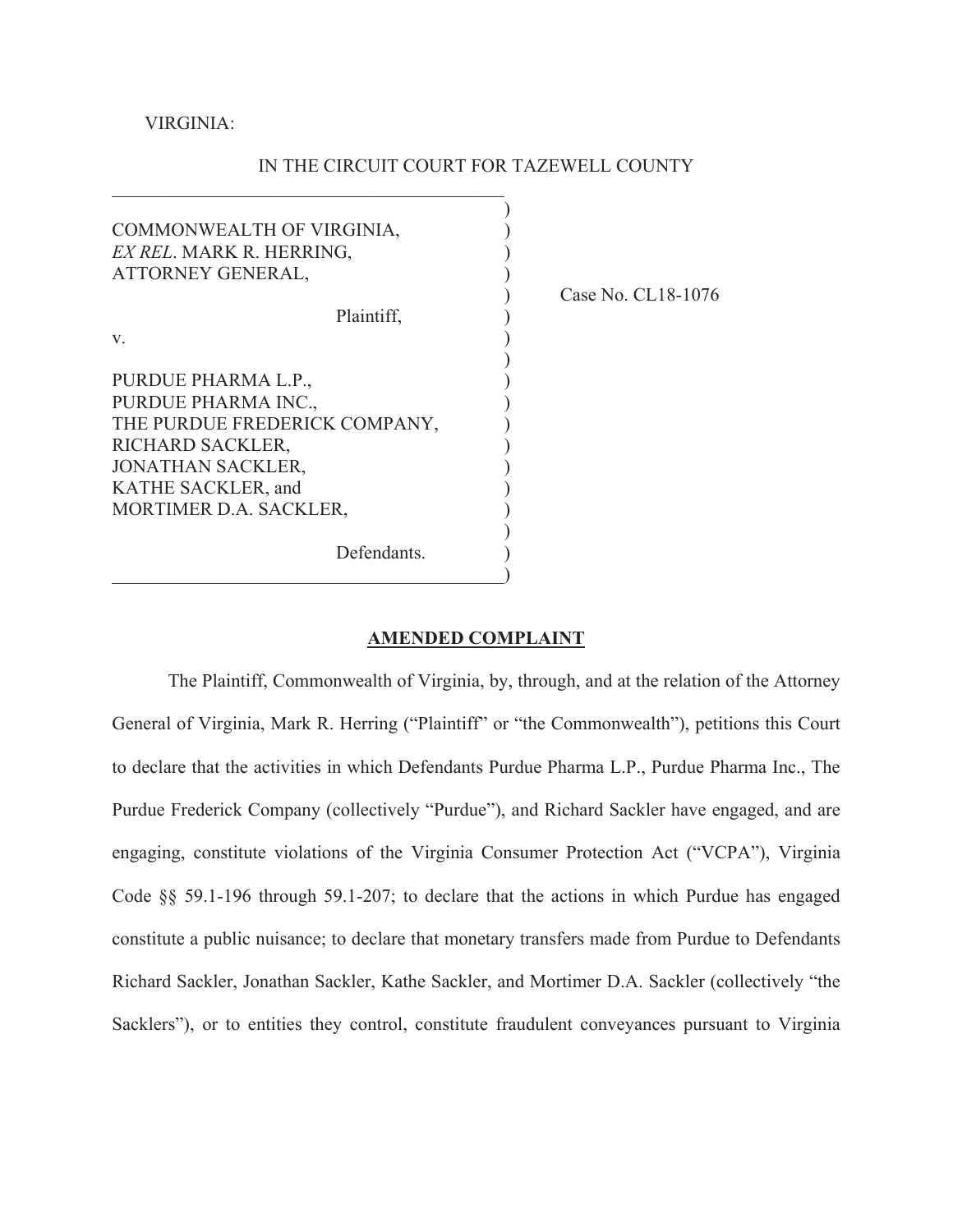VIRGINIA:

IN THE CIRCUIT COURT FOR TAZEWELL COUNTY

| | |
|---|---|
| COMMONWEALTH OF VIRGINIA, *EX REL*. MARK R. HERRING, ATTORNEY GENERAL, | |
| Plaintiff, | Case No. CL18-1076 |
| v. | |
| PURDUE PHARMA L.P., PURDUE PHARMA INC., THE PURDUE FREDERICK COMPANY, RICHARD SACKLER, JONATHAN SACKLER, KATHE SACKLER, and MORTIMER D.A. SACKLER, | |
| Defendants. | |

**AMENDED COMPLAINT**

The Plaintiff, Commonwealth of Virginia, by, through, and at the relation of the Attorney General of Virginia, Mark R. Herring ("Plaintiff" or "the Commonwealth"), petitions this Court to declare that the activities in which Defendants Purdue Pharma L.P., Purdue Pharma Inc., The Purdue Frederick Company (collectively "Purdue"), and Richard Sackler have engaged, and are engaging, constitute violations of the Virginia Consumer Protection Act ("VCPA"), Virginia Code §§ 59.1-196 through 59.1-207; to declare that the actions in which Purdue has engaged constitute a public nuisance; to declare that monetary transfers made from Purdue to Defendants Richard Sackler, Jonathan Sackler, Kathe Sackler, and Mortimer D.A. Sackler (collectively "the Sacklers"), or to entities they control, constitute fraudulent conveyances pursuant to Virginia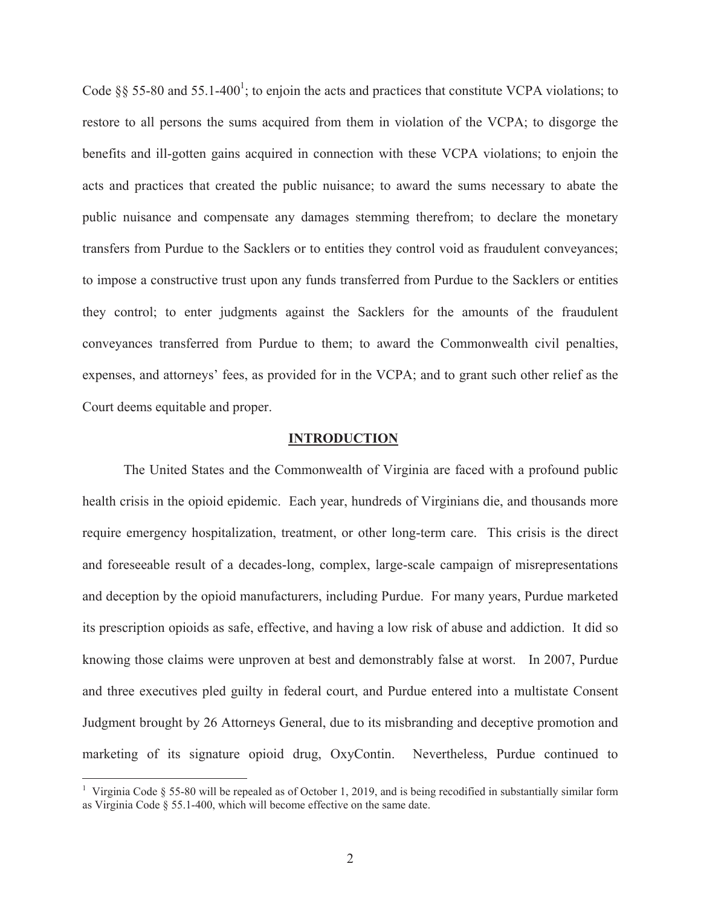Code §§ 55-80 and 55.1-400[1]; to enjoin the acts and practices that constitute VCPA violations; to restore to all persons the sums acquired from them in violation of the VCPA; to disgorge the benefits and ill-gotten gains acquired in connection with these VCPA violations; to enjoin the acts and practices that created the public nuisance; to award the sums necessary to abate the public nuisance and compensate any damages stemming therefrom; to declare the monetary transfers from Purdue to the Sacklers or to entities they control void as fraudulent conveyances; to impose a constructive trust upon any funds transferred from Purdue to the Sacklers or entities they control; to enter judgments against the Sacklers for the amounts of the fraudulent conveyances transferred from Purdue to them; to award the Commonwealth civil penalties, expenses, and attorneys' fees, as provided for in the VCPA; and to grant such other relief as the Court deems equitable and proper.

## INTRODUCTION

The United States and the Commonwealth of Virginia are faced with a profound public health crisis in the opioid epidemic. Each year, hundreds of Virginians die, and thousands more require emergency hospitalization, treatment, or other long-term care. This crisis is the direct and foreseeable result of a decades-long, complex, large-scale campaign of misrepresentations and deception by the opioid manufacturers, including Purdue. For many years, Purdue marketed its prescription opioids as safe, effective, and having a low risk of abuse and addiction. It did so knowing those claims were unproven at best and demonstrably false at worst. In 2007, Purdue and three executives pled guilty in federal court, and Purdue entered into a multistate Consent Judgment brought by 26 Attorneys General, due to its misbranding and deceptive promotion and marketing of its signature opioid drug, OxyContin. Nevertheless, Purdue continued to

[1] Virginia Code § 55-80 will be repealed as of October 1, 2019, and is being recodified in substantially similar form as Virginia Code § 55.1-400, which will become effective on the same date.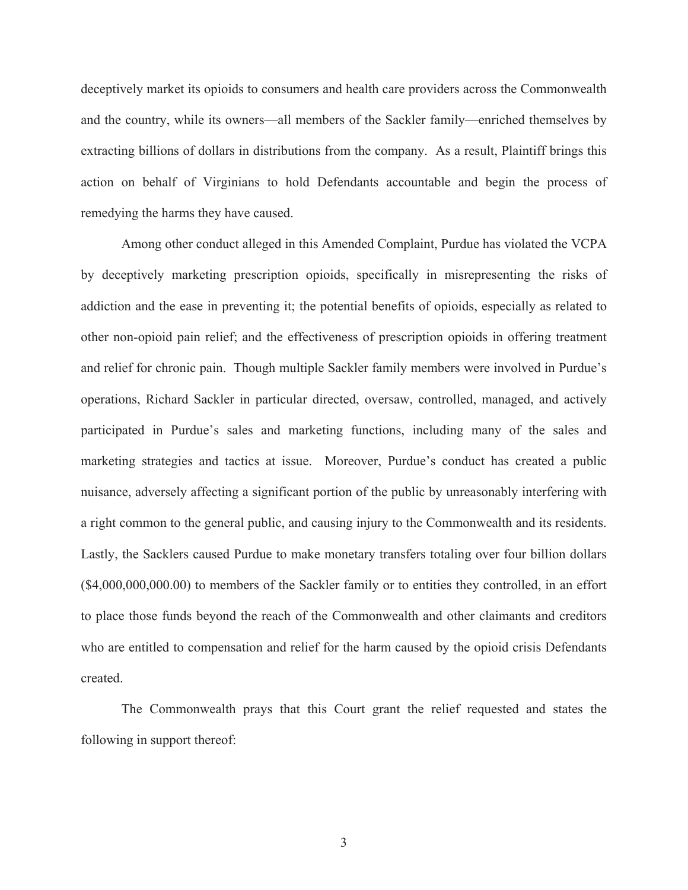deceptively market its opioids to consumers and health care providers across the Commonwealth and the country, while its owners—all members of the Sackler family—enriched themselves by extracting billions of dollars in distributions from the company. As a result, Plaintiff brings this action on behalf of Virginians to hold Defendants accountable and begin the process of remedying the harms they have caused.

Among other conduct alleged in this Amended Complaint, Purdue has violated the VCPA by deceptively marketing prescription opioids, specifically in misrepresenting the risks of addiction and the ease in preventing it; the potential benefits of opioids, especially as related to other non-opioid pain relief; and the effectiveness of prescription opioids in offering treatment and relief for chronic pain. Though multiple Sackler family members were involved in Purdue's operations, Richard Sackler in particular directed, oversaw, controlled, managed, and actively participated in Purdue's sales and marketing functions, including many of the sales and marketing strategies and tactics at issue. Moreover, Purdue's conduct has created a public nuisance, adversely affecting a significant portion of the public by unreasonably interfering with a right common to the general public, and causing injury to the Commonwealth and its residents. Lastly, the Sacklers caused Purdue to make monetary transfers totaling over four billion dollars ($4,000,000,000.00) to members of the Sackler family or to entities they controlled, in an effort to place those funds beyond the reach of the Commonwealth and other claimants and creditors who are entitled to compensation and relief for the harm caused by the opioid crisis Defendants created.

The Commonwealth prays that this Court grant the relief requested and states the following in support thereof: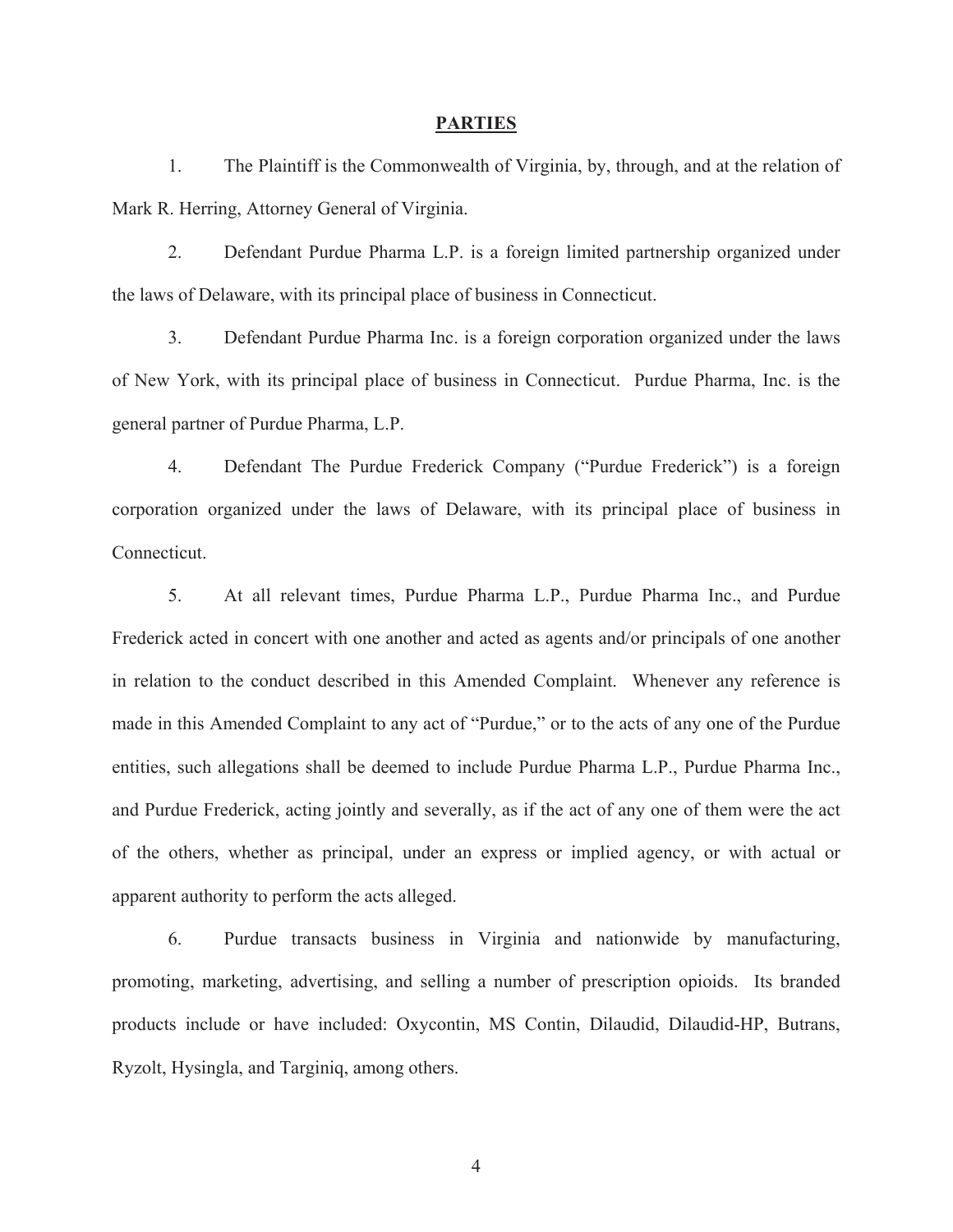**PARTIES**

1. The Plaintiff is the Commonwealth of Virginia, by, through, and at the relation of Mark R. Herring, Attorney General of Virginia.

2. Defendant Purdue Pharma L.P. is a foreign limited partnership organized under the laws of Delaware, with its principal place of business in Connecticut.

3. Defendant Purdue Pharma Inc. is a foreign corporation organized under the laws of New York, with its principal place of business in Connecticut. Purdue Pharma, Inc. is the general partner of Purdue Pharma, L.P.

4. Defendant The Purdue Frederick Company ("Purdue Frederick") is a foreign corporation organized under the laws of Delaware, with its principal place of business in Connecticut.

5. At all relevant times, Purdue Pharma L.P., Purdue Pharma Inc., and Purdue Frederick acted in concert with one another and acted as agents and/or principals of one another in relation to the conduct described in this Amended Complaint. Whenever any reference is made in this Amended Complaint to any act of "Purdue," or to the acts of any one of the Purdue entities, such allegations shall be deemed to include Purdue Pharma L.P., Purdue Pharma Inc., and Purdue Frederick, acting jointly and severally, as if the act of any one of them were the act of the others, whether as principal, under an express or implied agency, or with actual or apparent authority to perform the acts alleged.

6. Purdue transacts business in Virginia and nationwide by manufacturing, promoting, marketing, advertising, and selling a number of prescription opioids. Its branded products include or have included: Oxycontin, MS Contin, Dilaudid, Dilaudid-HP, Butrans, Ryzolt, Hysingla, and Targiniq, among others.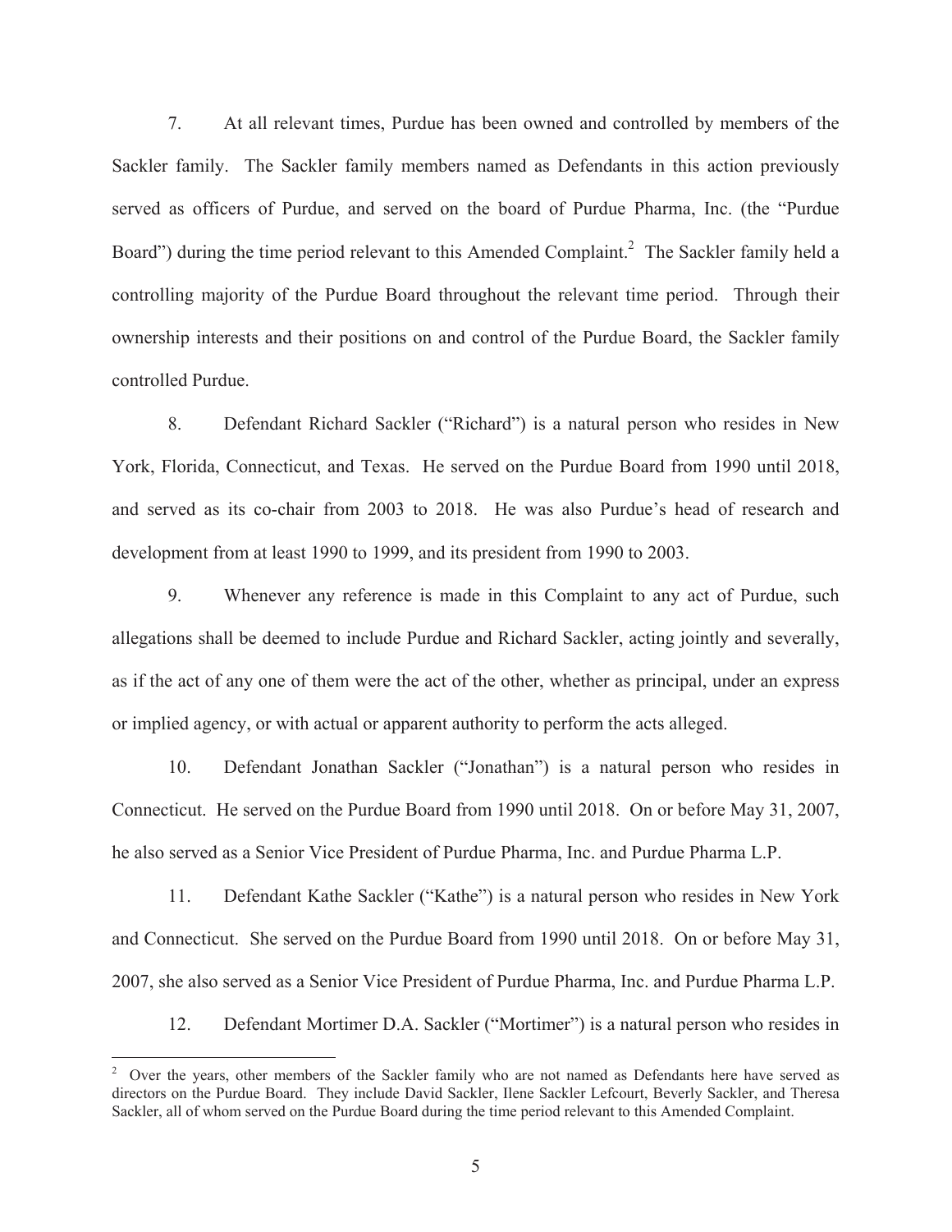7. At all relevant times, Purdue has been owned and controlled by members of the Sackler family. The Sackler family members named as Defendants in this action previously served as officers of Purdue, and served on the board of Purdue Pharma, Inc. (the "Purdue Board") during the time period relevant to this Amended Complaint.[2] The Sackler family held a controlling majority of the Purdue Board throughout the relevant time period. Through their ownership interests and their positions on and control of the Purdue Board, the Sackler family controlled Purdue.

8. Defendant Richard Sackler ("Richard") is a natural person who resides in New York, Florida, Connecticut, and Texas. He served on the Purdue Board from 1990 until 2018, and served as its co-chair from 2003 to 2018. He was also Purdue's head of research and development from at least 1990 to 1999, and its president from 1990 to 2003.

9. Whenever any reference is made in this Complaint to any act of Purdue, such allegations shall be deemed to include Purdue and Richard Sackler, acting jointly and severally, as if the act of any one of them were the act of the other, whether as principal, under an express or implied agency, or with actual or apparent authority to perform the acts alleged.

10. Defendant Jonathan Sackler ("Jonathan") is a natural person who resides in Connecticut. He served on the Purdue Board from 1990 until 2018. On or before May 31, 2007, he also served as a Senior Vice President of Purdue Pharma, Inc. and Purdue Pharma L.P.

11. Defendant Kathe Sackler ("Kathe") is a natural person who resides in New York and Connecticut. She served on the Purdue Board from 1990 until 2018. On or before May 31, 2007, she also served as a Senior Vice President of Purdue Pharma, Inc. and Purdue Pharma L.P.

12. Defendant Mortimer D.A. Sackler ("Mortimer") is a natural person who resides in

---

[2] Over the years, other members of the Sackler family who are not named as Defendants here have served as directors on the Purdue Board. They include David Sackler, Ilene Sackler Lefcourt, Beverly Sackler, and Theresa Sackler, all of whom served on the Purdue Board during the time period relevant to this Amended Complaint.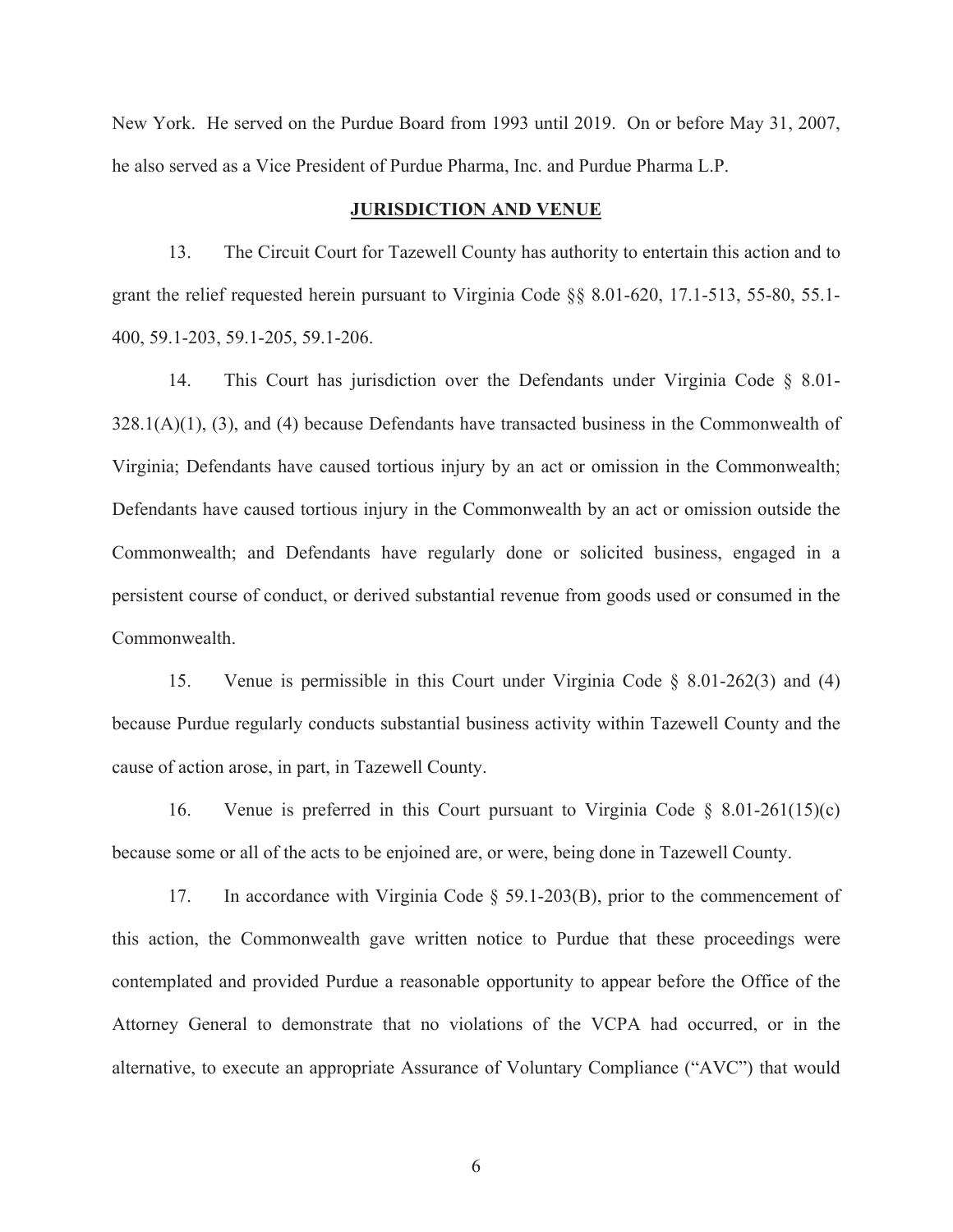New York. He served on the Purdue Board from 1993 until 2019. On or before May 31, 2007, he also served as a Vice President of Purdue Pharma, Inc. and Purdue Pharma L.P.

## JURISDICTION AND VENUE

13. The Circuit Court for Tazewell County has authority to entertain this action and to grant the relief requested herein pursuant to Virginia Code §§ 8.01-620, 17.1-513, 55-80, 55.1-400, 59.1-203, 59.1-205, 59.1-206.

14. This Court has jurisdiction over the Defendants under Virginia Code § 8.01-328.1(A)(1), (3), and (4) because Defendants have transacted business in the Commonwealth of Virginia; Defendants have caused tortious injury by an act or omission in the Commonwealth; Defendants have caused tortious injury in the Commonwealth by an act or omission outside the Commonwealth; and Defendants have regularly done or solicited business, engaged in a persistent course of conduct, or derived substantial revenue from goods used or consumed in the Commonwealth.

15. Venue is permissible in this Court under Virginia Code § 8.01-262(3) and (4) because Purdue regularly conducts substantial business activity within Tazewell County and the cause of action arose, in part, in Tazewell County.

16. Venue is preferred in this Court pursuant to Virginia Code § 8.01-261(15)(c) because some or all of the acts to be enjoined are, or were, being done in Tazewell County.

17. In accordance with Virginia Code § 59.1-203(B), prior to the commencement of this action, the Commonwealth gave written notice to Purdue that these proceedings were contemplated and provided Purdue a reasonable opportunity to appear before the Office of the Attorney General to demonstrate that no violations of the VCPA had occurred, or in the alternative, to execute an appropriate Assurance of Voluntary Compliance ("AVC") that would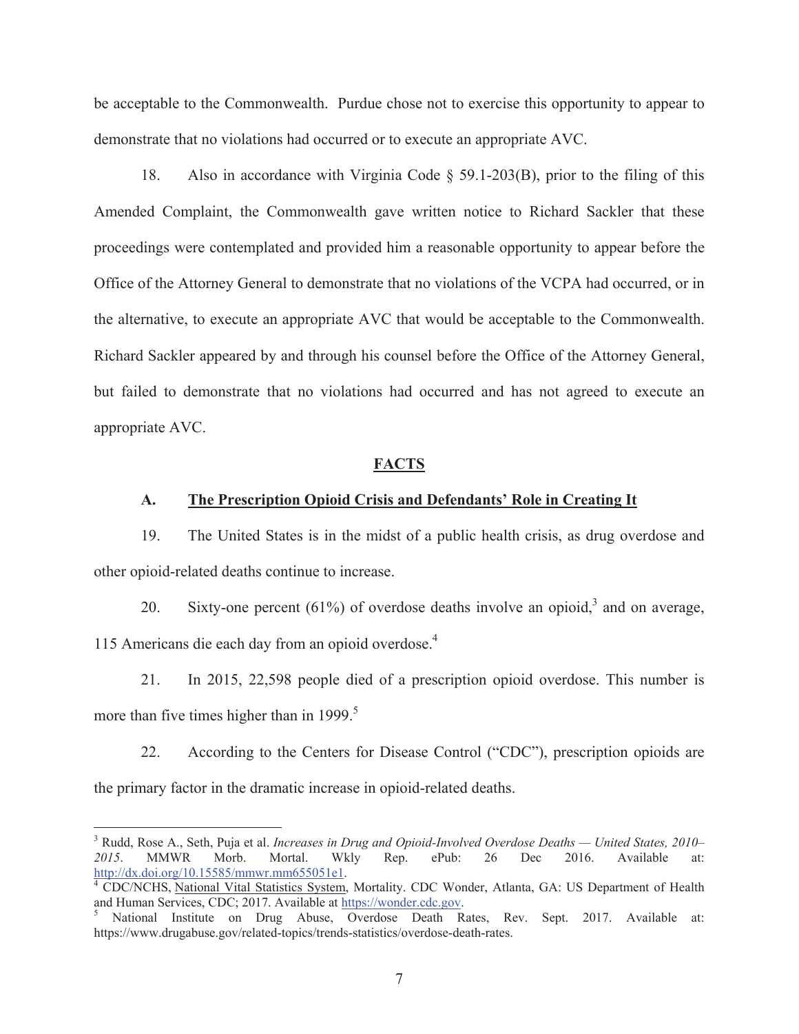be acceptable to the Commonwealth. Purdue chose not to exercise this opportunity to appear to demonstrate that no violations had occurred or to execute an appropriate AVC.

18. Also in accordance with Virginia Code § 59.1-203(B), prior to the filing of this Amended Complaint, the Commonwealth gave written notice to Richard Sackler that these proceedings were contemplated and provided him a reasonable opportunity to appear before the Office of the Attorney General to demonstrate that no violations of the VCPA had occurred, or in the alternative, to execute an appropriate AVC that would be acceptable to the Commonwealth. Richard Sackler appeared by and through his counsel before the Office of the Attorney General, but failed to demonstrate that no violations had occurred and has not agreed to execute an appropriate AVC.

## FACTS

### A. The Prescription Opioid Crisis and Defendants' Role in Creating It

19. The United States is in the midst of a public health crisis, as drug overdose and other opioid-related deaths continue to increase.

20. Sixty-one percent (61%) of overdose deaths involve an opioid,[3] and on average, 115 Americans die each day from an opioid overdose.[4]

21. In 2015, 22,598 people died of a prescription opioid overdose. This number is more than five times higher than in 1999.[5]

22. According to the Centers for Disease Control ("CDC"), prescription opioids are the primary factor in the dramatic increase in opioid-related deaths.

---

[3] Rudd, Rose A., Seth, Puja et al. *Increases in Drug and Opioid-Involved Overdose Deaths — United States, 2010–2015*. MMWR Morb. Mortal. Wkly Rep. ePub: 26 Dec 2016. Available at: http://dx.doi.org/10.15585/mmwr.mm655051e1.

[4] CDC/NCHS, National Vital Statistics System, Mortality. CDC Wonder, Atlanta, GA: US Department of Health and Human Services, CDC; 2017. Available at https://wonder.cdc.gov.

[5] National Institute on Drug Abuse, Overdose Death Rates, Rev. Sept. 2017. Available at: https://www.drugabuse.gov/related-topics/trends-statistics/overdose-death-rates.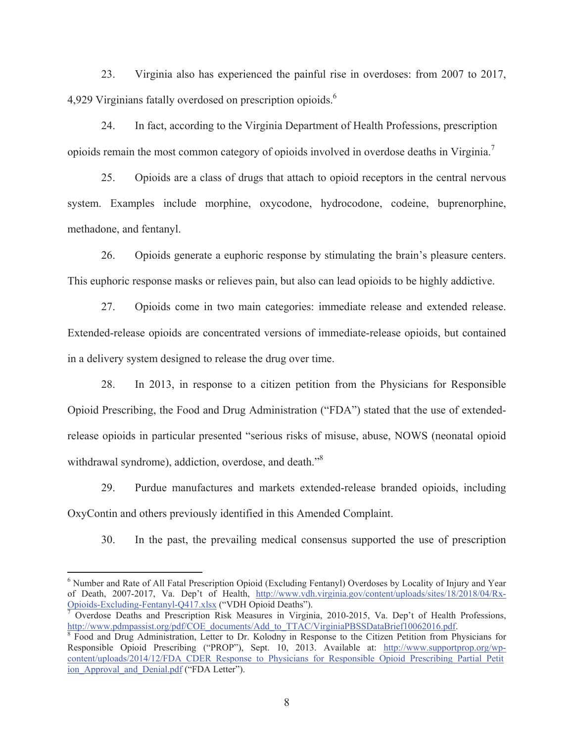23. Virginia also has experienced the painful rise in overdoses: from 2007 to 2017, 4,929 Virginians fatally overdosed on prescription opioids.[6]

24. In fact, according to the Virginia Department of Health Professions, prescription opioids remain the most common category of opioids involved in overdose deaths in Virginia.[7]

25. Opioids are a class of drugs that attach to opioid receptors in the central nervous system. Examples include morphine, oxycodone, hydrocodone, codeine, buprenorphine, methadone, and fentanyl.

26. Opioids generate a euphoric response by stimulating the brain's pleasure centers. This euphoric response masks or relieves pain, but also can lead opioids to be highly addictive.

27. Opioids come in two main categories: immediate release and extended release. Extended-release opioids are concentrated versions of immediate-release opioids, but contained in a delivery system designed to release the drug over time.

28. In 2013, in response to a citizen petition from the Physicians for Responsible Opioid Prescribing, the Food and Drug Administration ("FDA") stated that the use of extended-release opioids in particular presented "serious risks of misuse, abuse, NOWS (neonatal opioid withdrawal syndrome), addiction, overdose, and death."[8]

29. Purdue manufactures and markets extended-release branded opioids, including OxyContin and others previously identified in this Amended Complaint.

30. In the past, the prevailing medical consensus supported the use of prescription

---

[6] Number and Rate of All Fatal Prescription Opioid (Excluding Fentanyl) Overdoses by Locality of Injury and Year of Death, 2007-2017, Va. Dep't of Health, http://www.vdh.virginia.gov/content/uploads/sites/18/2018/04/Rx-Opioids-Excluding-Fentanyl-Q417.xlsx ("VDH Opioid Deaths").

[7] Overdose Deaths and Prescription Risk Measures in Virginia, 2010-2015, Va. Dep't of Health Professions, http://www.pdmpassist.org/pdf/COE_documents/Add_to_TTAC/VirginiaPBSSDataBrief10062016.pdf.

[8] Food and Drug Administration, Letter to Dr. Kolodny in Response to the Citizen Petition from Physicians for Responsible Opioid Prescribing ("PROP"), Sept. 10, 2013. Available at: http://www.supportprop.org/wp-content/uploads/2014/12/FDA_CDER_Response_to_Physicians_for_Responsible_Opioid_Prescribing_Partial_Petition_Approval_and_Denial.pdf ("FDA Letter").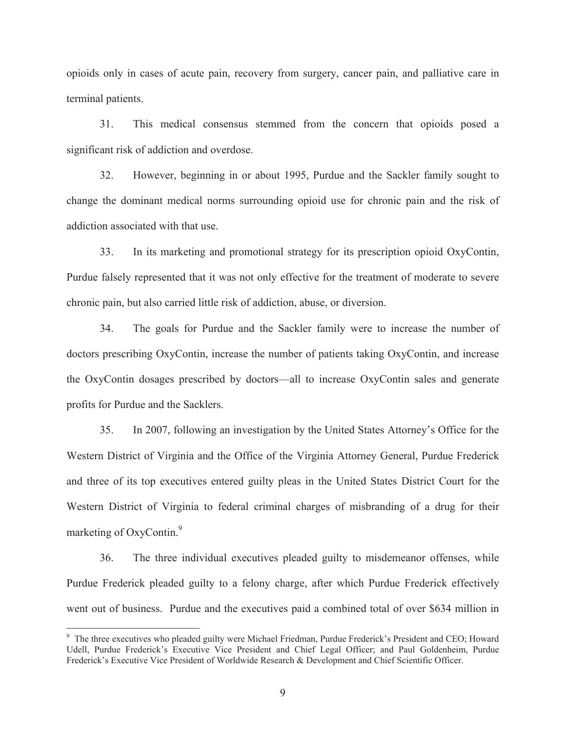opioids only in cases of acute pain, recovery from surgery, cancer pain, and palliative care in terminal patients.

31. This medical consensus stemmed from the concern that opioids posed a significant risk of addiction and overdose.

32. However, beginning in or about 1995, Purdue and the Sackler family sought to change the dominant medical norms surrounding opioid use for chronic pain and the risk of addiction associated with that use.

33. In its marketing and promotional strategy for its prescription opioid OxyContin, Purdue falsely represented that it was not only effective for the treatment of moderate to severe chronic pain, but also carried little risk of addiction, abuse, or diversion.

34. The goals for Purdue and the Sackler family were to increase the number of doctors prescribing OxyContin, increase the number of patients taking OxyContin, and increase the OxyContin dosages prescribed by doctors—all to increase OxyContin sales and generate profits for Purdue and the Sacklers.

35. In 2007, following an investigation by the United States Attorney's Office for the Western District of Virginia and the Office of the Virginia Attorney General, Purdue Frederick and three of its top executives entered guilty pleas in the United States District Court for the Western District of Virginia to federal criminal charges of misbranding of a drug for their marketing of OxyContin.[9]

36. The three individual executives pleaded guilty to misdemeanor offenses, while Purdue Frederick pleaded guilty to a felony charge, after which Purdue Frederick effectively went out of business. Purdue and the executives paid a combined total of over $634 million in

---

[9] The three executives who pleaded guilty were Michael Friedman, Purdue Frederick's President and CEO; Howard Udell, Purdue Frederick's Executive Vice President and Chief Legal Officer; and Paul Goldenheim, Purdue Frederick's Executive Vice President of Worldwide Research & Development and Chief Scientific Officer.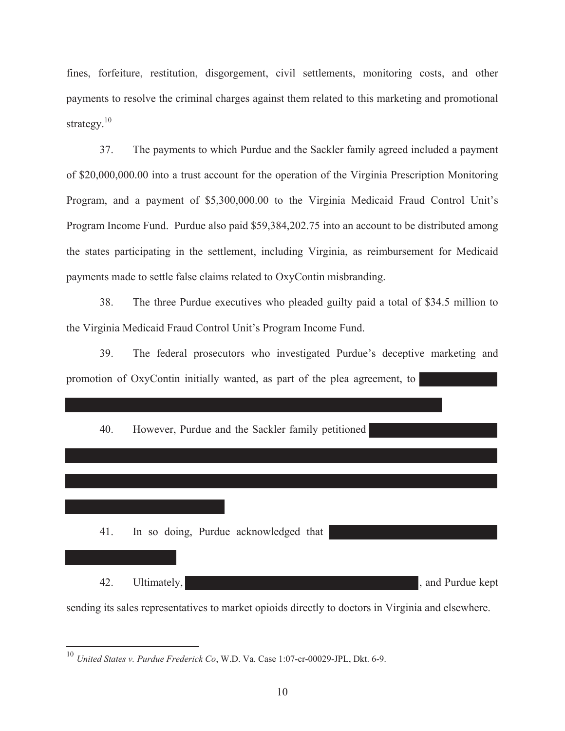fines, forfeiture, restitution, disgorgement, civil settlements, monitoring costs, and other payments to resolve the criminal charges against them related to this marketing and promotional strategy.[10]

37. The payments to which Purdue and the Sackler family agreed included a payment of $20,000,000.00 into a trust account for the operation of the Virginia Prescription Monitoring Program, and a payment of $5,300,000.00 to the Virginia Medicaid Fraud Control Unit's Program Income Fund. Purdue also paid $59,384,202.75 into an account to be distributed among the states participating in the settlement, including Virginia, as reimbursement for Medicaid payments made to settle false claims related to OxyContin misbranding.

38. The three Purdue executives who pleaded guilty paid a total of $34.5 million to the Virginia Medicaid Fraud Control Unit's Program Income Fund.

39. The federal prosecutors who investigated Purdue's deceptive marketing and promotion of OxyContin initially wanted, as part of the plea agreement, to [REDACTED]

40. However, Purdue and the Sackler family petitioned [REDACTED]

41. In so doing, Purdue acknowledged that [REDACTED]

42. Ultimately, [REDACTED], and Purdue kept sending its sales representatives to market opioids directly to doctors in Virginia and elsewhere.

---

[10] *United States v. Purdue Frederick Co*, W.D. Va. Case 1:07-cr-00029-JPL, Dkt. 6-9.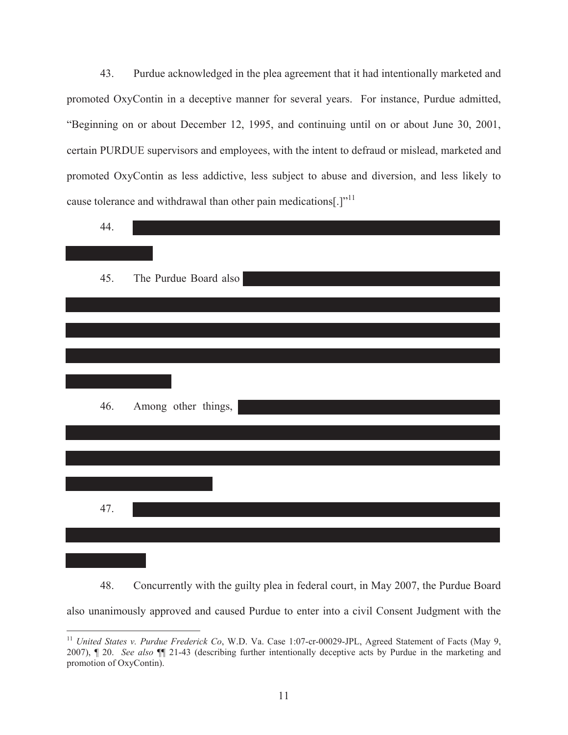43. Purdue acknowledged in the plea agreement that it had intentionally marketed and promoted OxyContin in a deceptive manner for several years. For instance, Purdue admitted, "Beginning on or about December 12, 1995, and continuing until on or about June 30, 2001, certain PURDUE supervisors and employees, with the intent to defraud or mislead, marketed and promoted OxyContin as less addictive, less subject to abuse and diversion, and less likely to cause tolerance and withdrawal than other pain medications[.]"[11]

44.

45. The Purdue Board also

46. Among other things,

47.

48. Concurrently with the guilty plea in federal court, in May 2007, the Purdue Board also unanimously approved and caused Purdue to enter into a civil Consent Judgment with the

---

[11] *United States v. Purdue Frederick Co*, W.D. Va. Case 1:07-cr-00029-JPL, Agreed Statement of Facts (May 9, 2007), ¶ 20. *See also* ¶¶ 21-43 (describing further intentionally deceptive acts by Purdue in the marketing and promotion of OxyContin).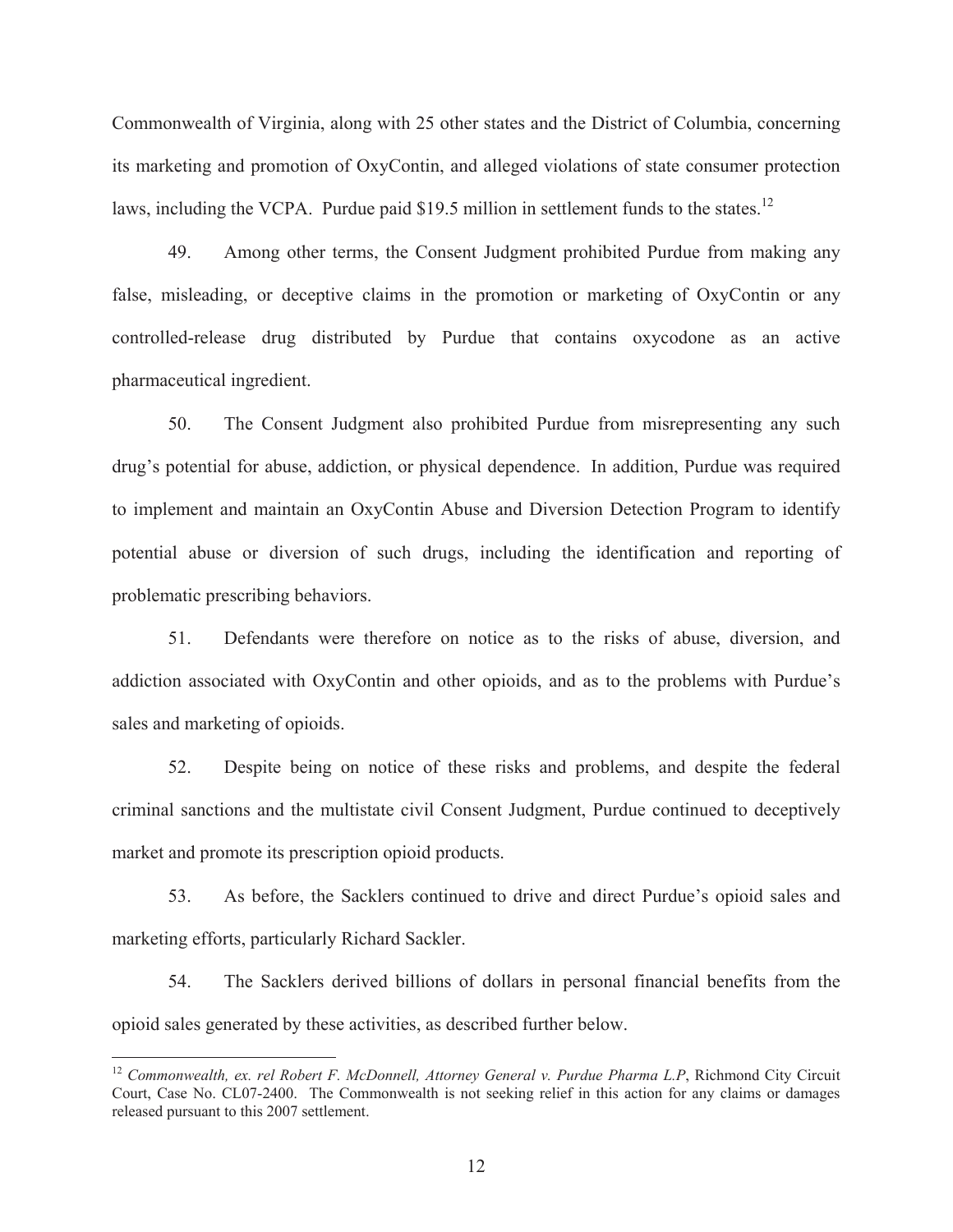Commonwealth of Virginia, along with 25 other states and the District of Columbia, concerning its marketing and promotion of OxyContin, and alleged violations of state consumer protection laws, including the VCPA. Purdue paid $19.5 million in settlement funds to the states.[12]

49. Among other terms, the Consent Judgment prohibited Purdue from making any false, misleading, or deceptive claims in the promotion or marketing of OxyContin or any controlled-release drug distributed by Purdue that contains oxycodone as an active pharmaceutical ingredient.

50. The Consent Judgment also prohibited Purdue from misrepresenting any such drug's potential for abuse, addiction, or physical dependence. In addition, Purdue was required to implement and maintain an OxyContin Abuse and Diversion Detection Program to identify potential abuse or diversion of such drugs, including the identification and reporting of problematic prescribing behaviors.

51. Defendants were therefore on notice as to the risks of abuse, diversion, and addiction associated with OxyContin and other opioids, and as to the problems with Purdue's sales and marketing of opioids.

52. Despite being on notice of these risks and problems, and despite the federal criminal sanctions and the multistate civil Consent Judgment, Purdue continued to deceptively market and promote its prescription opioid products.

53. As before, the Sacklers continued to drive and direct Purdue's opioid sales and marketing efforts, particularly Richard Sackler.

54. The Sacklers derived billions of dollars in personal financial benefits from the opioid sales generated by these activities, as described further below.

---

[12] *Commonwealth, ex. rel Robert F. McDonnell, Attorney General v. Purdue Pharma L.P*, Richmond City Circuit Court, Case No. CL07-2400. The Commonwealth is not seeking relief in this action for any claims or damages released pursuant to this 2007 settlement.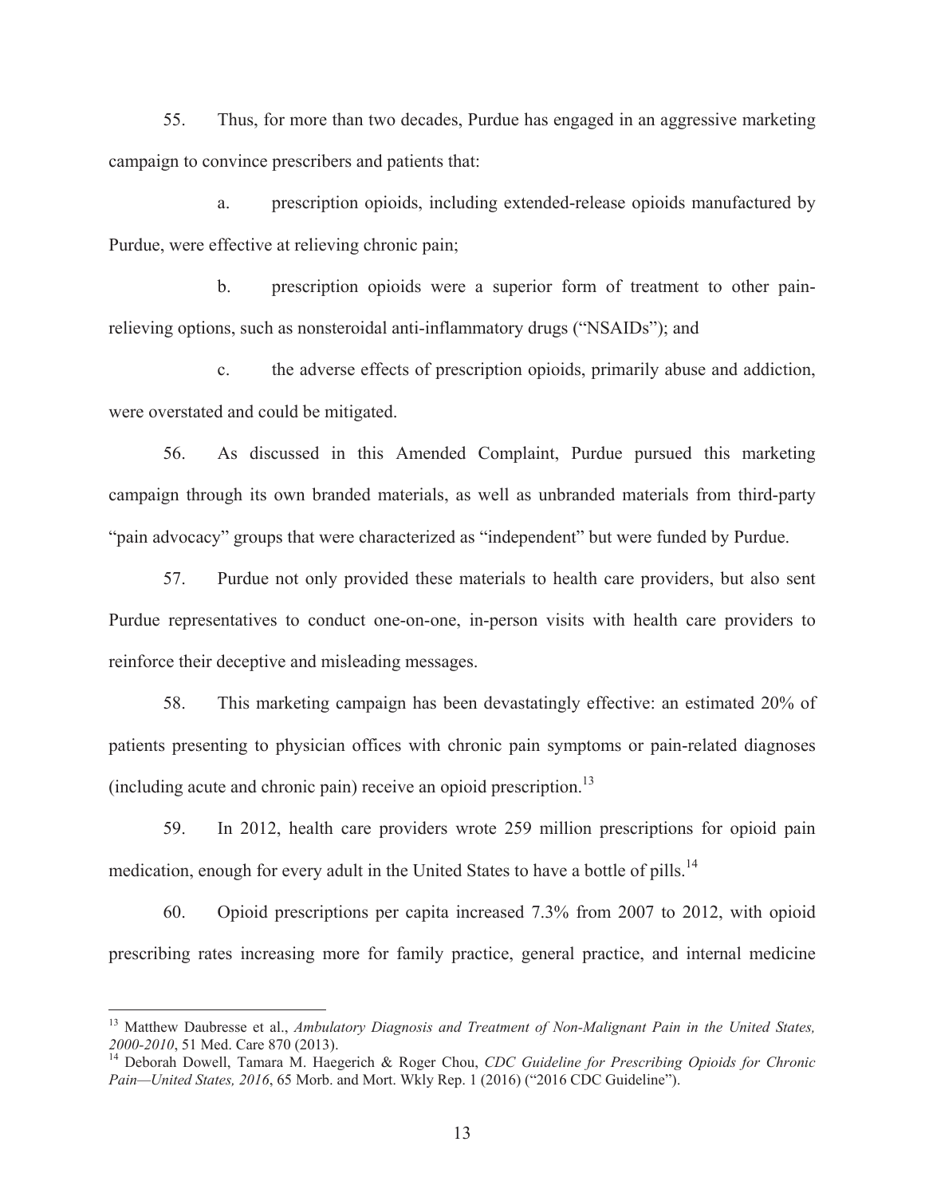55. Thus, for more than two decades, Purdue has engaged in an aggressive marketing campaign to convince prescribers and patients that:

a. prescription opioids, including extended-release opioids manufactured by Purdue, were effective at relieving chronic pain;

b. prescription opioids were a superior form of treatment to other pain-relieving options, such as nonsteroidal anti-inflammatory drugs ("NSAIDs"); and

c. the adverse effects of prescription opioids, primarily abuse and addiction, were overstated and could be mitigated.

56. As discussed in this Amended Complaint, Purdue pursued this marketing campaign through its own branded materials, as well as unbranded materials from third-party "pain advocacy" groups that were characterized as "independent" but were funded by Purdue.

57. Purdue not only provided these materials to health care providers, but also sent Purdue representatives to conduct one-on-one, in-person visits with health care providers to reinforce their deceptive and misleading messages.

58. This marketing campaign has been devastatingly effective: an estimated 20% of patients presenting to physician offices with chronic pain symptoms or pain-related diagnoses (including acute and chronic pain) receive an opioid prescription.[13]

59. In 2012, health care providers wrote 259 million prescriptions for opioid pain medication, enough for every adult in the United States to have a bottle of pills.[14]

60. Opioid prescriptions per capita increased 7.3% from 2007 to 2012, with opioid prescribing rates increasing more for family practice, general practice, and internal medicine

---

[13] Matthew Daubresse et al., *Ambulatory Diagnosis and Treatment of Non-Malignant Pain in the United States, 2000-2010*, 51 Med. Care 870 (2013).

[14] Deborah Dowell, Tamara M. Haegerich & Roger Chou, *CDC Guideline for Prescribing Opioids for Chronic Pain—United States, 2016*, 65 Morb. and Mort. Wkly Rep. 1 (2016) ("2016 CDC Guideline").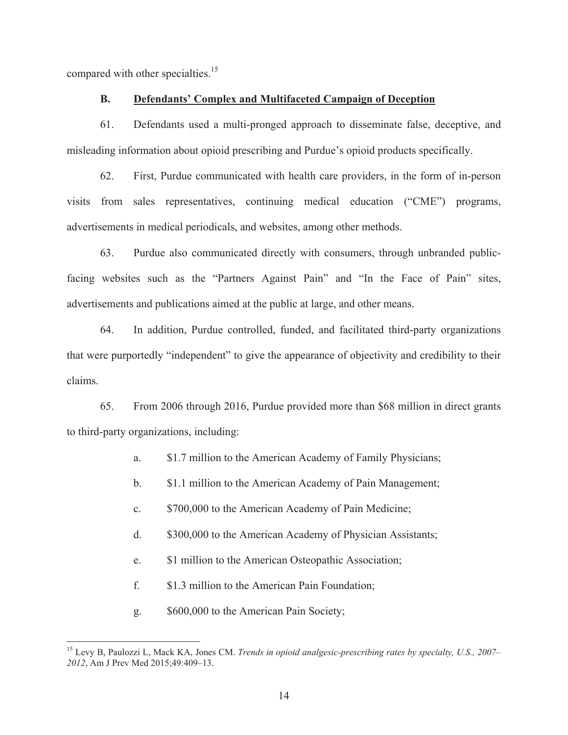compared with other specialties.[15]

### B. Defendants' Complex and Multifaceted Campaign of Deception

61. Defendants used a multi-pronged approach to disseminate false, deceptive, and misleading information about opioid prescribing and Purdue's opioid products specifically.

62. First, Purdue communicated with health care providers, in the form of in-person visits from sales representatives, continuing medical education ("CME") programs, advertisements in medical periodicals, and websites, among other methods.

63. Purdue also communicated directly with consumers, through unbranded public-facing websites such as the "Partners Against Pain" and "In the Face of Pain" sites, advertisements and publications aimed at the public at large, and other means.

64. In addition, Purdue controlled, funded, and facilitated third-party organizations that were purportedly "independent" to give the appearance of objectivity and credibility to their claims.

65. From 2006 through 2016, Purdue provided more than $68 million in direct grants to third-party organizations, including:

a. $1.7 million to the American Academy of Family Physicians;

b. $1.1 million to the American Academy of Pain Management;

c. $700,000 to the American Academy of Pain Medicine;

d. $300,000 to the American Academy of Physician Assistants;

e. $1 million to the American Osteopathic Association;

f. $1.3 million to the American Pain Foundation;

g. $600,000 to the American Pain Society;

---

[15] Levy B, Paulozzi L, Mack KA, Jones CM. *Trends in opioid analgesic-prescribing rates by specialty, U.S., 2007–2012*, Am J Prev Med 2015;49:409–13.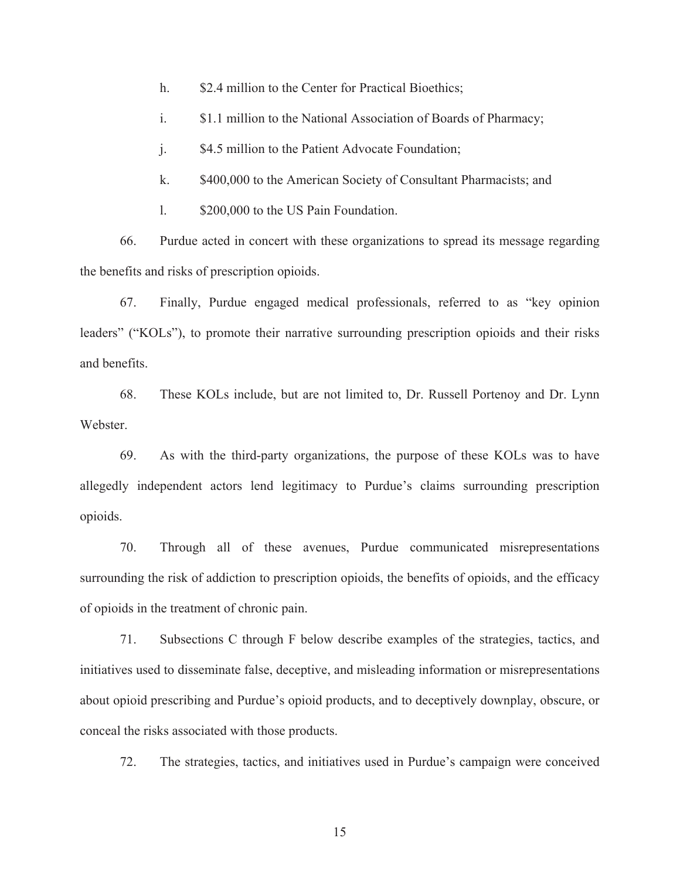h. $2.4 million to the Center for Practical Bioethics;

i. $1.1 million to the National Association of Boards of Pharmacy;

j. $4.5 million to the Patient Advocate Foundation;

k. $400,000 to the American Society of Consultant Pharmacists; and

l. $200,000 to the US Pain Foundation.

66. Purdue acted in concert with these organizations to spread its message regarding the benefits and risks of prescription opioids.

67. Finally, Purdue engaged medical professionals, referred to as "key opinion leaders" ("KOLs"), to promote their narrative surrounding prescription opioids and their risks and benefits.

68. These KOLs include, but are not limited to, Dr. Russell Portenoy and Dr. Lynn Webster.

69. As with the third-party organizations, the purpose of these KOLs was to have allegedly independent actors lend legitimacy to Purdue's claims surrounding prescription opioids.

70. Through all of these avenues, Purdue communicated misrepresentations surrounding the risk of addiction to prescription opioids, the benefits of opioids, and the efficacy of opioids in the treatment of chronic pain.

71. Subsections C through F below describe examples of the strategies, tactics, and initiatives used to disseminate false, deceptive, and misleading information or misrepresentations about opioid prescribing and Purdue's opioid products, and to deceptively downplay, obscure, or conceal the risks associated with those products.

72. The strategies, tactics, and initiatives used in Purdue's campaign were conceived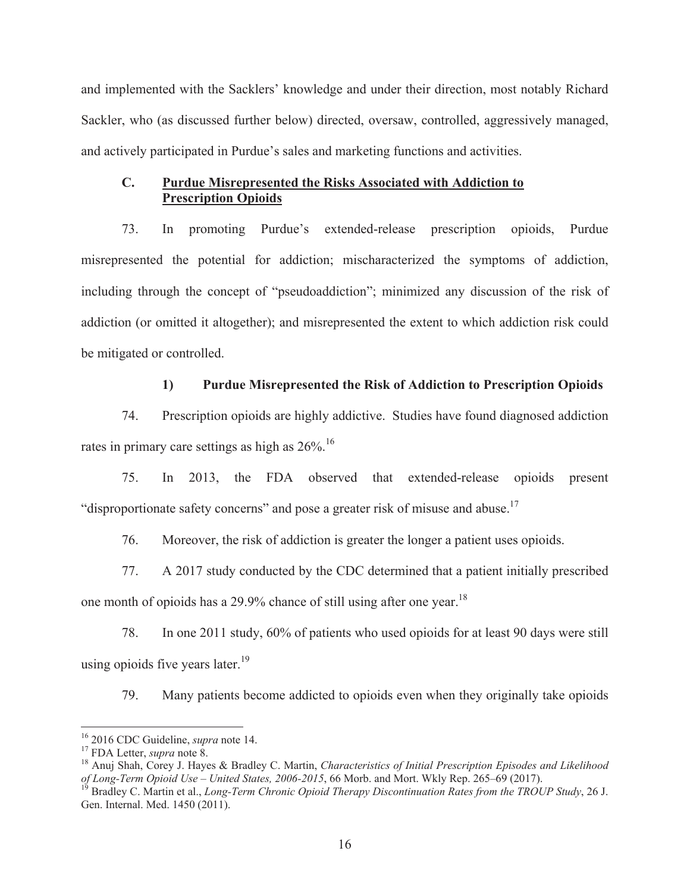and implemented with the Sacklers' knowledge and under their direction, most notably Richard Sackler, who (as discussed further below) directed, oversaw, controlled, aggressively managed, and actively participated in Purdue's sales and marketing functions and activities.

### C. Purdue Misrepresented the Risks Associated with Addiction to Prescription Opioids

73. In promoting Purdue's extended-release prescription opioids, Purdue misrepresented the potential for addiction; mischaracterized the symptoms of addiction, including through the concept of "pseudoaddiction"; minimized any discussion of the risk of addiction (or omitted it altogether); and misrepresented the extent to which addiction risk could be mitigated or controlled.

#### 1) Purdue Misrepresented the Risk of Addiction to Prescription Opioids

74. Prescription opioids are highly addictive. Studies have found diagnosed addiction rates in primary care settings as high as 26%.[16]

75. In 2013, the FDA observed that extended-release opioids present "disproportionate safety concerns" and pose a greater risk of misuse and abuse.[17]

76. Moreover, the risk of addiction is greater the longer a patient uses opioids.

77. A 2017 study conducted by the CDC determined that a patient initially prescribed one month of opioids has a 29.9% chance of still using after one year.[18]

78. In one 2011 study, 60% of patients who used opioids for at least 90 days were still using opioids five years later.[19]

79. Many patients become addicted to opioids even when they originally take opioids

---

[16] 2016 CDC Guideline, *supra* note 14.

[17] FDA Letter, *supra* note 8.

[18] Anuj Shah, Corey J. Hayes & Bradley C. Martin, *Characteristics of Initial Prescription Episodes and Likelihood of Long-Term Opioid Use – United States, 2006-2015*, 66 Morb. and Mort. Wkly Rep. 265–69 (2017).

[19] Bradley C. Martin et al., *Long-Term Chronic Opioid Therapy Discontinuation Rates from the TROUP Study*, 26 J. Gen. Internal. Med. 1450 (2011).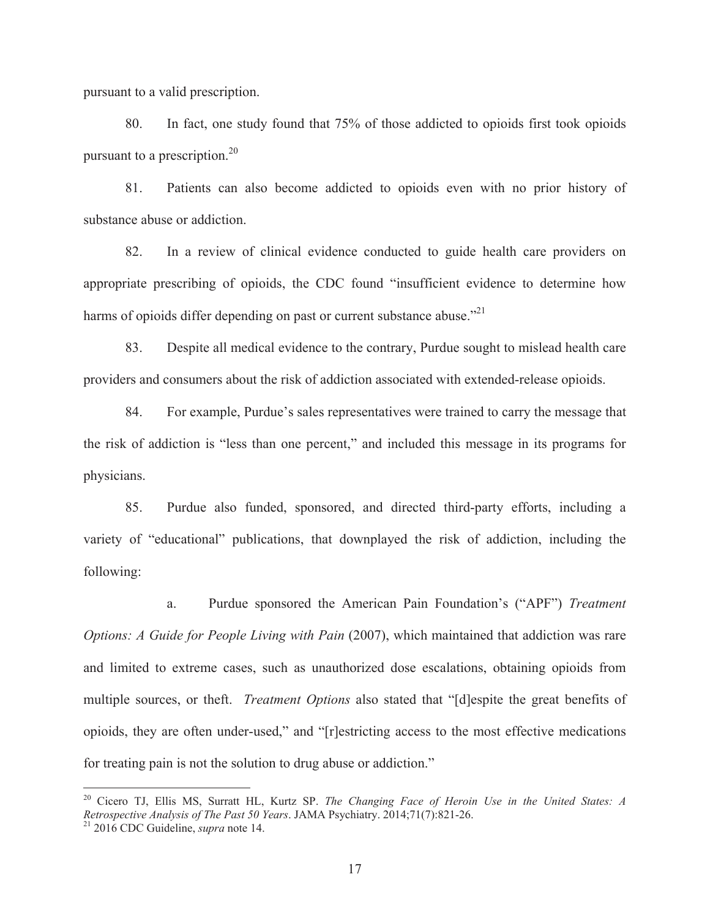pursuant to a valid prescription.

80. In fact, one study found that 75% of those addicted to opioids first took opioids pursuant to a prescription.[20]

81. Patients can also become addicted to opioids even with no prior history of substance abuse or addiction.

82. In a review of clinical evidence conducted to guide health care providers on appropriate prescribing of opioids, the CDC found "insufficient evidence to determine how harms of opioids differ depending on past or current substance abuse."[21]

83. Despite all medical evidence to the contrary, Purdue sought to mislead health care providers and consumers about the risk of addiction associated with extended-release opioids.

84. For example, Purdue's sales representatives were trained to carry the message that the risk of addiction is "less than one percent," and included this message in its programs for physicians.

85. Purdue also funded, sponsored, and directed third-party efforts, including a variety of "educational" publications, that downplayed the risk of addiction, including the following:

a. Purdue sponsored the American Pain Foundation's ("APF") *Treatment Options: A Guide for People Living with Pain* (2007), which maintained that addiction was rare and limited to extreme cases, such as unauthorized dose escalations, obtaining opioids from multiple sources, or theft. *Treatment Options* also stated that "[d]espite the great benefits of opioids, they are often under-used," and "[r]estricting access to the most effective medications for treating pain is not the solution to drug abuse or addiction."

---

[20] Cicero TJ, Ellis MS, Surratt HL, Kurtz SP. *The Changing Face of Heroin Use in the United States: A Retrospective Analysis of The Past 50 Years*. JAMA Psychiatry. 2014;71(7):821-26.

[21] 2016 CDC Guideline, *supra* note 14.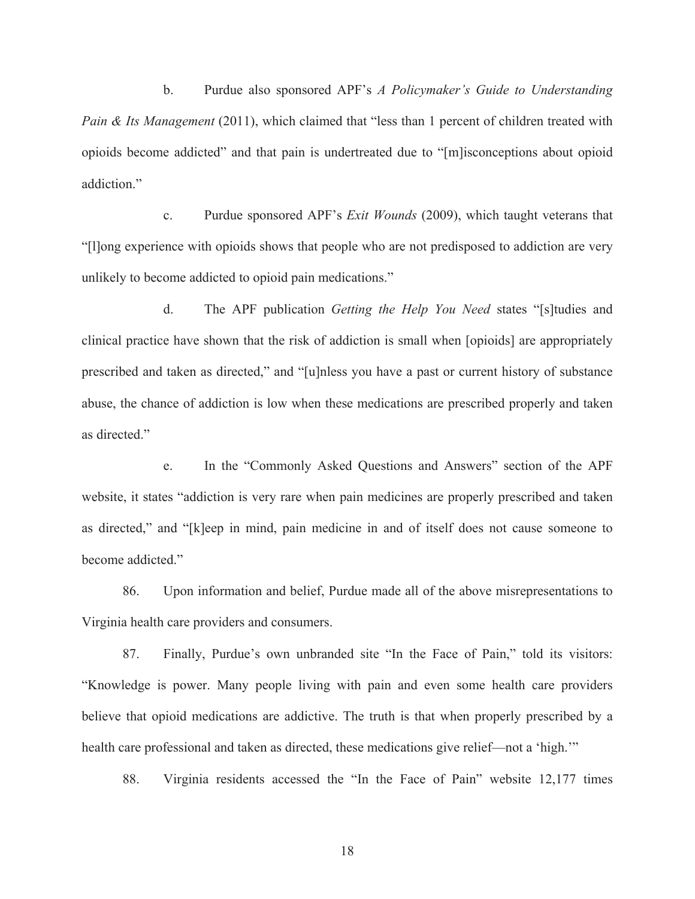b. Purdue also sponsored APF's *A Policymaker's Guide to Understanding Pain & Its Management* (2011), which claimed that "less than 1 percent of children treated with opioids become addicted" and that pain is undertreated due to "[m]isconceptions about opioid addiction."

c. Purdue sponsored APF's *Exit Wounds* (2009), which taught veterans that "[l]ong experience with opioids shows that people who are not predisposed to addiction are very unlikely to become addicted to opioid pain medications."

d. The APF publication *Getting the Help You Need* states "[s]tudies and clinical practice have shown that the risk of addiction is small when [opioids] are appropriately prescribed and taken as directed," and "[u]nless you have a past or current history of substance abuse, the chance of addiction is low when these medications are prescribed properly and taken as directed."

e. In the "Commonly Asked Questions and Answers" section of the APF website, it states "addiction is very rare when pain medicines are properly prescribed and taken as directed," and "[k]eep in mind, pain medicine in and of itself does not cause someone to become addicted."

86. Upon information and belief, Purdue made all of the above misrepresentations to Virginia health care providers and consumers.

87. Finally, Purdue's own unbranded site "In the Face of Pain," told its visitors: "Knowledge is power. Many people living with pain and even some health care providers believe that opioid medications are addictive. The truth is that when properly prescribed by a health care professional and taken as directed, these medications give relief—not a 'high.'"

88. Virginia residents accessed the "In the Face of Pain" website 12,177 times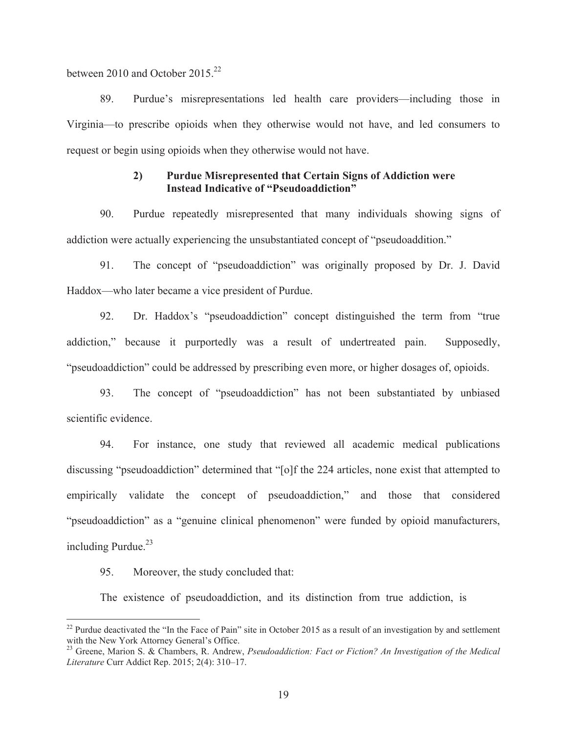between 2010 and October 2015.[22]

89. Purdue's misrepresentations led health care providers—including those in Virginia—to prescribe opioids when they otherwise would not have, and led consumers to request or begin using opioids when they otherwise would not have.

#### 2) Purdue Misrepresented that Certain Signs of Addiction were Instead Indicative of "Pseudoaddiction"

90. Purdue repeatedly misrepresented that many individuals showing signs of addiction were actually experiencing the unsubstantiated concept of "pseudoaddition."

91. The concept of "pseudoaddiction" was originally proposed by Dr. J. David Haddox—who later became a vice president of Purdue.

92. Dr. Haddox's "pseudoaddiction" concept distinguished the term from "true addiction," because it purportedly was a result of undertreated pain. Supposedly, "pseudoaddiction" could be addressed by prescribing even more, or higher dosages of, opioids.

93. The concept of "pseudoaddiction" has not been substantiated by unbiased scientific evidence.

94. For instance, one study that reviewed all academic medical publications discussing "pseudoaddiction" determined that "[o]f the 224 articles, none exist that attempted to empirically validate the concept of pseudoaddiction," and those that considered "pseudoaddiction" as a "genuine clinical phenomenon" were funded by opioid manufacturers, including Purdue.[23]

95. Moreover, the study concluded that:

The existence of pseudoaddiction, and its distinction from true addiction, is

---

[22] Purdue deactivated the "In the Face of Pain" site in October 2015 as a result of an investigation by and settlement with the New York Attorney General's Office.

[23] Greene, Marion S. & Chambers, R. Andrew, *Pseudoaddiction: Fact or Fiction? An Investigation of the Medical Literature* Curr Addict Rep. 2015; 2(4): 310–17.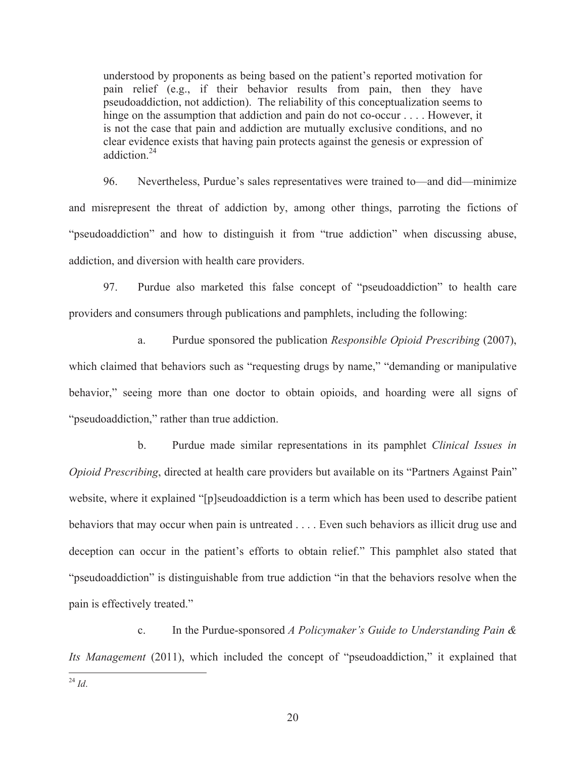> understood by proponents as being based on the patient's reported motivation for pain relief (e.g., if their behavior results from pain, then they have pseudoaddiction, not addiction). The reliability of this conceptualization seems to hinge on the assumption that addiction and pain do not co-occur . . . . However, it is not the case that pain and addiction are mutually exclusive conditions, and no clear evidence exists that having pain protects against the genesis or expression of addiction.[24]

96. Nevertheless, Purdue's sales representatives were trained to—and did—minimize and misrepresent the threat of addiction by, among other things, parroting the fictions of "pseudoaddiction" and how to distinguish it from "true addiction" when discussing abuse, addiction, and diversion with health care providers.

97. Purdue also marketed this false concept of "pseudoaddiction" to health care providers and consumers through publications and pamphlets, including the following:

a. Purdue sponsored the publication *Responsible Opioid Prescribing* (2007), which claimed that behaviors such as "requesting drugs by name," "demanding or manipulative behavior," seeing more than one doctor to obtain opioids, and hoarding were all signs of "pseudoaddiction," rather than true addiction.

b. Purdue made similar representations in its pamphlet *Clinical Issues in Opioid Prescribing*, directed at health care providers but available on its "Partners Against Pain" website, where it explained "[p]seudoaddiction is a term which has been used to describe patient behaviors that may occur when pain is untreated . . . . Even such behaviors as illicit drug use and deception can occur in the patient's efforts to obtain relief." This pamphlet also stated that "pseudoaddiction" is distinguishable from true addiction "in that the behaviors resolve when the pain is effectively treated."

c. In the Purdue-sponsored *A Policymaker's Guide to Understanding Pain & Its Management* (2011), which included the concept of "pseudoaddiction," it explained that

---

[24] *Id*.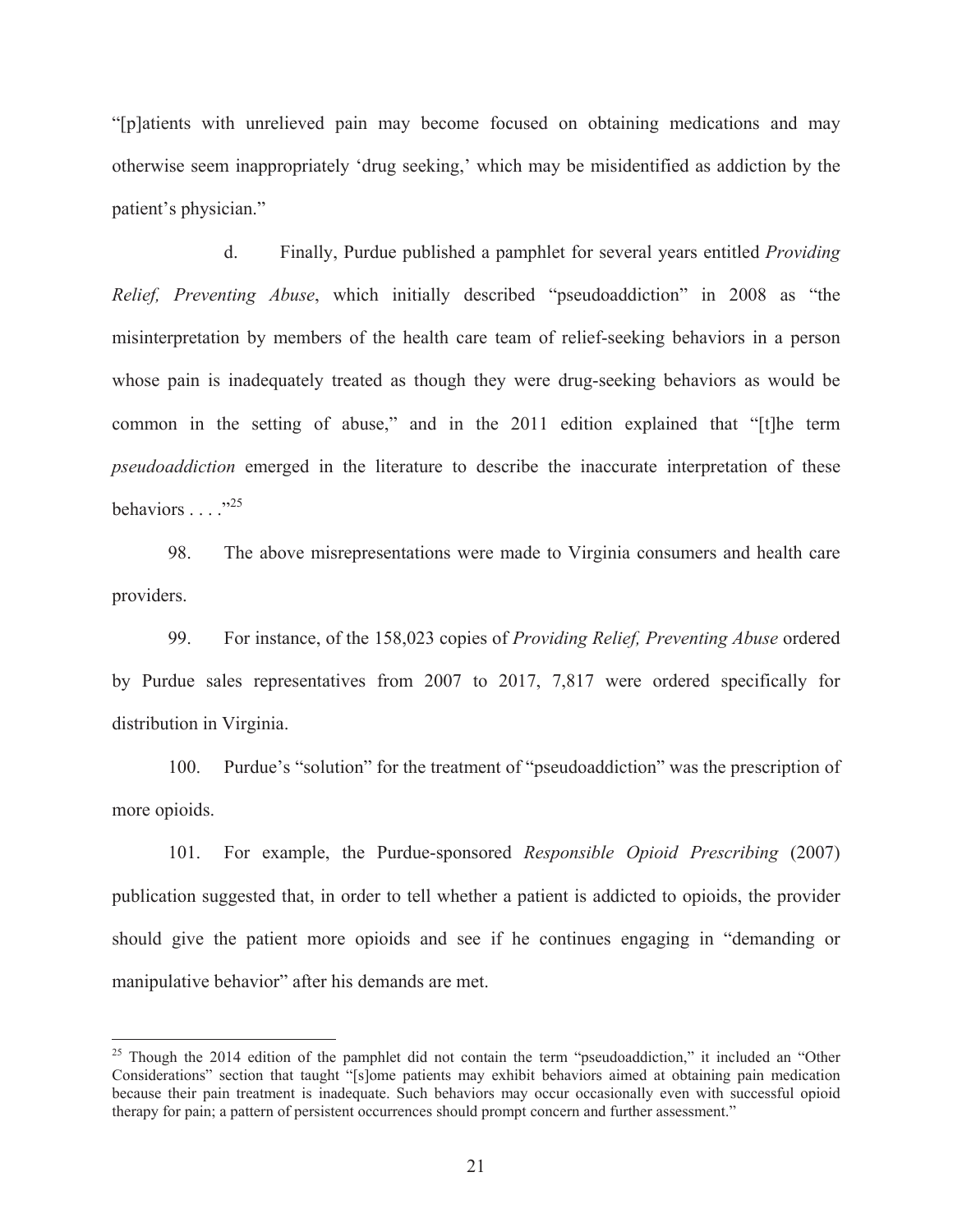"[p]atients with unrelieved pain may become focused on obtaining medications and may otherwise seem inappropriately 'drug seeking,' which may be misidentified as addiction by the patient's physician."

d. Finally, Purdue published a pamphlet for several years entitled *Providing Relief, Preventing Abuse*, which initially described "pseudoaddiction" in 2008 as "the misinterpretation by members of the health care team of relief-seeking behaviors in a person whose pain is inadequately treated as though they were drug-seeking behaviors as would be common in the setting of abuse," and in the 2011 edition explained that "[t]he term *pseudoaddiction* emerged in the literature to describe the inaccurate interpretation of these behaviors . . . ."[25]

98. The above misrepresentations were made to Virginia consumers and health care providers.

99. For instance, of the 158,023 copies of *Providing Relief, Preventing Abuse* ordered by Purdue sales representatives from 2007 to 2017, 7,817 were ordered specifically for distribution in Virginia.

100. Purdue's "solution" for the treatment of "pseudoaddiction" was the prescription of more opioids.

101. For example, the Purdue-sponsored *Responsible Opioid Prescribing* (2007) publication suggested that, in order to tell whether a patient is addicted to opioids, the provider should give the patient more opioids and see if he continues engaging in "demanding or manipulative behavior" after his demands are met.

[25] Though the 2014 edition of the pamphlet did not contain the term "pseudoaddiction," it included an "Other Considerations" section that taught "[s]ome patients may exhibit behaviors aimed at obtaining pain medication because their pain treatment is inadequate. Such behaviors may occur occasionally even with successful opioid therapy for pain; a pattern of persistent occurrences should prompt concern and further assessment."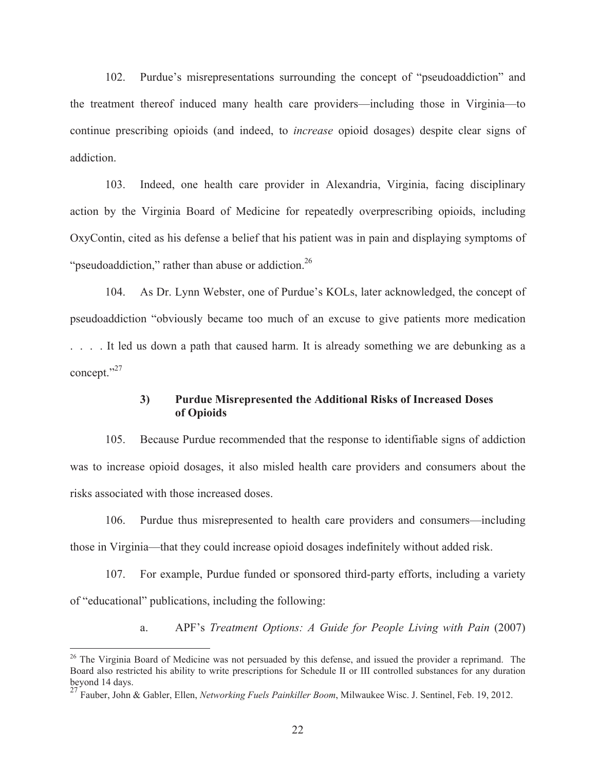102. Purdue's misrepresentations surrounding the concept of "pseudoaddiction" and the treatment thereof induced many health care providers—including those in Virginia—to continue prescribing opioids (and indeed, to *increase* opioid dosages) despite clear signs of addiction.

103. Indeed, one health care provider in Alexandria, Virginia, facing disciplinary action by the Virginia Board of Medicine for repeatedly overprescribing opioids, including OxyContin, cited as his defense a belief that his patient was in pain and displaying symptoms of "pseudoaddiction," rather than abuse or addiction.[26]

104. As Dr. Lynn Webster, one of Purdue's KOLs, later acknowledged, the concept of pseudoaddiction "obviously became too much of an excuse to give patients more medication . . . . It led us down a path that caused harm. It is already something we are debunking as a concept."[27]

### 3) Purdue Misrepresented the Additional Risks of Increased Doses of Opioids

105. Because Purdue recommended that the response to identifiable signs of addiction was to increase opioid dosages, it also misled health care providers and consumers about the risks associated with those increased doses.

106. Purdue thus misrepresented to health care providers and consumers—including those in Virginia—that they could increase opioid dosages indefinitely without added risk.

107. For example, Purdue funded or sponsored third-party efforts, including a variety of "educational" publications, including the following:

a. APF's *Treatment Options: A Guide for People Living with Pain* (2007)

---

[26] The Virginia Board of Medicine was not persuaded by this defense, and issued the provider a reprimand. The Board also restricted his ability to write prescriptions for Schedule II or III controlled substances for any duration beyond 14 days.

[27] Fauber, John & Gabler, Ellen, *Networking Fuels Painkiller Boom*, Milwaukee Wisc. J. Sentinel, Feb. 19, 2012.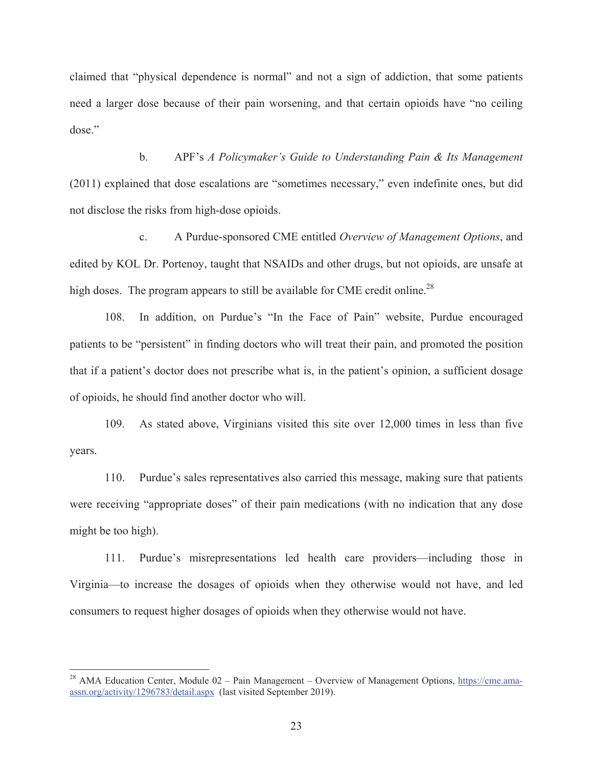claimed that "physical dependence is normal" and not a sign of addiction, that some patients need a larger dose because of their pain worsening, and that certain opioids have "no ceiling dose."

b. APF's *A Policymaker's Guide to Understanding Pain & Its Management* (2011) explained that dose escalations are "sometimes necessary," even indefinite ones, but did not disclose the risks from high-dose opioids.

c. A Purdue-sponsored CME entitled *Overview of Management Options*, and edited by KOL Dr. Portenoy, taught that NSAIDs and other drugs, but not opioids, are unsafe at high doses. The program appears to still be available for CME credit online.[28]

108. In addition, on Purdue's "In the Face of Pain" website, Purdue encouraged patients to be "persistent" in finding doctors who will treat their pain, and promoted the position that if a patient's doctor does not prescribe what is, in the patient's opinion, a sufficient dosage of opioids, he should find another doctor who will.

109. As stated above, Virginians visited this site over 12,000 times in less than five years.

110. Purdue's sales representatives also carried this message, making sure that patients were receiving "appropriate doses" of their pain medications (with no indication that any dose might be too high).

111. Purdue's misrepresentations led health care providers—including those in Virginia—to increase the dosages of opioids when they otherwise would not have, and led consumers to request higher dosages of opioids when they otherwise would not have.

---

[28] AMA Education Center, Module 02 – Pain Management – Overview of Management Options, https://cme.ama-assn.org/activity/1296783/detail.aspx (last visited September 2019).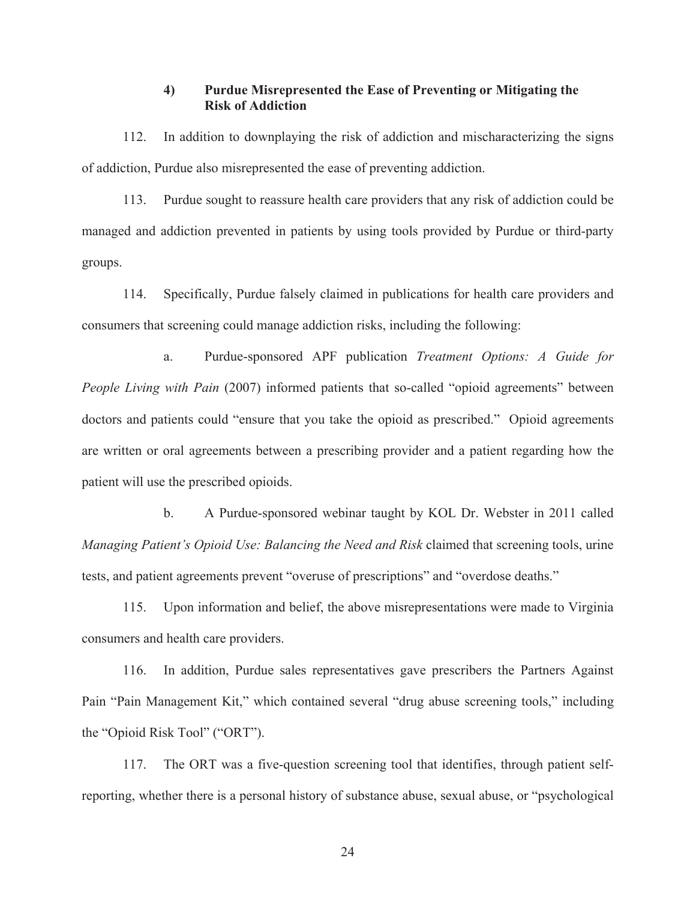### 4) Purdue Misrepresented the Ease of Preventing or Mitigating the Risk of Addiction

112. In addition to downplaying the risk of addiction and mischaracterizing the signs of addiction, Purdue also misrepresented the ease of preventing addiction.

113. Purdue sought to reassure health care providers that any risk of addiction could be managed and addiction prevented in patients by using tools provided by Purdue or third-party groups.

114. Specifically, Purdue falsely claimed in publications for health care providers and consumers that screening could manage addiction risks, including the following:

a. Purdue-sponsored APF publication *Treatment Options: A Guide for People Living with Pain* (2007) informed patients that so-called "opioid agreements" between doctors and patients could "ensure that you take the opioid as prescribed." Opioid agreements are written or oral agreements between a prescribing provider and a patient regarding how the patient will use the prescribed opioids.

b. A Purdue-sponsored webinar taught by KOL Dr. Webster in 2011 called *Managing Patient's Opioid Use: Balancing the Need and Risk* claimed that screening tools, urine tests, and patient agreements prevent "overuse of prescriptions" and "overdose deaths."

115. Upon information and belief, the above misrepresentations were made to Virginia consumers and health care providers.

116. In addition, Purdue sales representatives gave prescribers the Partners Against Pain "Pain Management Kit," which contained several "drug abuse screening tools," including the "Opioid Risk Tool" ("ORT").

117. The ORT was a five-question screening tool that identifies, through patient self-reporting, whether there is a personal history of substance abuse, sexual abuse, or "psychological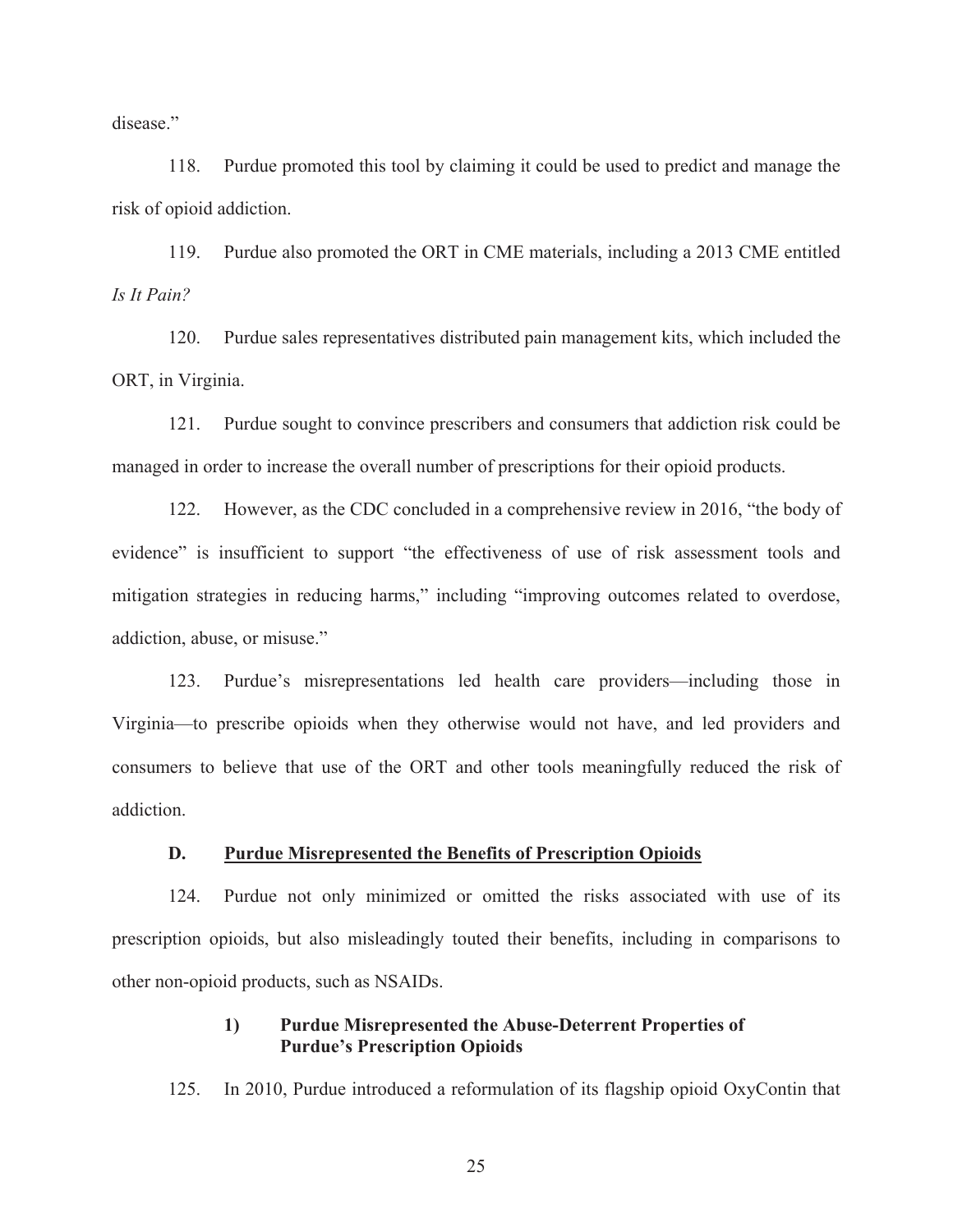disease."

118. Purdue promoted this tool by claiming it could be used to predict and manage the risk of opioid addiction.

119. Purdue also promoted the ORT in CME materials, including a 2013 CME entitled *Is It Pain?*

120. Purdue sales representatives distributed pain management kits, which included the ORT, in Virginia.

121. Purdue sought to convince prescribers and consumers that addiction risk could be managed in order to increase the overall number of prescriptions for their opioid products.

122. However, as the CDC concluded in a comprehensive review in 2016, "the body of evidence" is insufficient to support "the effectiveness of use of risk assessment tools and mitigation strategies in reducing harms," including "improving outcomes related to overdose, addiction, abuse, or misuse."

123. Purdue's misrepresentations led health care providers—including those in Virginia—to prescribe opioids when they otherwise would not have, and led providers and consumers to believe that use of the ORT and other tools meaningfully reduced the risk of addiction.

### D. <u>Purdue Misrepresented the Benefits of Prescription Opioids</u>

124. Purdue not only minimized or omitted the risks associated with use of its prescription opioids, but also misleadingly touted their benefits, including in comparisons to other non-opioid products, such as NSAIDs.

#### 1) Purdue Misrepresented the Abuse-Deterrent Properties of Purdue's Prescription Opioids

125. In 2010, Purdue introduced a reformulation of its flagship opioid OxyContin that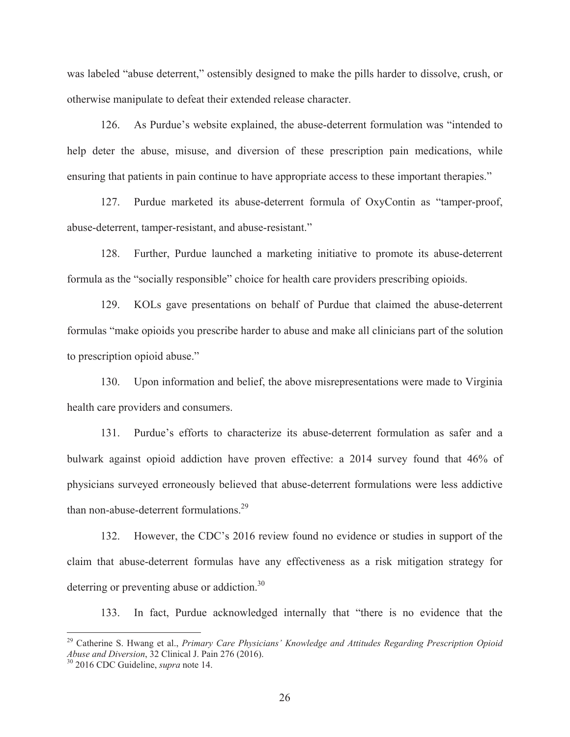was labeled "abuse deterrent," ostensibly designed to make the pills harder to dissolve, crush, or otherwise manipulate to defeat their extended release character.

126. As Purdue's website explained, the abuse-deterrent formulation was "intended to help deter the abuse, misuse, and diversion of these prescription pain medications, while ensuring that patients in pain continue to have appropriate access to these important therapies."

127. Purdue marketed its abuse-deterrent formula of OxyContin as "tamper-proof, abuse-deterrent, tamper-resistant, and abuse-resistant."

128. Further, Purdue launched a marketing initiative to promote its abuse-deterrent formula as the "socially responsible" choice for health care providers prescribing opioids.

129. KOLs gave presentations on behalf of Purdue that claimed the abuse-deterrent formulas "make opioids you prescribe harder to abuse and make all clinicians part of the solution to prescription opioid abuse."

130. Upon information and belief, the above misrepresentations were made to Virginia health care providers and consumers.

131. Purdue's efforts to characterize its abuse-deterrent formulation as safer and a bulwark against opioid addiction have proven effective: a 2014 survey found that 46% of physicians surveyed erroneously believed that abuse-deterrent formulations were less addictive than non-abuse-deterrent formulations.[29]

132. However, the CDC's 2016 review found no evidence or studies in support of the claim that abuse-deterrent formulas have any effectiveness as a risk mitigation strategy for deterring or preventing abuse or addiction.[30]

133. In fact, Purdue acknowledged internally that "there is no evidence that the

---

[29] Catherine S. Hwang et al., *Primary Care Physicians' Knowledge and Attitudes Regarding Prescription Opioid Abuse and Diversion*, 32 Clinical J. Pain 276 (2016).

[30] 2016 CDC Guideline, *supra* note 14.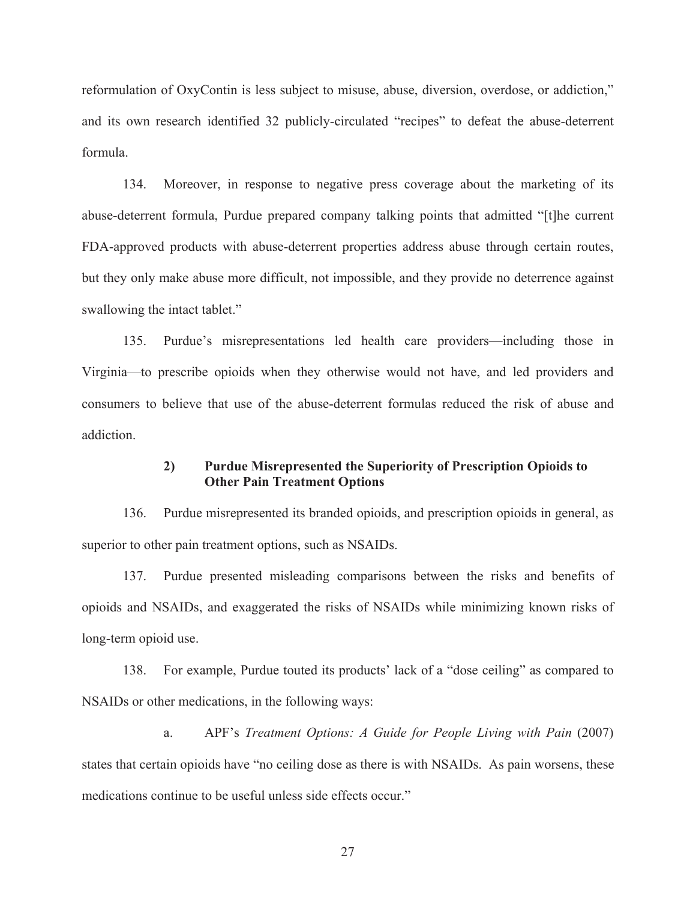reformulation of OxyContin is less subject to misuse, abuse, diversion, overdose, or addiction," and its own research identified 32 publicly-circulated "recipes" to defeat the abuse-deterrent formula.

134. Moreover, in response to negative press coverage about the marketing of its abuse-deterrent formula, Purdue prepared company talking points that admitted "[t]he current FDA-approved products with abuse-deterrent properties address abuse through certain routes, but they only make abuse more difficult, not impossible, and they provide no deterrence against swallowing the intact tablet."

135. Purdue's misrepresentations led health care providers—including those in Virginia—to prescribe opioids when they otherwise would not have, and led providers and consumers to believe that use of the abuse-deterrent formulas reduced the risk of abuse and addiction.

### 2) Purdue Misrepresented the Superiority of Prescription Opioids to Other Pain Treatment Options

136. Purdue misrepresented its branded opioids, and prescription opioids in general, as superior to other pain treatment options, such as NSAIDs.

137. Purdue presented misleading comparisons between the risks and benefits of opioids and NSAIDs, and exaggerated the risks of NSAIDs while minimizing known risks of long-term opioid use.

138. For example, Purdue touted its products' lack of a "dose ceiling" as compared to NSAIDs or other medications, in the following ways:

a. APF's *Treatment Options: A Guide for People Living with Pain* (2007) states that certain opioids have "no ceiling dose as there is with NSAIDs. As pain worsens, these medications continue to be useful unless side effects occur."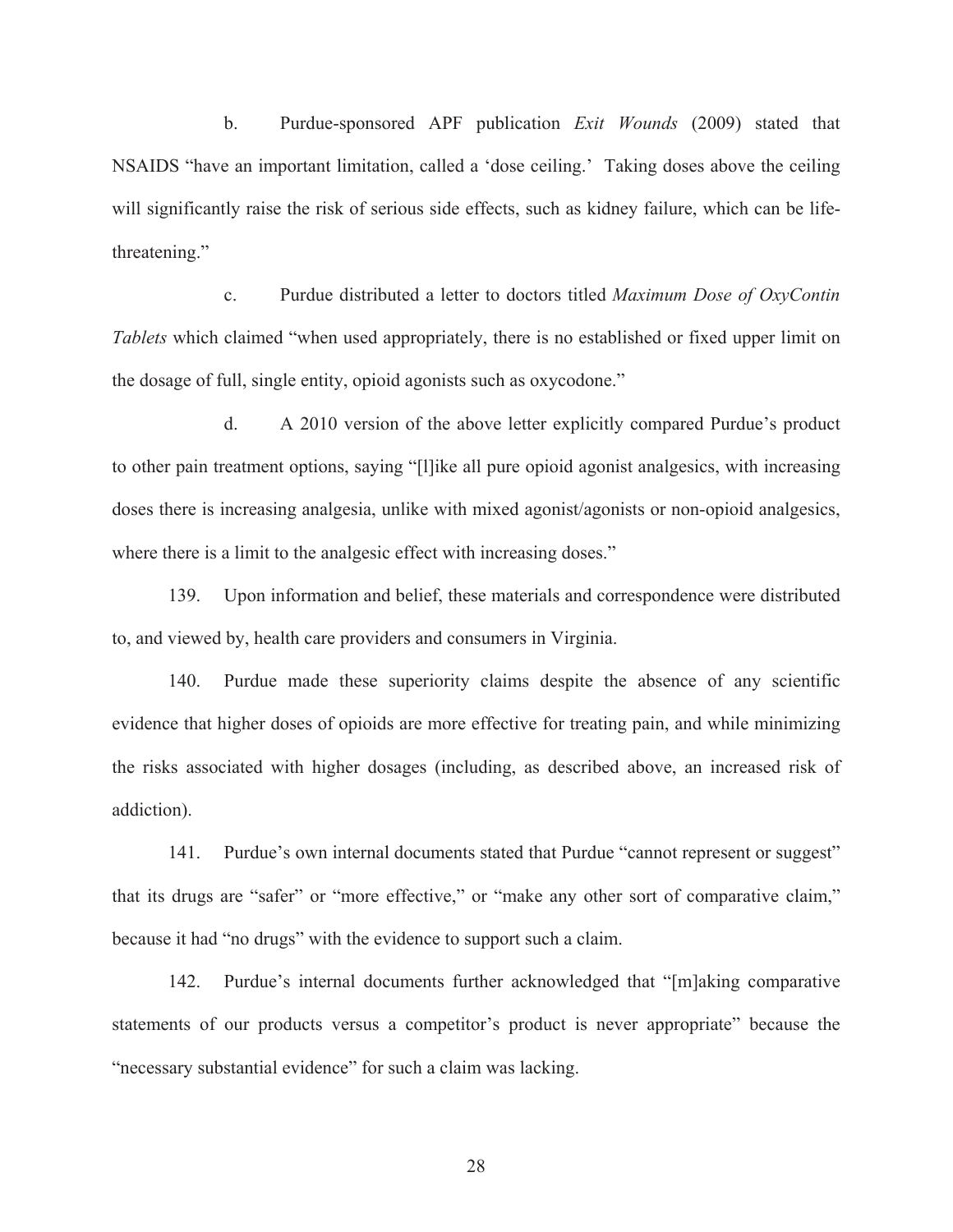b. Purdue-sponsored APF publication *Exit Wounds* (2009) stated that NSAIDS "have an important limitation, called a 'dose ceiling.' Taking doses above the ceiling will significantly raise the risk of serious side effects, such as kidney failure, which can be life-threatening."

c. Purdue distributed a letter to doctors titled *Maximum Dose of OxyContin Tablets* which claimed "when used appropriately, there is no established or fixed upper limit on the dosage of full, single entity, opioid agonists such as oxycodone."

d. A 2010 version of the above letter explicitly compared Purdue's product to other pain treatment options, saying "[l]ike all pure opioid agonist analgesics, with increasing doses there is increasing analgesia, unlike with mixed agonist/agonists or non-opioid analgesics, where there is a limit to the analgesic effect with increasing doses."

139. Upon information and belief, these materials and correspondence were distributed to, and viewed by, health care providers and consumers in Virginia.

140. Purdue made these superiority claims despite the absence of any scientific evidence that higher doses of opioids are more effective for treating pain, and while minimizing the risks associated with higher dosages (including, as described above, an increased risk of addiction).

141. Purdue's own internal documents stated that Purdue "cannot represent or suggest" that its drugs are "safer" or "more effective," or "make any other sort of comparative claim," because it had "no drugs" with the evidence to support such a claim.

142. Purdue's internal documents further acknowledged that "[m]aking comparative statements of our products versus a competitor's product is never appropriate" because the "necessary substantial evidence" for such a claim was lacking.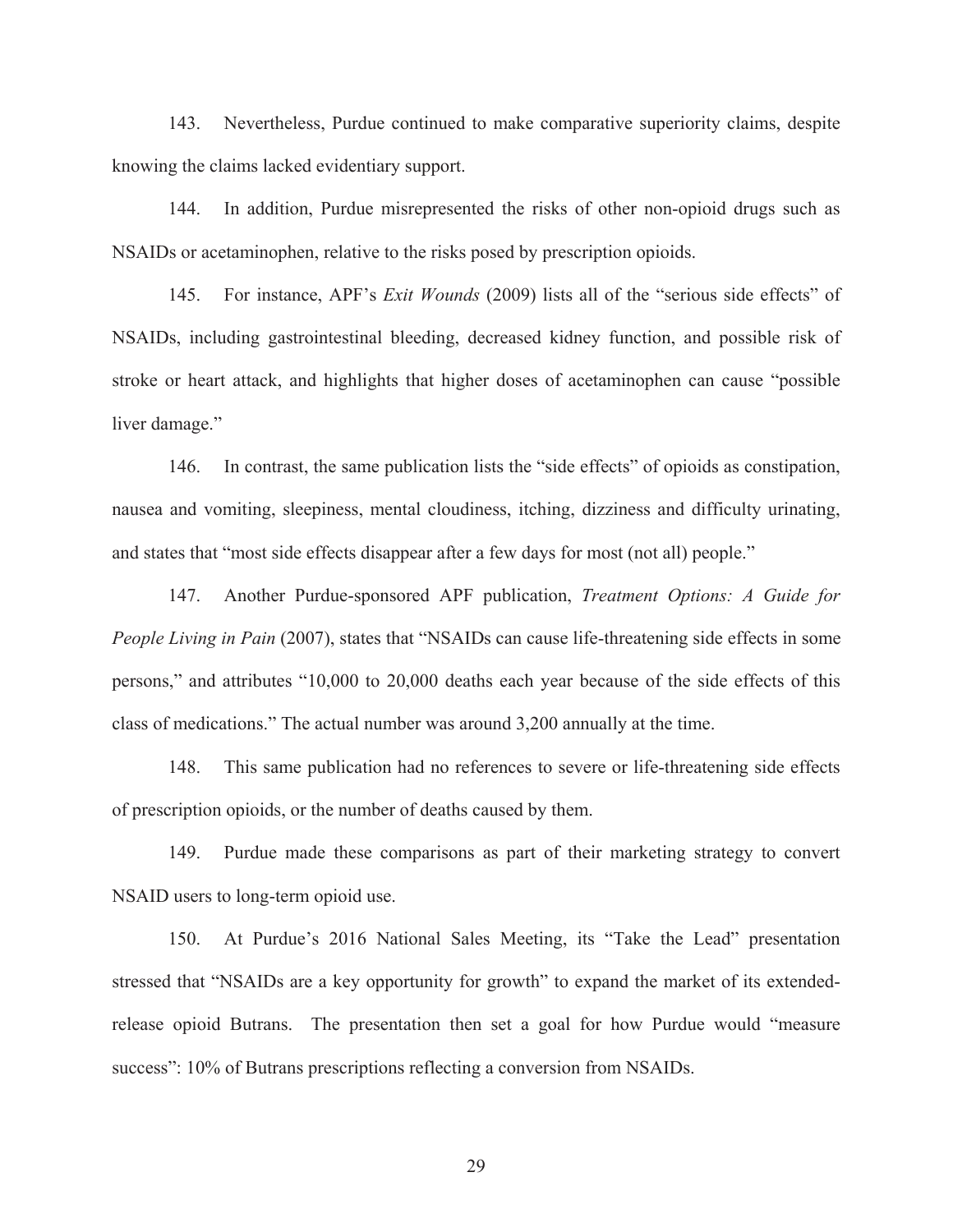143. Nevertheless, Purdue continued to make comparative superiority claims, despite knowing the claims lacked evidentiary support.

144. In addition, Purdue misrepresented the risks of other non-opioid drugs such as NSAIDs or acetaminophen, relative to the risks posed by prescription opioids.

145. For instance, APF's *Exit Wounds* (2009) lists all of the "serious side effects" of NSAIDs, including gastrointestinal bleeding, decreased kidney function, and possible risk of stroke or heart attack, and highlights that higher doses of acetaminophen can cause "possible liver damage."

146. In contrast, the same publication lists the "side effects" of opioids as constipation, nausea and vomiting, sleepiness, mental cloudiness, itching, dizziness and difficulty urinating, and states that "most side effects disappear after a few days for most (not all) people."

147. Another Purdue-sponsored APF publication, *Treatment Options: A Guide for People Living in Pain* (2007), states that "NSAIDs can cause life-threatening side effects in some persons," and attributes "10,000 to 20,000 deaths each year because of the side effects of this class of medications." The actual number was around 3,200 annually at the time.

148. This same publication had no references to severe or life-threatening side effects of prescription opioids, or the number of deaths caused by them.

149. Purdue made these comparisons as part of their marketing strategy to convert NSAID users to long-term opioid use.

150. At Purdue's 2016 National Sales Meeting, its "Take the Lead" presentation stressed that "NSAIDs are a key opportunity for growth" to expand the market of its extended-release opioid Butrans. The presentation then set a goal for how Purdue would "measure success": 10% of Butrans prescriptions reflecting a conversion from NSAIDs.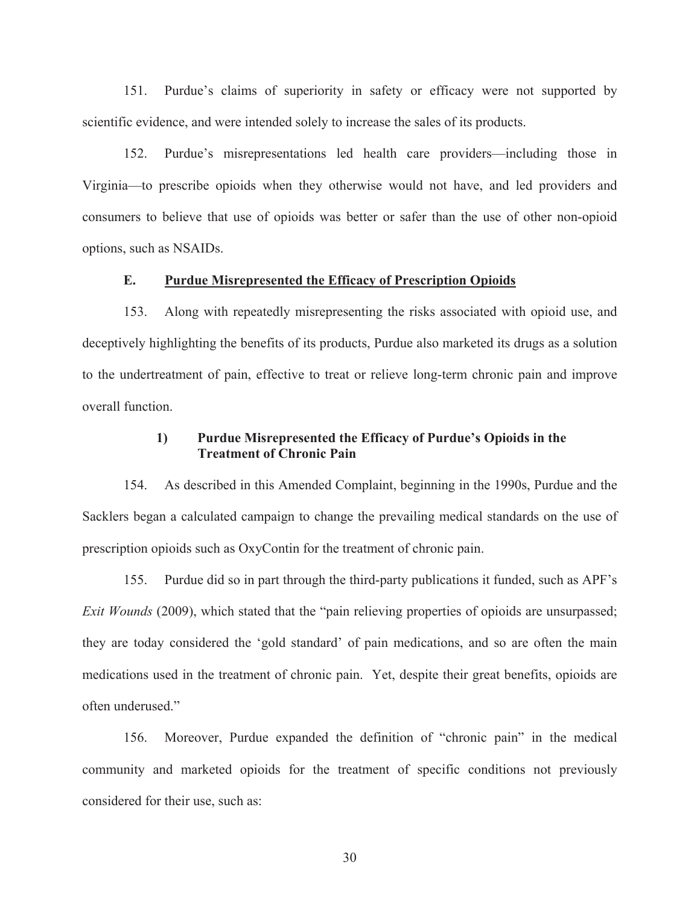151. Purdue's claims of superiority in safety or efficacy were not supported by scientific evidence, and were intended solely to increase the sales of its products.

152. Purdue's misrepresentations led health care providers—including those in Virginia—to prescribe opioids when they otherwise would not have, and led providers and consumers to believe that use of opioids was better or safer than the use of other non-opioid options, such as NSAIDs.

### E. Purdue Misrepresented the Efficacy of Prescription Opioids

153. Along with repeatedly misrepresenting the risks associated with opioid use, and deceptively highlighting the benefits of its products, Purdue also marketed its drugs as a solution to the undertreatment of pain, effective to treat or relieve long-term chronic pain and improve overall function.

#### 1) Purdue Misrepresented the Efficacy of Purdue's Opioids in the Treatment of Chronic Pain

154. As described in this Amended Complaint, beginning in the 1990s, Purdue and the Sacklers began a calculated campaign to change the prevailing medical standards on the use of prescription opioids such as OxyContin for the treatment of chronic pain.

155. Purdue did so in part through the third-party publications it funded, such as APF's *Exit Wounds* (2009), which stated that the "pain relieving properties of opioids are unsurpassed; they are today considered the 'gold standard' of pain medications, and so are often the main medications used in the treatment of chronic pain. Yet, despite their great benefits, opioids are often underused."

156. Moreover, Purdue expanded the definition of "chronic pain" in the medical community and marketed opioids for the treatment of specific conditions not previously considered for their use, such as: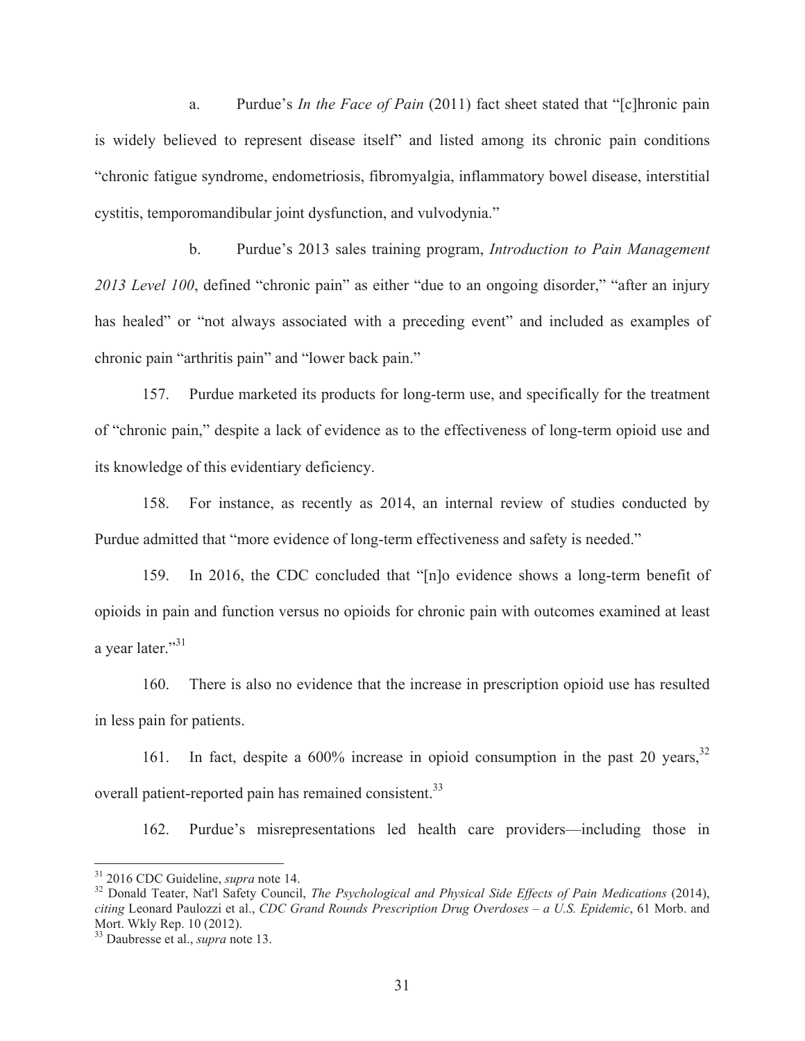a. Purdue's *In the Face of Pain* (2011) fact sheet stated that "[c]hronic pain is widely believed to represent disease itself" and listed among its chronic pain conditions "chronic fatigue syndrome, endometriosis, fibromyalgia, inflammatory bowel disease, interstitial cystitis, temporomandibular joint dysfunction, and vulvodynia."

b. Purdue's 2013 sales training program, *Introduction to Pain Management 2013 Level 100*, defined "chronic pain" as either "due to an ongoing disorder," "after an injury has healed" or "not always associated with a preceding event" and included as examples of chronic pain "arthritis pain" and "lower back pain."

157. Purdue marketed its products for long-term use, and specifically for the treatment of "chronic pain," despite a lack of evidence as to the effectiveness of long-term opioid use and its knowledge of this evidentiary deficiency.

158. For instance, as recently as 2014, an internal review of studies conducted by Purdue admitted that "more evidence of long-term effectiveness and safety is needed."

159. In 2016, the CDC concluded that "[n]o evidence shows a long-term benefit of opioids in pain and function versus no opioids for chronic pain with outcomes examined at least a year later."[31]

160. There is also no evidence that the increase in prescription opioid use has resulted in less pain for patients.

161. In fact, despite a 600% increase in opioid consumption in the past 20 years,[32] overall patient-reported pain has remained consistent.[33]

162. Purdue's misrepresentations led health care providers—including those in

---

[31] 2016 CDC Guideline, *supra* note 14.

[32] Donald Teater, Nat'l Safety Council, *The Psychological and Physical Side Effects of Pain Medications* (2014), *citing* Leonard Paulozzi et al., *CDC Grand Rounds Prescription Drug Overdoses – a U.S. Epidemic*, 61 Morb. and Mort. Wkly Rep. 10 (2012).

[33] Daubresse et al., *supra* note 13.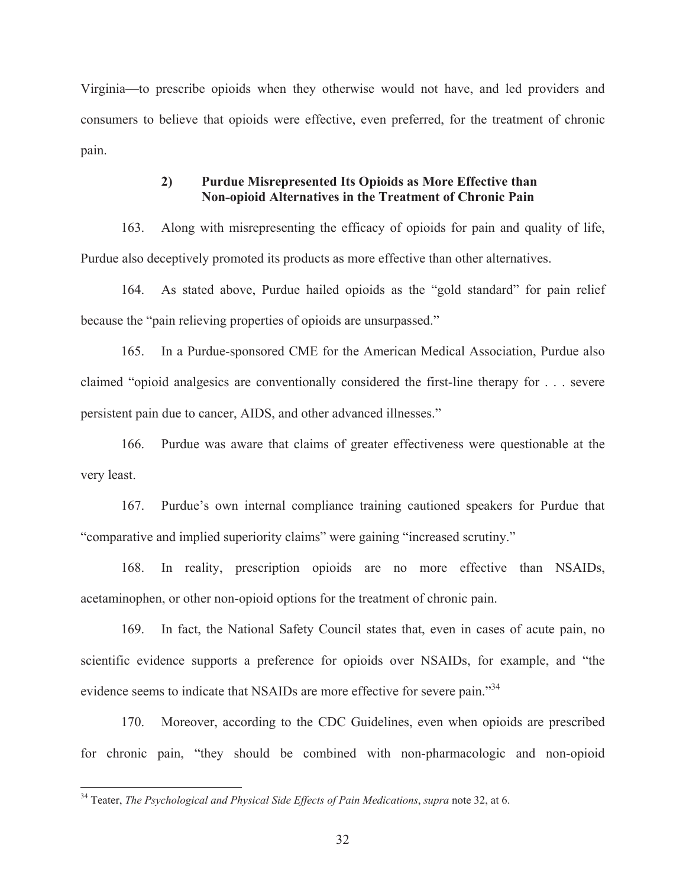Virginia—to prescribe opioids when they otherwise would not have, and led providers and consumers to believe that opioids were effective, even preferred, for the treatment of chronic pain.

### 2) Purdue Misrepresented Its Opioids as More Effective than Non-opioid Alternatives in the Treatment of Chronic Pain

163. Along with misrepresenting the efficacy of opioids for pain and quality of life, Purdue also deceptively promoted its products as more effective than other alternatives.

164. As stated above, Purdue hailed opioids as the "gold standard" for pain relief because the "pain relieving properties of opioids are unsurpassed."

165. In a Purdue-sponsored CME for the American Medical Association, Purdue also claimed "opioid analgesics are conventionally considered the first-line therapy for . . . severe persistent pain due to cancer, AIDS, and other advanced illnesses."

166. Purdue was aware that claims of greater effectiveness were questionable at the very least.

167. Purdue's own internal compliance training cautioned speakers for Purdue that "comparative and implied superiority claims" were gaining "increased scrutiny."

168. In reality, prescription opioids are no more effective than NSAIDs, acetaminophen, or other non-opioid options for the treatment of chronic pain.

169. In fact, the National Safety Council states that, even in cases of acute pain, no scientific evidence supports a preference for opioids over NSAIDs, for example, and "the evidence seems to indicate that NSAIDs are more effective for severe pain."[34]

170. Moreover, according to the CDC Guidelines, even when opioids are prescribed for chronic pain, "they should be combined with non-pharmacologic and non-opioid

---

[34] Teater, *The Psychological and Physical Side Effects of Pain Medications*, *supra* note 32, at 6.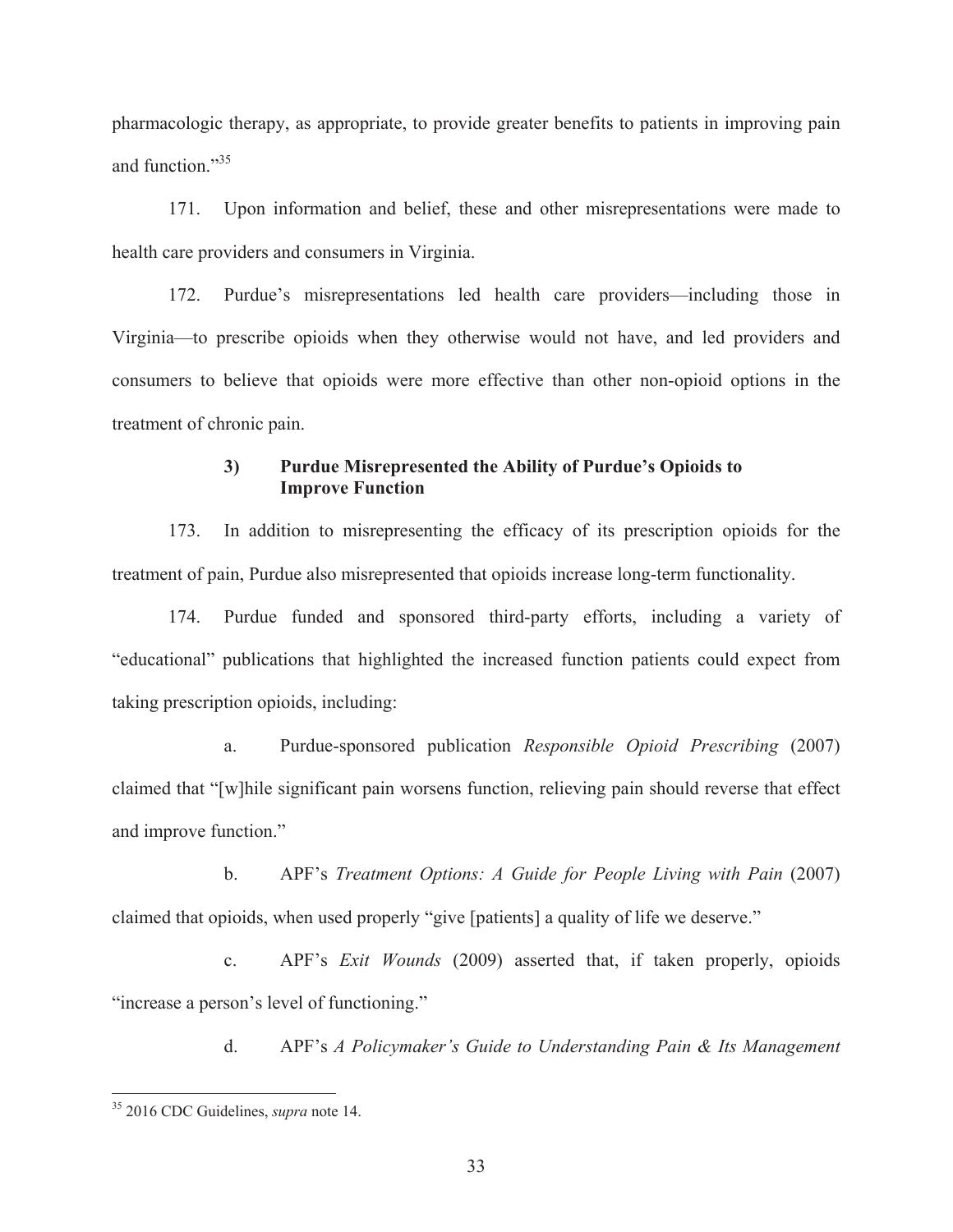pharmacologic therapy, as appropriate, to provide greater benefits to patients in improving pain and function."[35]

171. Upon information and belief, these and other misrepresentations were made to health care providers and consumers in Virginia.

172. Purdue's misrepresentations led health care providers—including those in Virginia—to prescribe opioids when they otherwise would not have, and led providers and consumers to believe that opioids were more effective than other non-opioid options in the treatment of chronic pain.

### 3) Purdue Misrepresented the Ability of Purdue's Opioids to Improve Function

173. In addition to misrepresenting the efficacy of its prescription opioids for the treatment of pain, Purdue also misrepresented that opioids increase long-term functionality.

174. Purdue funded and sponsored third-party efforts, including a variety of "educational" publications that highlighted the increased function patients could expect from taking prescription opioids, including:

a. Purdue-sponsored publication *Responsible Opioid Prescribing* (2007) claimed that "[w]hile significant pain worsens function, relieving pain should reverse that effect and improve function."

b. APF's *Treatment Options: A Guide for People Living with Pain* (2007) claimed that opioids, when used properly "give [patients] a quality of life we deserve."

c. APF's *Exit Wounds* (2009) asserted that, if taken properly, opioids "increase a person's level of functioning."

d. APF's *A Policymaker's Guide to Understanding Pain & Its Management*

---

[35] 2016 CDC Guidelines, *supra* note 14.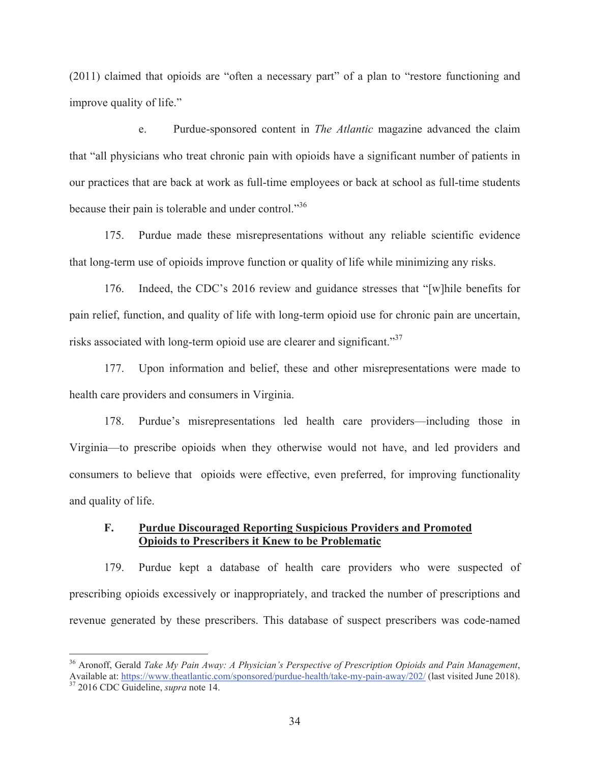(2011) claimed that opioids are "often a necessary part" of a plan to "restore functioning and improve quality of life."

e. Purdue-sponsored content in *The Atlantic* magazine advanced the claim that "all physicians who treat chronic pain with opioids have a significant number of patients in our practices that are back at work as full-time employees or back at school as full-time students because their pain is tolerable and under control."[36]

175. Purdue made these misrepresentations without any reliable scientific evidence that long-term use of opioids improve function or quality of life while minimizing any risks.

176. Indeed, the CDC's 2016 review and guidance stresses that "[w]hile benefits for pain relief, function, and quality of life with long-term opioid use for chronic pain are uncertain, risks associated with long-term opioid use are clearer and significant."[37]

177. Upon information and belief, these and other misrepresentations were made to health care providers and consumers in Virginia.

178. Purdue's misrepresentations led health care providers—including those in Virginia—to prescribe opioids when they otherwise would not have, and led providers and consumers to believe that opioids were effective, even preferred, for improving functionality and quality of life.

### F. <u>Purdue Discouraged Reporting Suspicious Providers and Promoted Opioids to Prescribers it Knew to be Problematic</u>

179. Purdue kept a database of health care providers who were suspected of prescribing opioids excessively or inappropriately, and tracked the number of prescriptions and revenue generated by these prescribers. This database of suspect prescribers was code-named

---

[36] Aronoff, Gerald *Take My Pain Away: A Physician's Perspective of Prescription Opioids and Pain Management*, Available at: https://www.theatlantic.com/sponsored/purdue-health/take-my-pain-away/202/ (last visited June 2018).

[37] 2016 CDC Guideline, *supra* note 14.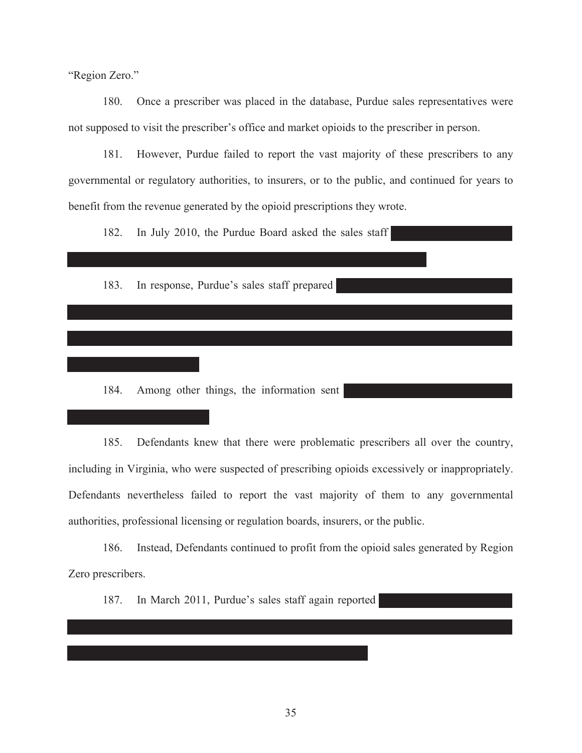"Region Zero."

180. Once a prescriber was placed in the database, Purdue sales representatives were not supposed to visit the prescriber's office and market opioids to the prescriber in person.

181. However, Purdue failed to report the vast majority of these prescribers to any governmental or regulatory authorities, to insurers, or to the public, and continued for years to benefit from the revenue generated by the opioid prescriptions they wrote.

182. In July 2010, the Purdue Board asked the sales staff

183. In response, Purdue's sales staff prepared

184. Among other things, the information sent

185. Defendants knew that there were problematic prescribers all over the country, including in Virginia, who were suspected of prescribing opioids excessively or inappropriately. Defendants nevertheless failed to report the vast majority of them to any governmental authorities, professional licensing or regulation boards, insurers, or the public.

186. Instead, Defendants continued to profit from the opioid sales generated by Region Zero prescribers.

187. In March 2011, Purdue's sales staff again reported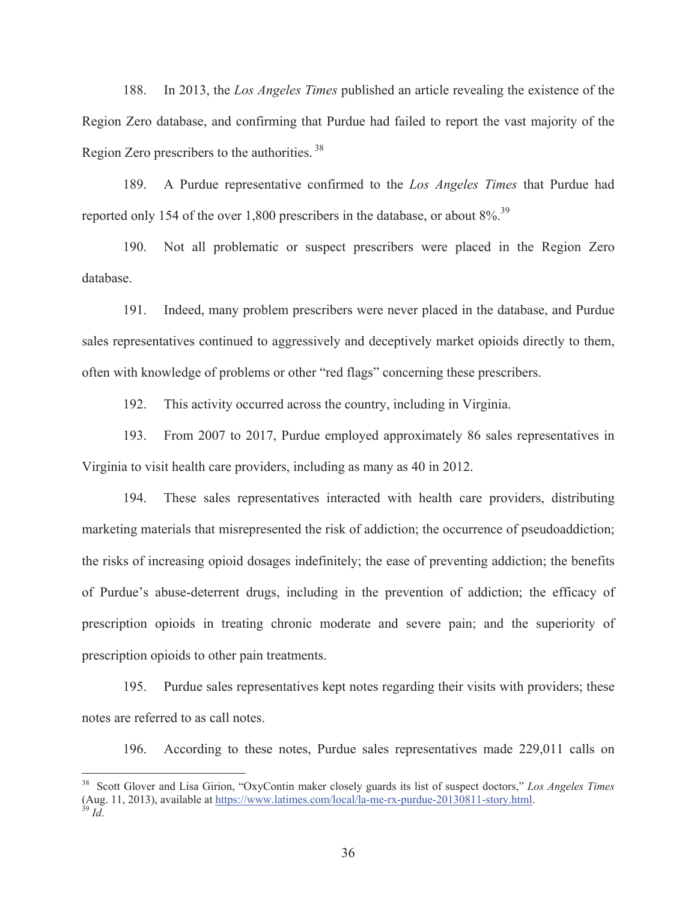188. In 2013, the *Los Angeles Times* published an article revealing the existence of the Region Zero database, and confirming that Purdue had failed to report the vast majority of the Region Zero prescribers to the authorities.[38]

189. A Purdue representative confirmed to the *Los Angeles Times* that Purdue had reported only 154 of the over 1,800 prescribers in the database, or about 8%.[39]

190. Not all problematic or suspect prescribers were placed in the Region Zero database.

191. Indeed, many problem prescribers were never placed in the database, and Purdue sales representatives continued to aggressively and deceptively market opioids directly to them, often with knowledge of problems or other "red flags" concerning these prescribers.

192. This activity occurred across the country, including in Virginia.

193. From 2007 to 2017, Purdue employed approximately 86 sales representatives in Virginia to visit health care providers, including as many as 40 in 2012.

194. These sales representatives interacted with health care providers, distributing marketing materials that misrepresented the risk of addiction; the occurrence of pseudoaddiction; the risks of increasing opioid dosages indefinitely; the ease of preventing addiction; the benefits of Purdue's abuse-deterrent drugs, including in the prevention of addiction; the efficacy of prescription opioids in treating chronic moderate and severe pain; and the superiority of prescription opioids to other pain treatments.

195. Purdue sales representatives kept notes regarding their visits with providers; these notes are referred to as call notes.

196. According to these notes, Purdue sales representatives made 229,011 calls on

---

[38] Scott Glover and Lisa Girion, "OxyContin maker closely guards its list of suspect doctors," *Los Angeles Times* (Aug. 11, 2013), available at https://www.latimes.com/local/la-me-rx-purdue-20130811-story.html.

[39] *Id*.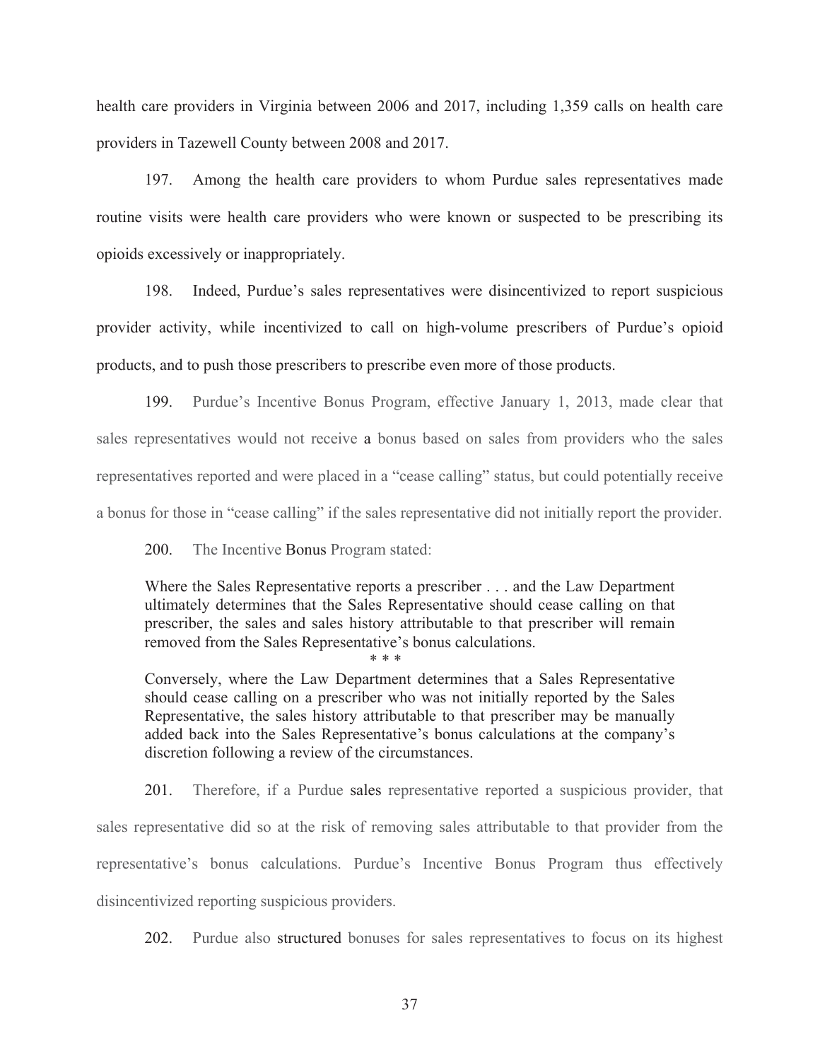health care providers in Virginia between 2006 and 2017, including 1,359 calls on health care providers in Tazewell County between 2008 and 2017.

197. Among the health care providers to whom Purdue sales representatives made routine visits were health care providers who were known or suspected to be prescribing its opioids excessively or inappropriately.

198. Indeed, Purdue's sales representatives were disincentivized to report suspicious provider activity, while incentivized to call on high-volume prescribers of Purdue's opioid products, and to push those prescribers to prescribe even more of those products.

199. Purdue's Incentive Bonus Program, effective January 1, 2013, made clear that sales representatives would not receive a bonus based on sales from providers who the sales representatives reported and were placed in a "cease calling" status, but could potentially receive a bonus for those in "cease calling" if the sales representative did not initially report the provider.

200. The Incentive Bonus Program stated:

> Where the Sales Representative reports a prescriber . . . and the Law Department ultimately determines that the Sales Representative should cease calling on that prescriber, the sales and sales history attributable to that prescriber will remain removed from the Sales Representative's bonus calculations.
>
> \* \* \*
>
> Conversely, where the Law Department determines that a Sales Representative should cease calling on a prescriber who was not initially reported by the Sales Representative, the sales history attributable to that prescriber may be manually added back into the Sales Representative's bonus calculations at the company's discretion following a review of the circumstances.

201. Therefore, if a Purdue sales representative reported a suspicious provider, that sales representative did so at the risk of removing sales attributable to that provider from the representative's bonus calculations. Purdue's Incentive Bonus Program thus effectively disincentivized reporting suspicious providers.

202. Purdue also structured bonuses for sales representatives to focus on its highest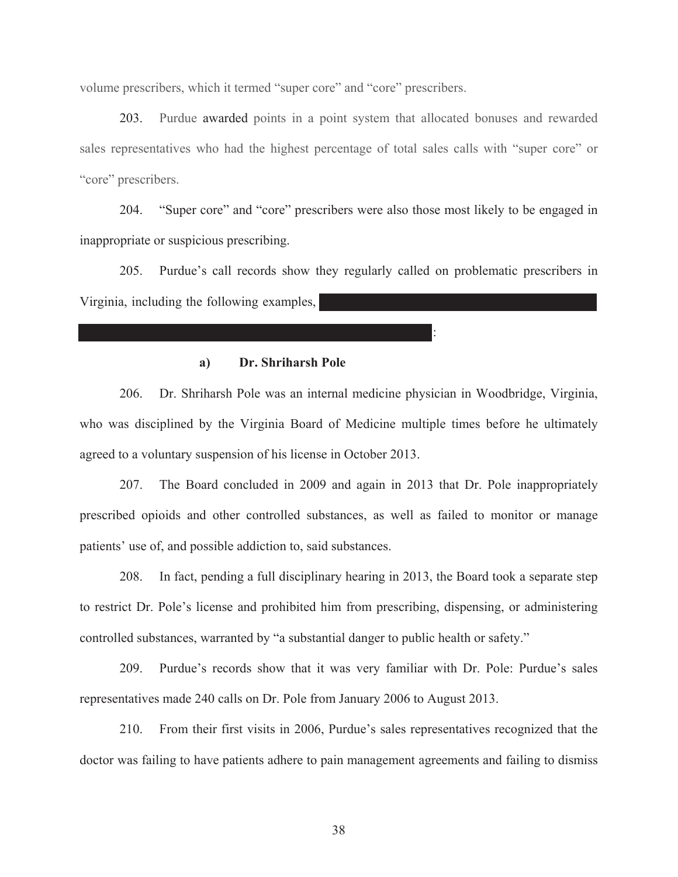volume prescribers, which it termed "super core" and "core" prescribers.

203. Purdue awarded points in a point system that allocated bonuses and rewarded sales representatives who had the highest percentage of total sales calls with "super core" or "core" prescribers.

204. "Super core" and "core" prescribers were also those most likely to be engaged in inappropriate or suspicious prescribing.

205. Purdue's call records show they regularly called on problematic prescribers in Virginia, including the following examples, [REDACTED]:

**a) Dr. Shriharsh Pole**

206. Dr. Shriharsh Pole was an internal medicine physician in Woodbridge, Virginia, who was disciplined by the Virginia Board of Medicine multiple times before he ultimately agreed to a voluntary suspension of his license in October 2013.

207. The Board concluded in 2009 and again in 2013 that Dr. Pole inappropriately prescribed opioids and other controlled substances, as well as failed to monitor or manage patients' use of, and possible addiction to, said substances.

208. In fact, pending a full disciplinary hearing in 2013, the Board took a separate step to restrict Dr. Pole's license and prohibited him from prescribing, dispensing, or administering controlled substances, warranted by "a substantial danger to public health or safety."

209. Purdue's records show that it was very familiar with Dr. Pole: Purdue's sales representatives made 240 calls on Dr. Pole from January 2006 to August 2013.

210. From their first visits in 2006, Purdue's sales representatives recognized that the doctor was failing to have patients adhere to pain management agreements and failing to dismiss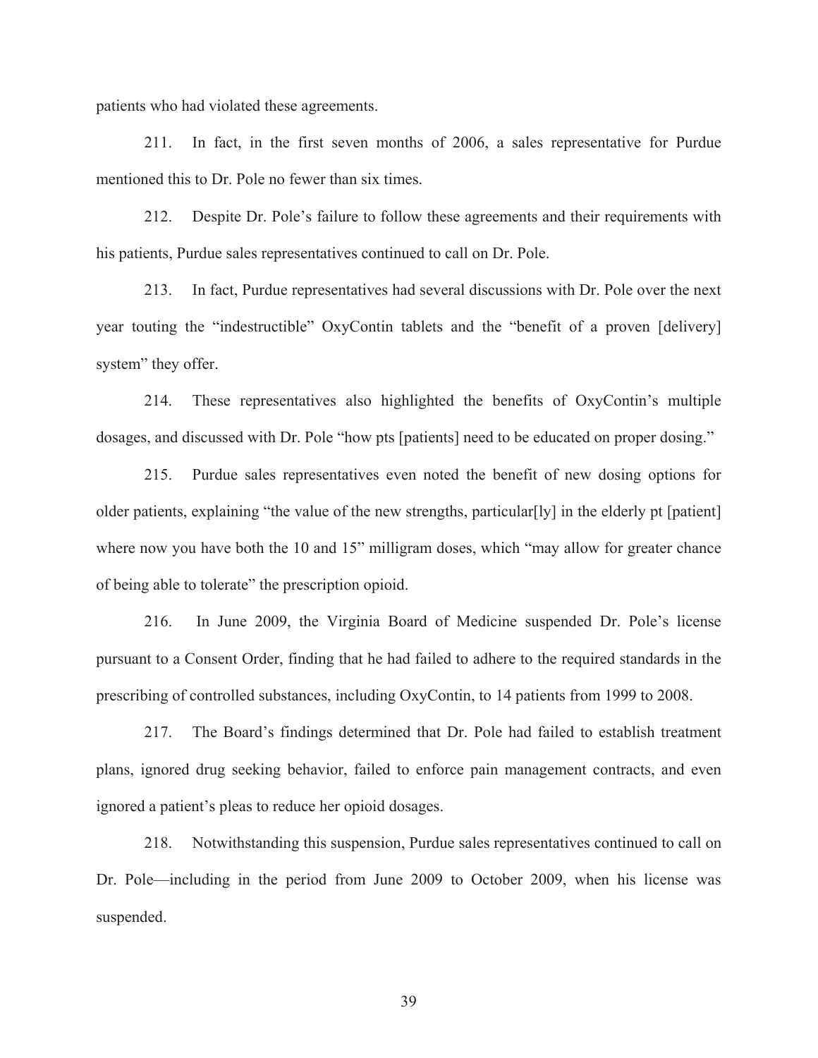patients who had violated these agreements.

211. In fact, in the first seven months of 2006, a sales representative for Purdue mentioned this to Dr. Pole no fewer than six times.

212. Despite Dr. Pole's failure to follow these agreements and their requirements with his patients, Purdue sales representatives continued to call on Dr. Pole.

213. In fact, Purdue representatives had several discussions with Dr. Pole over the next year touting the "indestructible" OxyContin tablets and the "benefit of a proven [delivery] system" they offer.

214. These representatives also highlighted the benefits of OxyContin's multiple dosages, and discussed with Dr. Pole "how pts [patients] need to be educated on proper dosing."

215. Purdue sales representatives even noted the benefit of new dosing options for older patients, explaining "the value of the new strengths, particular[ly] in the elderly pt [patient] where now you have both the 10 and 15" milligram doses, which "may allow for greater chance of being able to tolerate" the prescription opioid.

216. In June 2009, the Virginia Board of Medicine suspended Dr. Pole's license pursuant to a Consent Order, finding that he had failed to adhere to the required standards in the prescribing of controlled substances, including OxyContin, to 14 patients from 1999 to 2008.

217. The Board's findings determined that Dr. Pole had failed to establish treatment plans, ignored drug seeking behavior, failed to enforce pain management contracts, and even ignored a patient's pleas to reduce her opioid dosages.

218. Notwithstanding this suspension, Purdue sales representatives continued to call on Dr. Pole—including in the period from June 2009 to October 2009, when his license was suspended.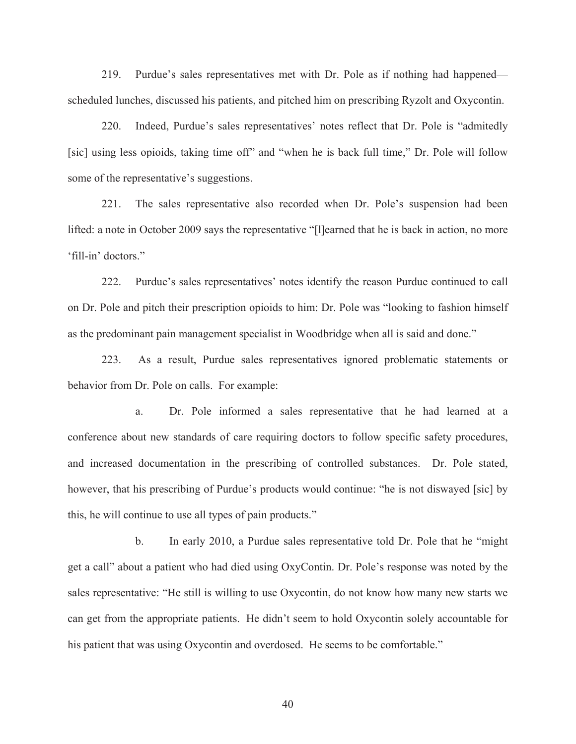219. Purdue's sales representatives met with Dr. Pole as if nothing had happened—scheduled lunches, discussed his patients, and pitched him on prescribing Ryzolt and Oxycontin.

220. Indeed, Purdue's sales representatives' notes reflect that Dr. Pole is "admitedly [sic] using less opioids, taking time off" and "when he is back full time," Dr. Pole will follow some of the representative's suggestions.

221. The sales representative also recorded when Dr. Pole's suspension had been lifted: a note in October 2009 says the representative "[l]earned that he is back in action, no more 'fill-in' doctors."

222. Purdue's sales representatives' notes identify the reason Purdue continued to call on Dr. Pole and pitch their prescription opioids to him: Dr. Pole was "looking to fashion himself as the predominant pain management specialist in Woodbridge when all is said and done."

223. As a result, Purdue sales representatives ignored problematic statements or behavior from Dr. Pole on calls. For example:

a. Dr. Pole informed a sales representative that he had learned at a conference about new standards of care requiring doctors to follow specific safety procedures, and increased documentation in the prescribing of controlled substances. Dr. Pole stated, however, that his prescribing of Purdue's products would continue: "he is not diswayed [sic] by this, he will continue to use all types of pain products."

b. In early 2010, a Purdue sales representative told Dr. Pole that he "might get a call" about a patient who had died using OxyContin. Dr. Pole's response was noted by the sales representative: "He still is willing to use Oxycontin, do not know how many new starts we can get from the appropriate patients. He didn't seem to hold Oxycontin solely accountable for his patient that was using Oxycontin and overdosed. He seems to be comfortable."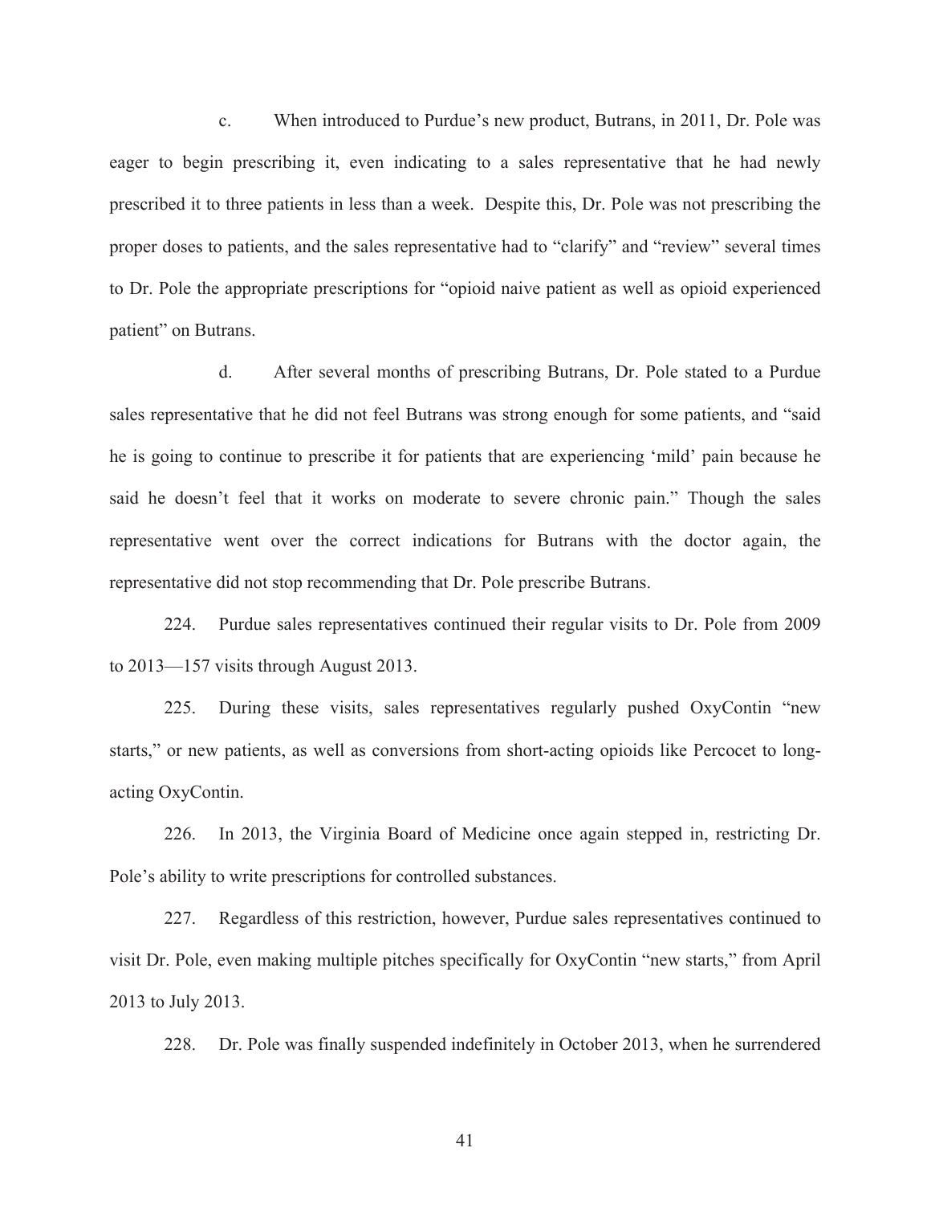c. When introduced to Purdue's new product, Butrans, in 2011, Dr. Pole was eager to begin prescribing it, even indicating to a sales representative that he had newly prescribed it to three patients in less than a week. Despite this, Dr. Pole was not prescribing the proper doses to patients, and the sales representative had to "clarify" and "review" several times to Dr. Pole the appropriate prescriptions for "opioid naive patient as well as opioid experienced patient" on Butrans.

d. After several months of prescribing Butrans, Dr. Pole stated to a Purdue sales representative that he did not feel Butrans was strong enough for some patients, and "said he is going to continue to prescribe it for patients that are experiencing 'mild' pain because he said he doesn't feel that it works on moderate to severe chronic pain." Though the sales representative went over the correct indications for Butrans with the doctor again, the representative did not stop recommending that Dr. Pole prescribe Butrans.

224. Purdue sales representatives continued their regular visits to Dr. Pole from 2009 to 2013—157 visits through August 2013.

225. During these visits, sales representatives regularly pushed OxyContin "new starts," or new patients, as well as conversions from short-acting opioids like Percocet to long-acting OxyContin.

226. In 2013, the Virginia Board of Medicine once again stepped in, restricting Dr. Pole's ability to write prescriptions for controlled substances.

227. Regardless of this restriction, however, Purdue sales representatives continued to visit Dr. Pole, even making multiple pitches specifically for OxyContin "new starts," from April 2013 to July 2013.

228. Dr. Pole was finally suspended indefinitely in October 2013, when he surrendered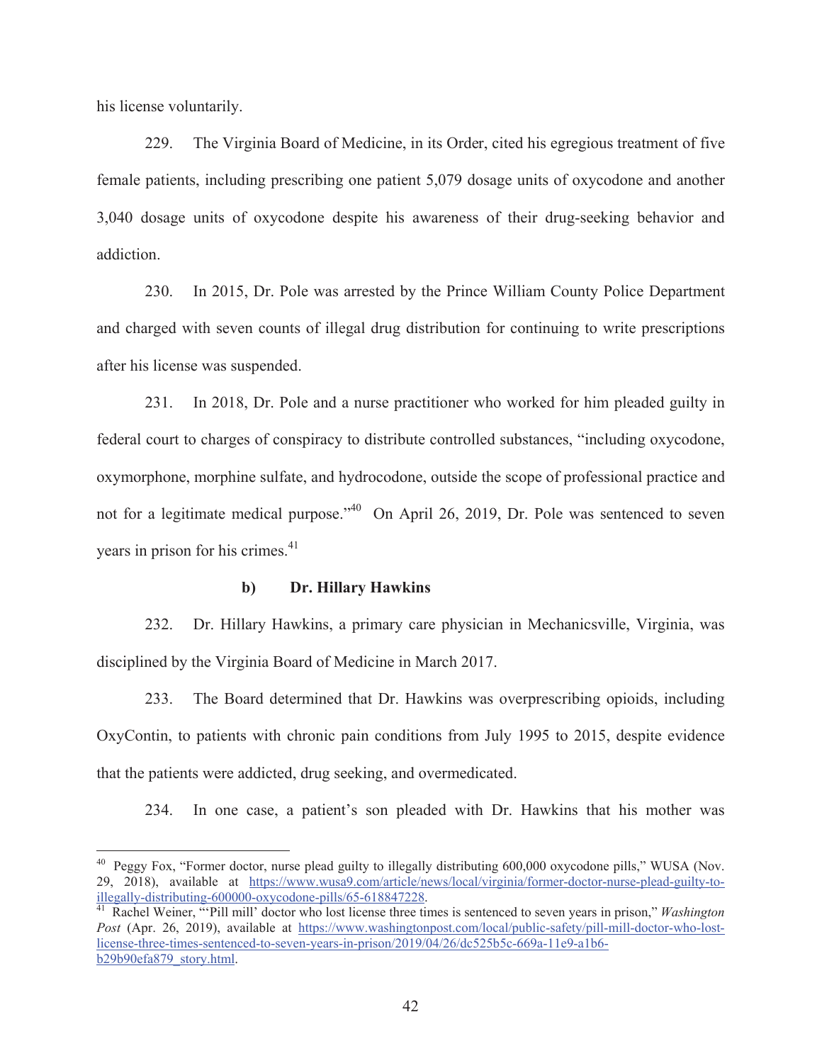his license voluntarily.

229. The Virginia Board of Medicine, in its Order, cited his egregious treatment of five female patients, including prescribing one patient 5,079 dosage units of oxycodone and another 3,040 dosage units of oxycodone despite his awareness of their drug-seeking behavior and addiction.

230. In 2015, Dr. Pole was arrested by the Prince William County Police Department and charged with seven counts of illegal drug distribution for continuing to write prescriptions after his license was suspended.

231. In 2018, Dr. Pole and a nurse practitioner who worked for him pleaded guilty in federal court to charges of conspiracy to distribute controlled substances, "including oxycodone, oxymorphone, morphine sulfate, and hydrocodone, outside the scope of professional practice and not for a legitimate medical purpose."[40] On April 26, 2019, Dr. Pole was sentenced to seven years in prison for his crimes.[41]

**b) Dr. Hillary Hawkins**

232. Dr. Hillary Hawkins, a primary care physician in Mechanicsville, Virginia, was disciplined by the Virginia Board of Medicine in March 2017.

233. The Board determined that Dr. Hawkins was overprescribing opioids, including OxyContin, to patients with chronic pain conditions from July 1995 to 2015, despite evidence that the patients were addicted, drug seeking, and overmedicated.

234. In one case, a patient's son pleaded with Dr. Hawkins that his mother was

---

[40] Peggy Fox, "Former doctor, nurse plead guilty to illegally distributing 600,000 oxycodone pills," WUSA (Nov. 29, 2018), available at https://www.wusa9.com/article/news/local/virginia/former-doctor-nurse-plead-guilty-to-illegally-distributing-600000-oxycodone-pills/65-618847228.

[41] Rachel Weiner, "'Pill mill' doctor who lost license three times is sentenced to seven years in prison," *Washington Post* (Apr. 26, 2019), available at https://www.washingtonpost.com/local/public-safety/pill-mill-doctor-who-lost-license-three-times-sentenced-to-seven-years-in-prison/2019/04/26/dc525b5c-669a-11e9-a1b6-b29b90efa879_story.html.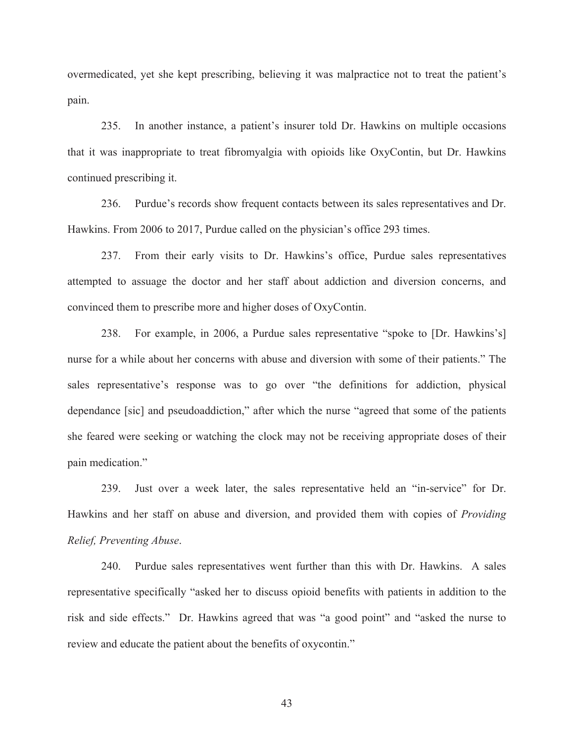overmedicated, yet she kept prescribing, believing it was malpractice not to treat the patient's pain.

235. In another instance, a patient's insurer told Dr. Hawkins on multiple occasions that it was inappropriate to treat fibromyalgia with opioids like OxyContin, but Dr. Hawkins continued prescribing it.

236. Purdue's records show frequent contacts between its sales representatives and Dr. Hawkins. From 2006 to 2017, Purdue called on the physician's office 293 times.

237. From their early visits to Dr. Hawkins's office, Purdue sales representatives attempted to assuage the doctor and her staff about addiction and diversion concerns, and convinced them to prescribe more and higher doses of OxyContin.

238. For example, in 2006, a Purdue sales representative "spoke to [Dr. Hawkins's] nurse for a while about her concerns with abuse and diversion with some of their patients." The sales representative's response was to go over "the definitions for addiction, physical dependance [sic] and pseudoaddiction," after which the nurse "agreed that some of the patients she feared were seeking or watching the clock may not be receiving appropriate doses of their pain medication."

239. Just over a week later, the sales representative held an "in-service" for Dr. Hawkins and her staff on abuse and diversion, and provided them with copies of *Providing Relief, Preventing Abuse*.

240. Purdue sales representatives went further than this with Dr. Hawkins. A sales representative specifically "asked her to discuss opioid benefits with patients in addition to the risk and side effects." Dr. Hawkins agreed that was "a good point" and "asked the nurse to review and educate the patient about the benefits of oxycontin."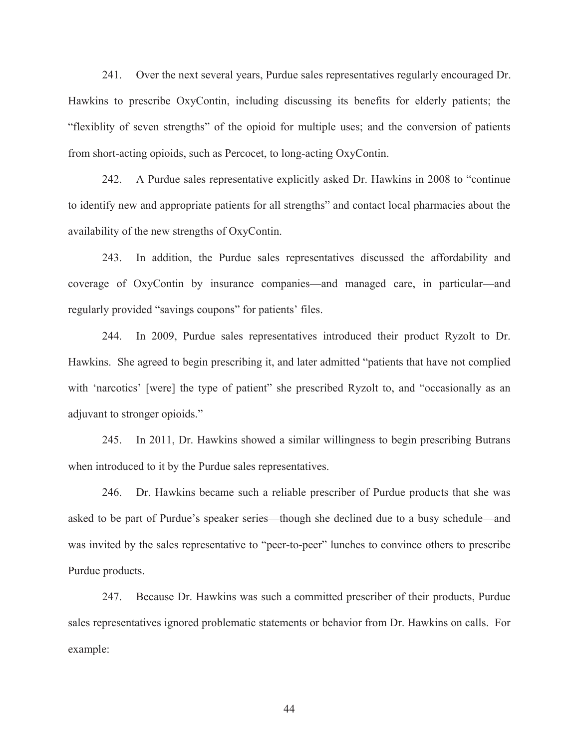241. Over the next several years, Purdue sales representatives regularly encouraged Dr. Hawkins to prescribe OxyContin, including discussing its benefits for elderly patients; the "flexiblity of seven strengths" of the opioid for multiple uses; and the conversion of patients from short-acting opioids, such as Percocet, to long-acting OxyContin.

242. A Purdue sales representative explicitly asked Dr. Hawkins in 2008 to "continue to identify new and appropriate patients for all strengths" and contact local pharmacies about the availability of the new strengths of OxyContin.

243. In addition, the Purdue sales representatives discussed the affordability and coverage of OxyContin by insurance companies—and managed care, in particular—and regularly provided "savings coupons" for patients' files.

244. In 2009, Purdue sales representatives introduced their product Ryzolt to Dr. Hawkins. She agreed to begin prescribing it, and later admitted "patients that have not complied with 'narcotics' [were] the type of patient" she prescribed Ryzolt to, and "occasionally as an adjuvant to stronger opioids."

245. In 2011, Dr. Hawkins showed a similar willingness to begin prescribing Butrans when introduced to it by the Purdue sales representatives.

246. Dr. Hawkins became such a reliable prescriber of Purdue products that she was asked to be part of Purdue's speaker series—though she declined due to a busy schedule—and was invited by the sales representative to "peer-to-peer" lunches to convince others to prescribe Purdue products.

247. Because Dr. Hawkins was such a committed prescriber of their products, Purdue sales representatives ignored problematic statements or behavior from Dr. Hawkins on calls. For example: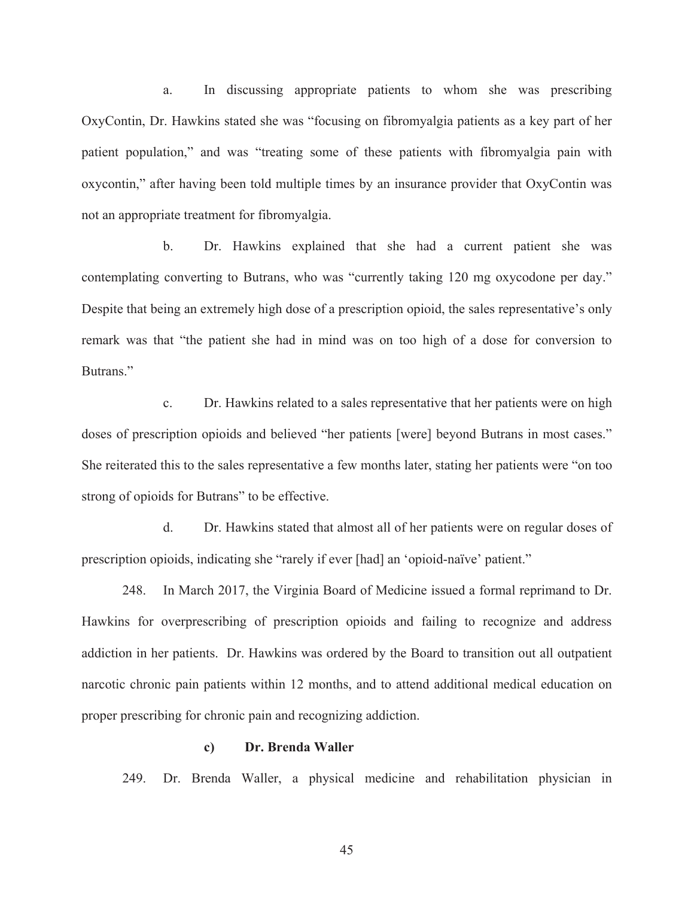a. In discussing appropriate patients to whom she was prescribing OxyContin, Dr. Hawkins stated she was "focusing on fibromyalgia patients as a key part of her patient population," and was "treating some of these patients with fibromyalgia pain with oxycontin," after having been told multiple times by an insurance provider that OxyContin was not an appropriate treatment for fibromyalgia.

b. Dr. Hawkins explained that she had a current patient she was contemplating converting to Butrans, who was "currently taking 120 mg oxycodone per day." Despite that being an extremely high dose of a prescription opioid, the sales representative's only remark was that "the patient she had in mind was on too high of a dose for conversion to Butrans."

c. Dr. Hawkins related to a sales representative that her patients were on high doses of prescription opioids and believed "her patients [were] beyond Butrans in most cases." She reiterated this to the sales representative a few months later, stating her patients were "on too strong of opioids for Butrans" to be effective.

d. Dr. Hawkins stated that almost all of her patients were on regular doses of prescription opioids, indicating she "rarely if ever [had] an 'opioid-naïve' patient."

248. In March 2017, the Virginia Board of Medicine issued a formal reprimand to Dr. Hawkins for overprescribing of prescription opioids and failing to recognize and address addiction in her patients. Dr. Hawkins was ordered by the Board to transition out all outpatient narcotic chronic pain patients within 12 months, and to attend additional medical education on proper prescribing for chronic pain and recognizing addiction.

#### c) Dr. Brenda Waller

249. Dr. Brenda Waller, a physical medicine and rehabilitation physician in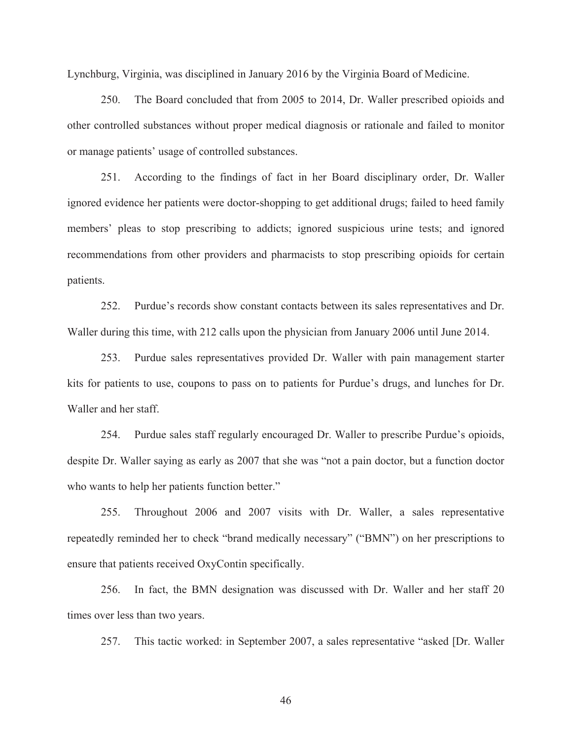Lynchburg, Virginia, was disciplined in January 2016 by the Virginia Board of Medicine.

250. The Board concluded that from 2005 to 2014, Dr. Waller prescribed opioids and other controlled substances without proper medical diagnosis or rationale and failed to monitor or manage patients' usage of controlled substances.

251. According to the findings of fact in her Board disciplinary order, Dr. Waller ignored evidence her patients were doctor-shopping to get additional drugs; failed to heed family members' pleas to stop prescribing to addicts; ignored suspicious urine tests; and ignored recommendations from other providers and pharmacists to stop prescribing opioids for certain patients.

252. Purdue's records show constant contacts between its sales representatives and Dr. Waller during this time, with 212 calls upon the physician from January 2006 until June 2014.

253. Purdue sales representatives provided Dr. Waller with pain management starter kits for patients to use, coupons to pass on to patients for Purdue's drugs, and lunches for Dr. Waller and her staff.

254. Purdue sales staff regularly encouraged Dr. Waller to prescribe Purdue's opioids, despite Dr. Waller saying as early as 2007 that she was "not a pain doctor, but a function doctor who wants to help her patients function better."

255. Throughout 2006 and 2007 visits with Dr. Waller, a sales representative repeatedly reminded her to check "brand medically necessary" ("BMN") on her prescriptions to ensure that patients received OxyContin specifically.

256. In fact, the BMN designation was discussed with Dr. Waller and her staff 20 times over less than two years.

257. This tactic worked: in September 2007, a sales representative "asked [Dr. Waller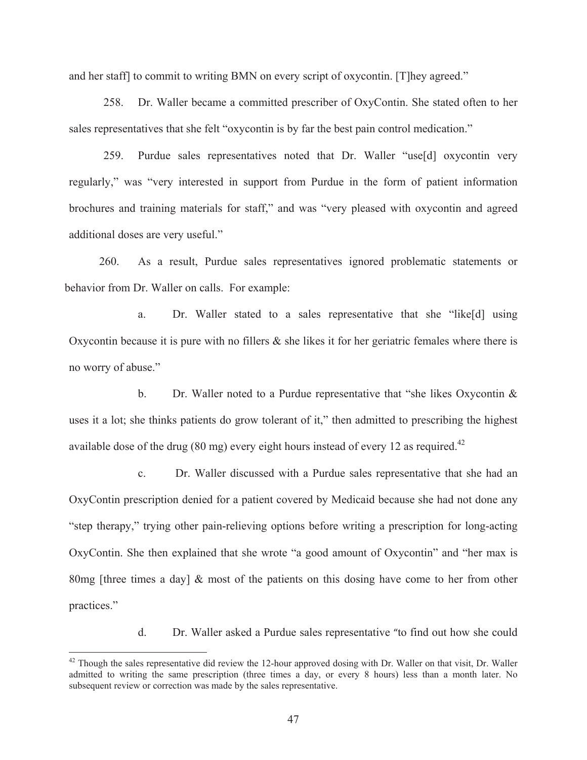and her staff] to commit to writing BMN on every script of oxycontin. [T]hey agreed."

258. Dr. Waller became a committed prescriber of OxyContin. She stated often to her sales representatives that she felt "oxycontin is by far the best pain control medication."

259. Purdue sales representatives noted that Dr. Waller "use[d] oxycontin very regularly," was "very interested in support from Purdue in the form of patient information brochures and training materials for staff," and was "very pleased with oxycontin and agreed additional doses are very useful."

260. As a result, Purdue sales representatives ignored problematic statements or behavior from Dr. Waller on calls. For example:

a. Dr. Waller stated to a sales representative that she "like[d] using Oxycontin because it is pure with no fillers & she likes it for her geriatric females where there is no worry of abuse."

b. Dr. Waller noted to a Purdue representative that "she likes Oxycontin & uses it a lot; she thinks patients do grow tolerant of it," then admitted to prescribing the highest available dose of the drug (80 mg) every eight hours instead of every 12 as required.[42]

c. Dr. Waller discussed with a Purdue sales representative that she had an OxyContin prescription denied for a patient covered by Medicaid because she had not done any "step therapy," trying other pain-relieving options before writing a prescription for long-acting OxyContin. She then explained that she wrote "a good amount of Oxycontin" and "her max is 80mg [three times a day] & most of the patients on this dosing have come to her from other practices."

d. Dr. Waller asked a Purdue sales representative "to find out how she could

---

[42] Though the sales representative did review the 12-hour approved dosing with Dr. Waller on that visit, Dr. Waller admitted to writing the same prescription (three times a day, or every 8 hours) less than a month later. No subsequent review or correction was made by the sales representative.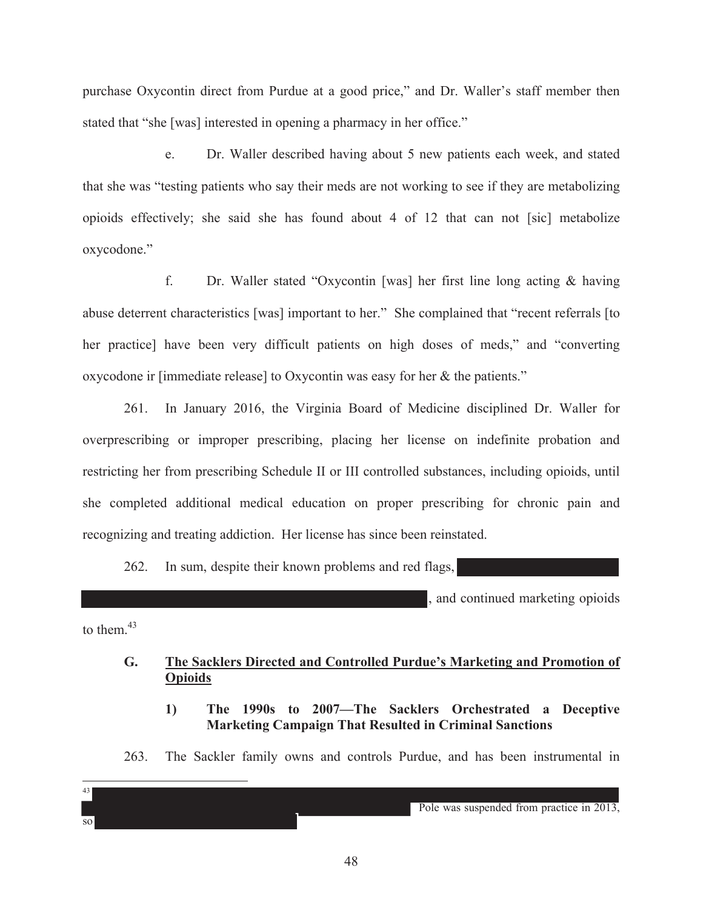purchase Oxycontin direct from Purdue at a good price," and Dr. Waller's staff member then stated that "she [was] interested in opening a pharmacy in her office."

e. Dr. Waller described having about 5 new patients each week, and stated that she was "testing patients who say their meds are not working to see if they are metabolizing opioids effectively; she said she has found about 4 of 12 that can not [sic] metabolize oxycodone."

f. Dr. Waller stated "Oxycontin [was] her first line long acting & having abuse deterrent characteristics [was] important to her." She complained that "recent referrals [to her practice] have been very difficult patients on high doses of meds," and "converting oxycodone ir [immediate release] to Oxycontin was easy for her & the patients."

261. In January 2016, the Virginia Board of Medicine disciplined Dr. Waller for overprescribing or improper prescribing, placing her license on indefinite probation and restricting her from prescribing Schedule II or III controlled substances, including opioids, until she completed additional medical education on proper prescribing for chronic pain and recognizing and treating addiction. Her license has since been reinstated.

262. In sum, despite their known problems and red flags, [REDACTED], and continued marketing opioids to them.[43]

### G. The Sacklers Directed and Controlled Purdue's Marketing and Promotion of Opioids

#### 1) The 1990s to 2007—The Sacklers Orchestrated a Deceptive Marketing Campaign That Resulted in Criminal Sanctions

263. The Sackler family owns and controls Purdue, and has been instrumental in

---

[43] [REDACTED] Pole was suspended from practice in 2013, so [REDACTED]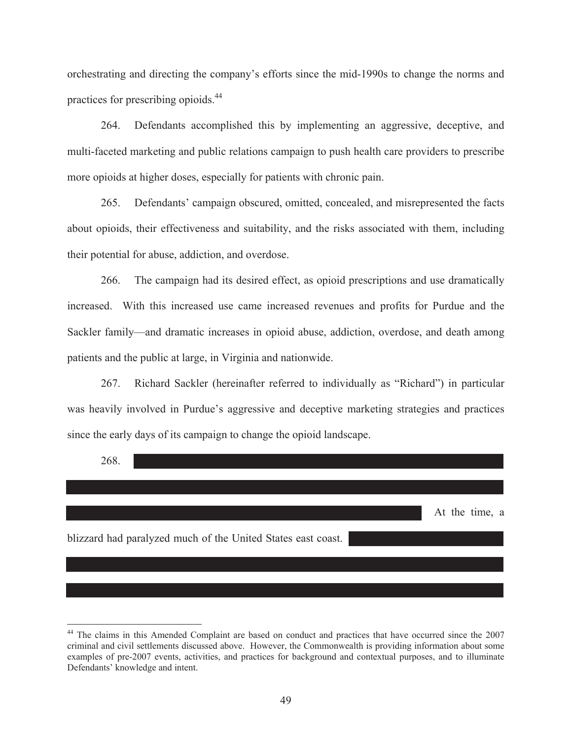orchestrating and directing the company's efforts since the mid-1990s to change the norms and practices for prescribing opioids.[44]

264. Defendants accomplished this by implementing an aggressive, deceptive, and multi-faceted marketing and public relations campaign to push health care providers to prescribe more opioids at higher doses, especially for patients with chronic pain.

265. Defendants' campaign obscured, omitted, concealed, and misrepresented the facts about opioids, their effectiveness and suitability, and the risks associated with them, including their potential for abuse, addiction, and overdose.

266. The campaign had its desired effect, as opioid prescriptions and use dramatically increased. With this increased use came increased revenues and profits for Purdue and the Sackler family—and dramatic increases in opioid abuse, addiction, overdose, and death among patients and the public at large, in Virginia and nationwide.

267. Richard Sackler (hereinafter referred to individually as "Richard") in particular was heavily involved in Purdue's aggressive and deceptive marketing strategies and practices since the early days of its campaign to change the opioid landscape.

268. At the time, a blizzard had paralyzed much of the United States east coast.

[44] The claims in this Amended Complaint are based on conduct and practices that have occurred since the 2007 criminal and civil settlements discussed above. However, the Commonwealth is providing information about some examples of pre-2007 events, activities, and practices for background and contextual purposes, and to illuminate Defendants' knowledge and intent.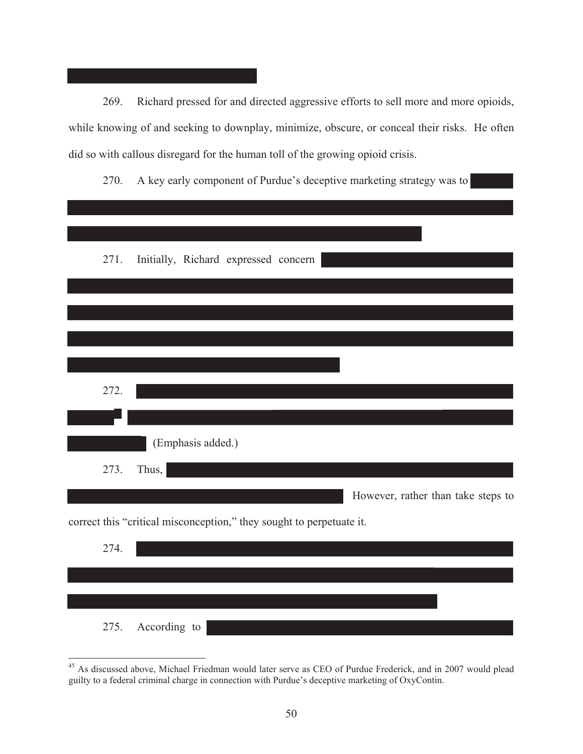269. Richard pressed for and directed aggressive efforts to sell more and more opioids, while knowing of and seeking to downplay, minimize, obscure, or conceal their risks. He often did so with callous disregard for the human toll of the growing opioid crisis.

270. A key early component of Purdue's deceptive marketing strategy was to

271. Initially, Richard expressed concern

272.

(Emphasis added.)

273. Thus, However, rather than take steps to correct this "critical misconception," they sought to perpetuate it.

274.

275. According to

---

[45] As discussed above, Michael Friedman would later serve as CEO of Purdue Frederick, and in 2007 would plead guilty to a federal criminal charge in connection with Purdue's deceptive marketing of OxyContin.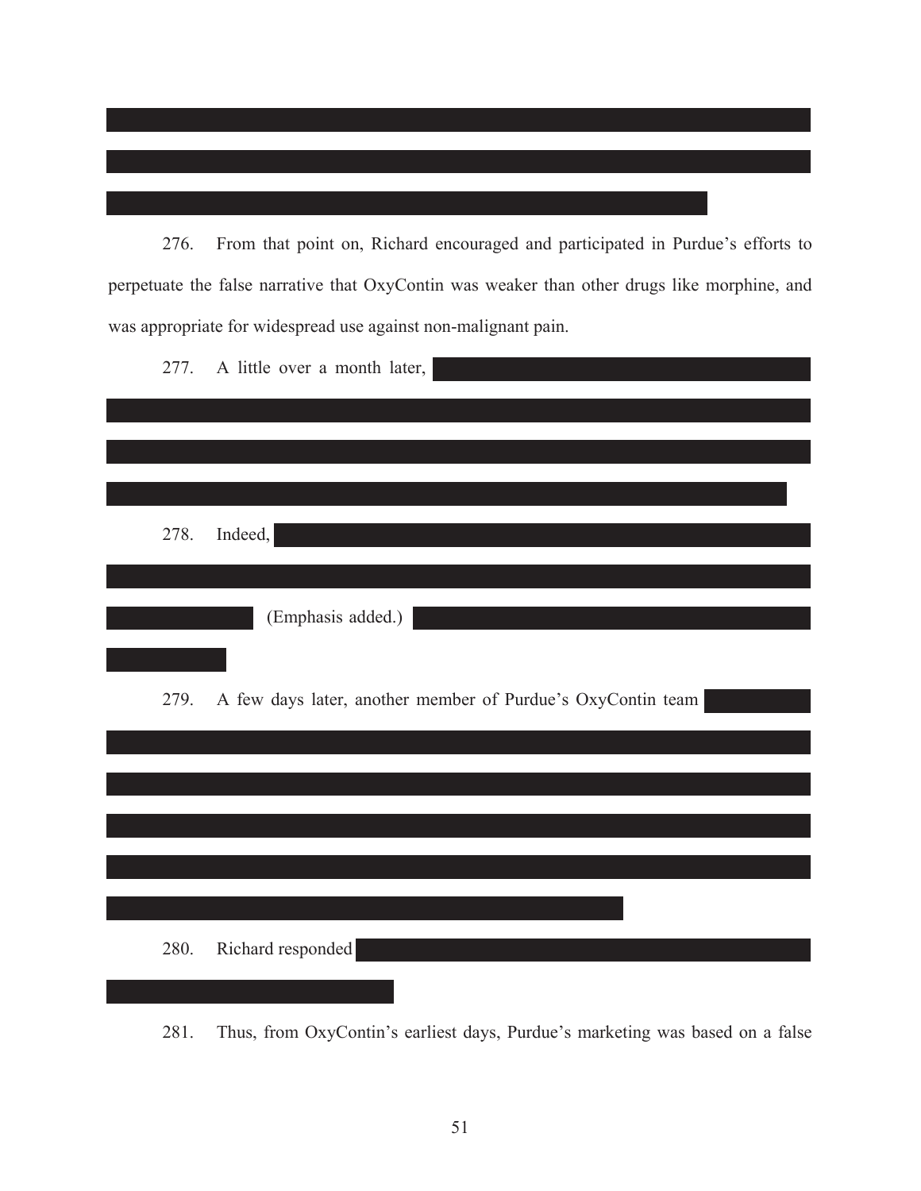276. From that point on, Richard encouraged and participated in Purdue's efforts to perpetuate the false narrative that OxyContin was weaker than other drugs like morphine, and was appropriate for widespread use against non-malignant pain.

277. A little over a month later,

278. Indeed, (Emphasis added.)

279. A few days later, another member of Purdue's OxyContin team

280. Richard responded

281. Thus, from OxyContin's earliest days, Purdue's marketing was based on a false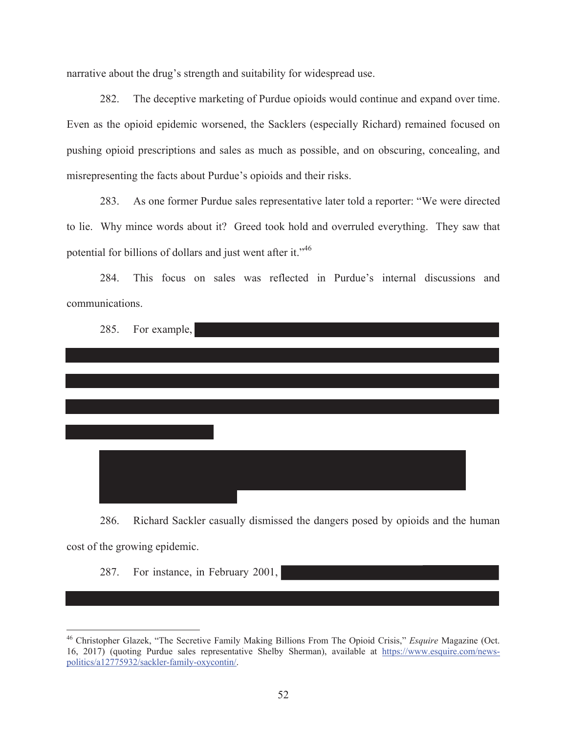narrative about the drug's strength and suitability for widespread use.

282. The deceptive marketing of Purdue opioids would continue and expand over time. Even as the opioid epidemic worsened, the Sacklers (especially Richard) remained focused on pushing opioid prescriptions and sales as much as possible, and on obscuring, concealing, and misrepresenting the facts about Purdue's opioids and their risks.

283. As one former Purdue sales representative later told a reporter: "We were directed to lie. Why mince words about it? Greed took hold and overruled everything. They saw that potential for billions of dollars and just went after it."[46]

284. This focus on sales was reflected in Purdue's internal discussions and communications.

285. For example, [REDACTED]

[REDACTED]

286. Richard Sackler casually dismissed the dangers posed by opioids and the human cost of the growing epidemic.

287. For instance, in February 2001, [REDACTED]

[46] Christopher Glazek, "The Secretive Family Making Billions From The Opioid Crisis," *Esquire* Magazine (Oct. 16, 2017) (quoting Purdue sales representative Shelby Sherman), available at https://www.esquire.com/news-politics/a12775932/sackler-family-oxycontin/.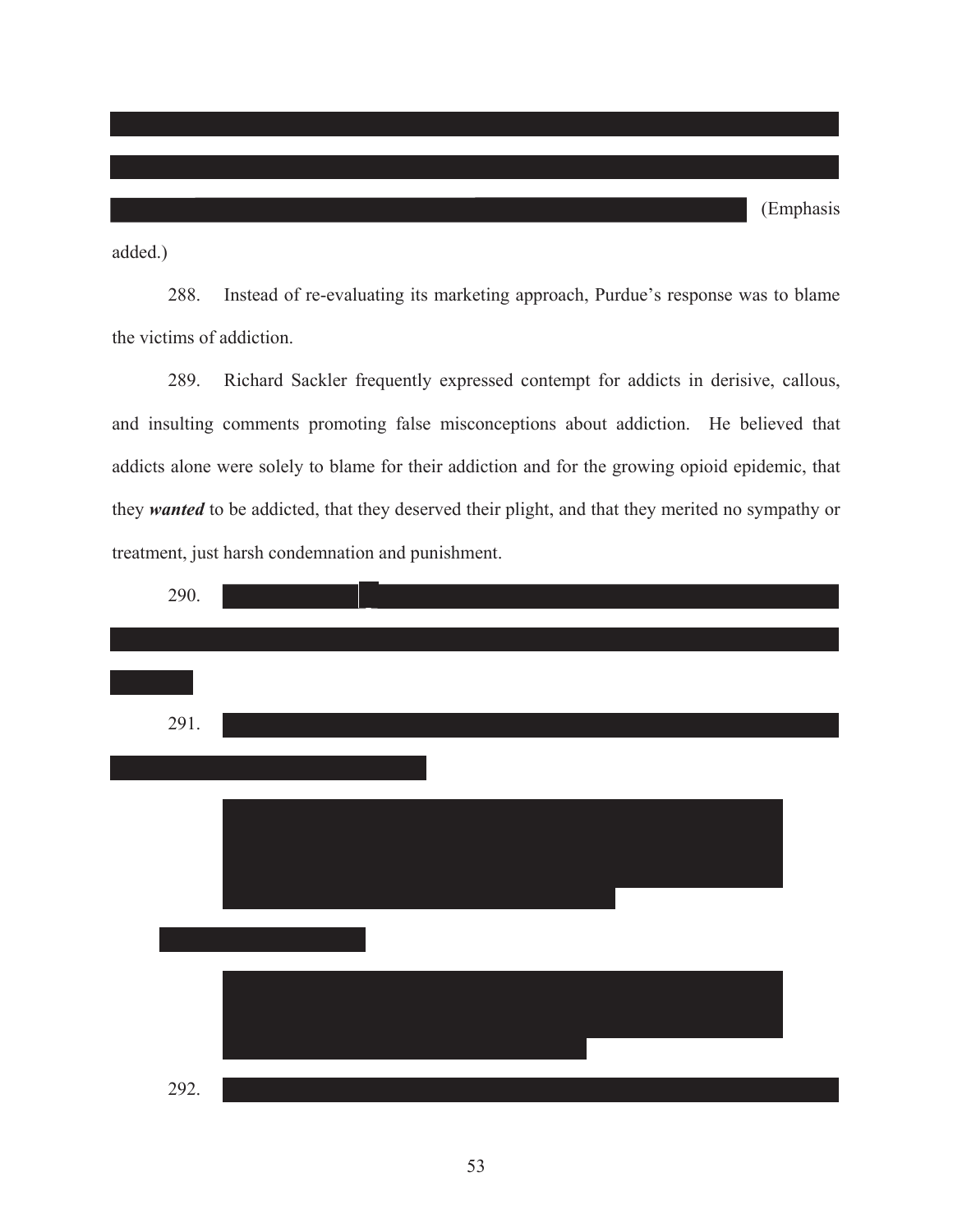(Emphasis added.)

288. Instead of re-evaluating its marketing approach, Purdue's response was to blame the victims of addiction.

289. Richard Sackler frequently expressed contempt for addicts in derisive, callous, and insulting comments promoting false misconceptions about addiction. He believed that addicts alone were solely to blame for their addiction and for the growing opioid epidemic, that they ***wanted*** to be addicted, that they deserved their plight, and that they merited no sympathy or treatment, just harsh condemnation and punishment.

290.

291.

292.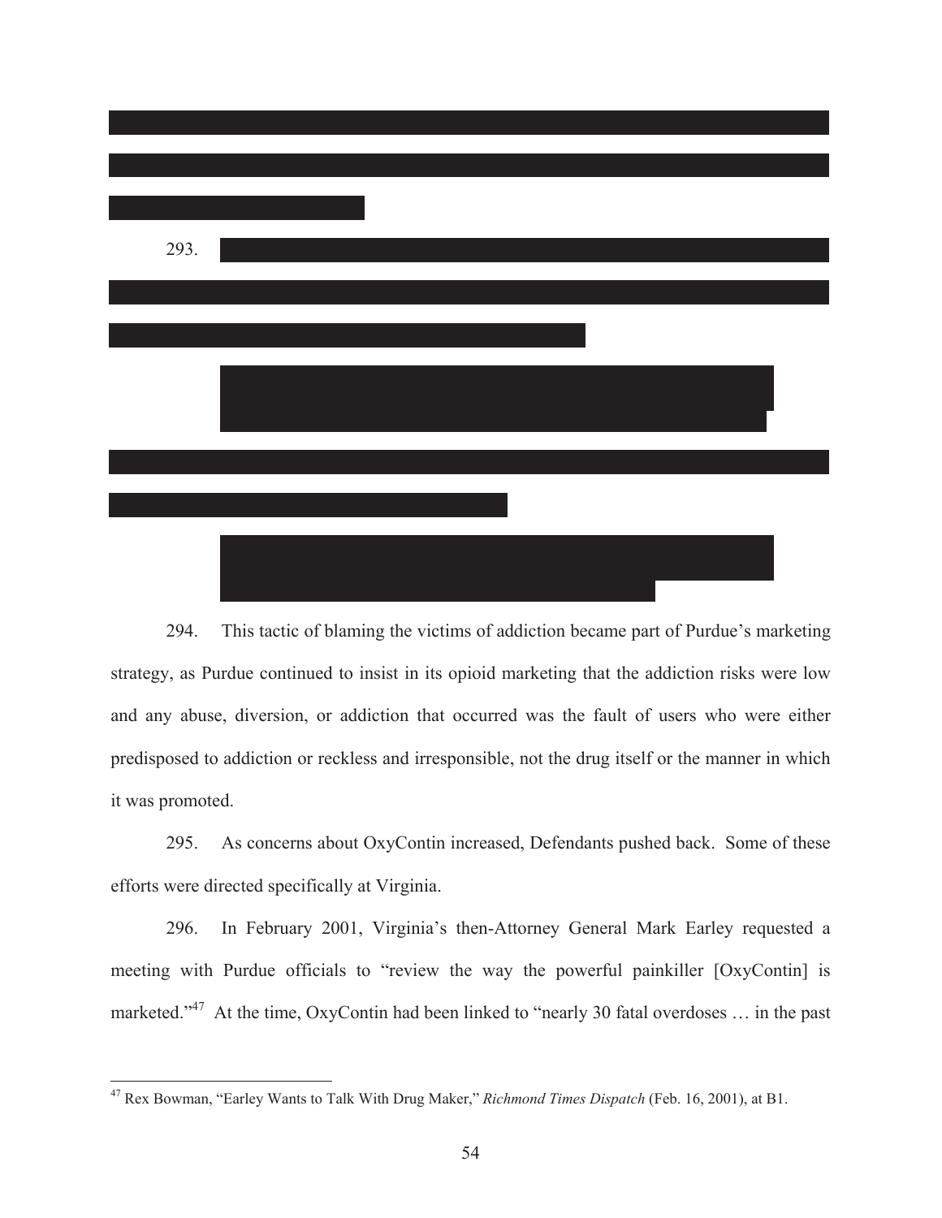293.

294. This tactic of blaming the victims of addiction became part of Purdue's marketing strategy, as Purdue continued to insist in its opioid marketing that the addiction risks were low and any abuse, diversion, or addiction that occurred was the fault of users who were either predisposed to addiction or reckless and irresponsible, not the drug itself or the manner in which it was promoted.

295. As concerns about OxyContin increased, Defendants pushed back. Some of these efforts were directed specifically at Virginia.

296. In February 2001, Virginia's then-Attorney General Mark Earley requested a meeting with Purdue officials to "review the way the powerful painkiller [OxyContin] is marketed."[47] At the time, OxyContin had been linked to "nearly 30 fatal overdoses … in the past

---

[47] Rex Bowman, "Earley Wants to Talk With Drug Maker," *Richmond Times Dispatch* (Feb. 16, 2001), at B1.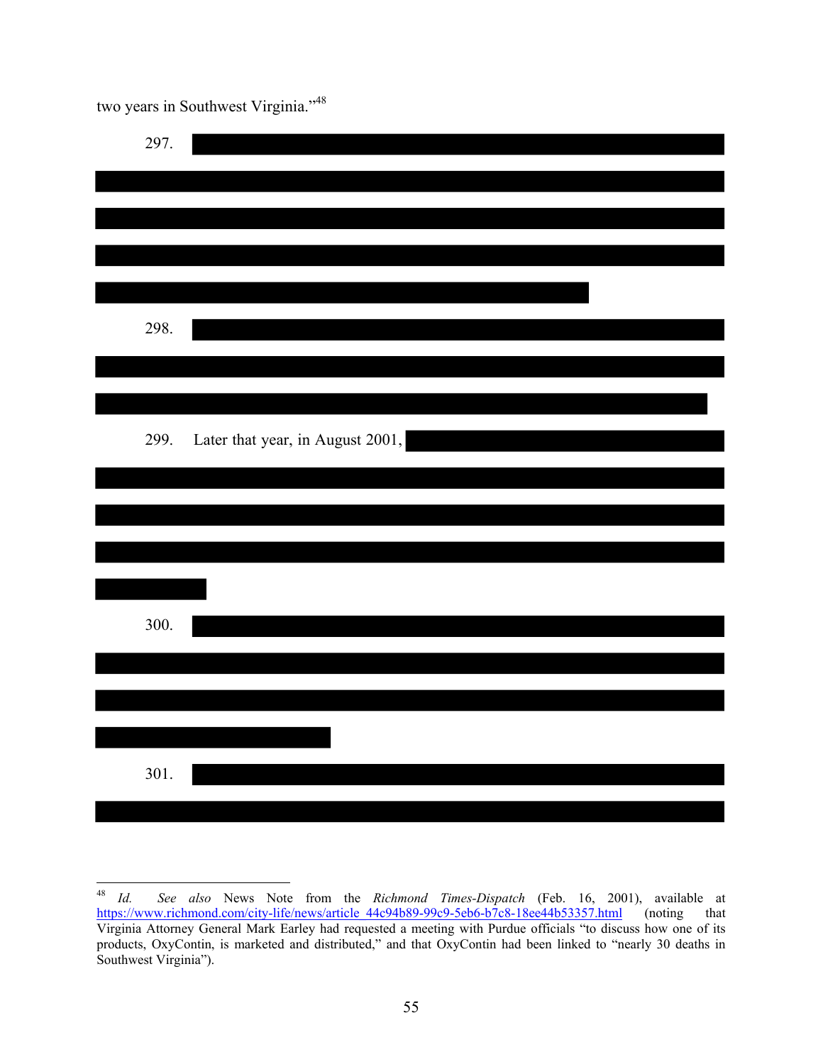two years in Southwest Virginia."[48]

297.

298.

299. Later that year, in August 2001,

300.

301.

---

[48] *Id.* *See also* News Note from the *Richmond Times-Dispatch* (Feb. 16, 2001), available at https://www.richmond.com/city-life/news/article_44c94b89-99c9-5eb6-b7c8-18ee44b53357.html (noting that Virginia Attorney General Mark Earley had requested a meeting with Purdue officials "to discuss how one of its products, OxyContin, is marketed and distributed," and that OxyContin had been linked to "nearly 30 deaths in Southwest Virginia").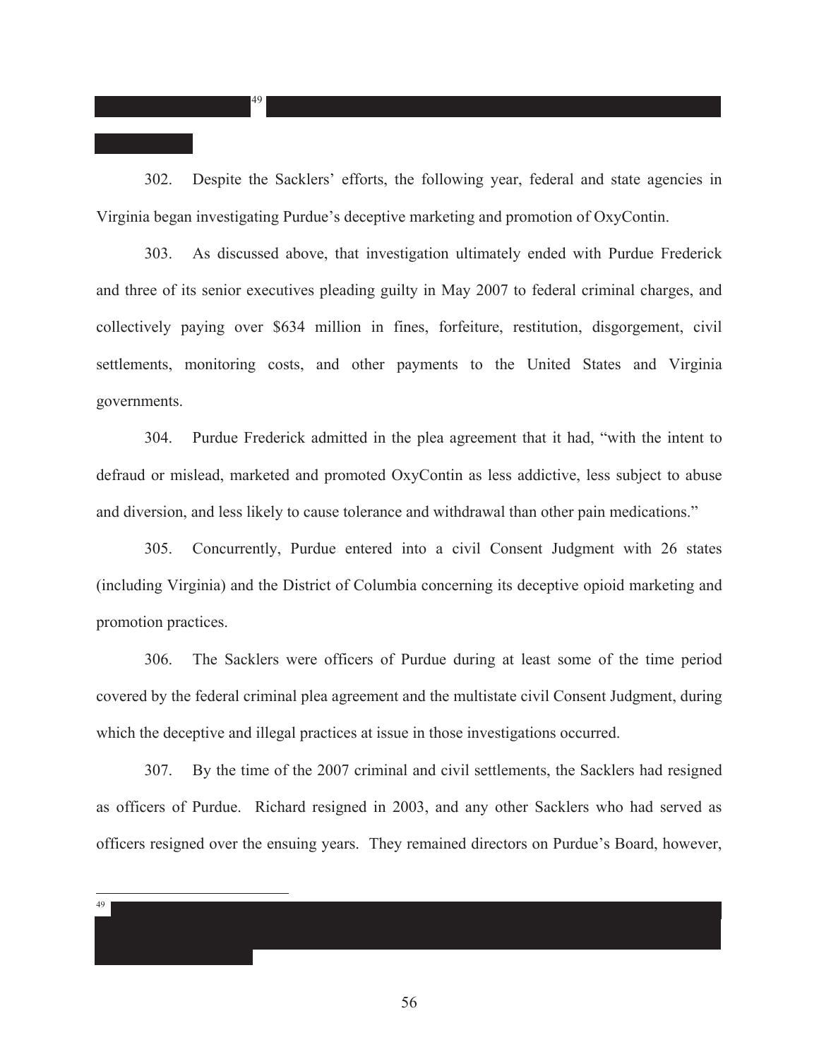[49]

302. Despite the Sacklers' efforts, the following year, federal and state agencies in Virginia began investigating Purdue's deceptive marketing and promotion of OxyContin.

303. As discussed above, that investigation ultimately ended with Purdue Frederick and three of its senior executives pleading guilty in May 2007 to federal criminal charges, and collectively paying over $634 million in fines, forfeiture, restitution, disgorgement, civil settlements, monitoring costs, and other payments to the United States and Virginia governments.

304. Purdue Frederick admitted in the plea agreement that it had, "with the intent to defraud or mislead, marketed and promoted OxyContin as less addictive, less subject to abuse and diversion, and less likely to cause tolerance and withdrawal than other pain medications."

305. Concurrently, Purdue entered into a civil Consent Judgment with 26 states (including Virginia) and the District of Columbia concerning its deceptive opioid marketing and promotion practices.

306. The Sacklers were officers of Purdue during at least some of the time period covered by the federal criminal plea agreement and the multistate civil Consent Judgment, during which the deceptive and illegal practices at issue in those investigations occurred.

307. By the time of the 2007 criminal and civil settlements, the Sacklers had resigned as officers of Purdue. Richard resigned in 2003, and any other Sacklers who had served as officers resigned over the ensuing years. They remained directors on Purdue's Board, however,

[49]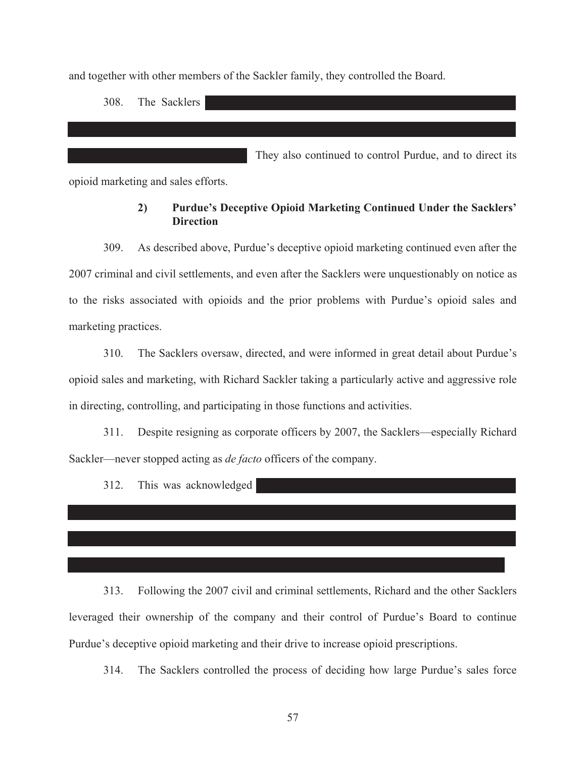and together with other members of the Sackler family, they controlled the Board.

308. The Sacklers [REDACTED] They also continued to control Purdue, and to direct its opioid marketing and sales efforts.

#### 2) Purdue's Deceptive Opioid Marketing Continued Under the Sacklers' Direction

309. As described above, Purdue's deceptive opioid marketing continued even after the 2007 criminal and civil settlements, and even after the Sacklers were unquestionably on notice as to the risks associated with opioids and the prior problems with Purdue's opioid sales and marketing practices.

310. The Sacklers oversaw, directed, and were informed in great detail about Purdue's opioid sales and marketing, with Richard Sackler taking a particularly active and aggressive role in directing, controlling, and participating in those functions and activities.

311. Despite resigning as corporate officers by 2007, the Sacklers—especially Richard Sackler—never stopped acting as *de facto* officers of the company.

312. This was acknowledged [REDACTED]

313. Following the 2007 civil and criminal settlements, Richard and the other Sacklers leveraged their ownership of the company and their control of Purdue's Board to continue Purdue's deceptive opioid marketing and their drive to increase opioid prescriptions.

314. The Sacklers controlled the process of deciding how large Purdue's sales force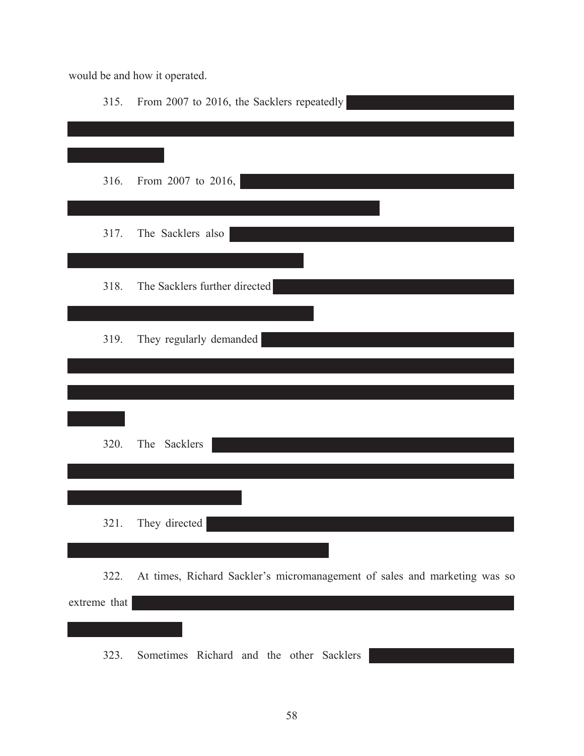would be and how it operated.

315. From 2007 to 2016, the Sacklers repeatedly

316. From 2007 to 2016,

317. The Sacklers also

318. The Sacklers further directed

319. They regularly demanded

320. The Sacklers

321. They directed

322. At times, Richard Sackler's micromanagement of sales and marketing was so extreme that

323. Sometimes Richard and the other Sacklers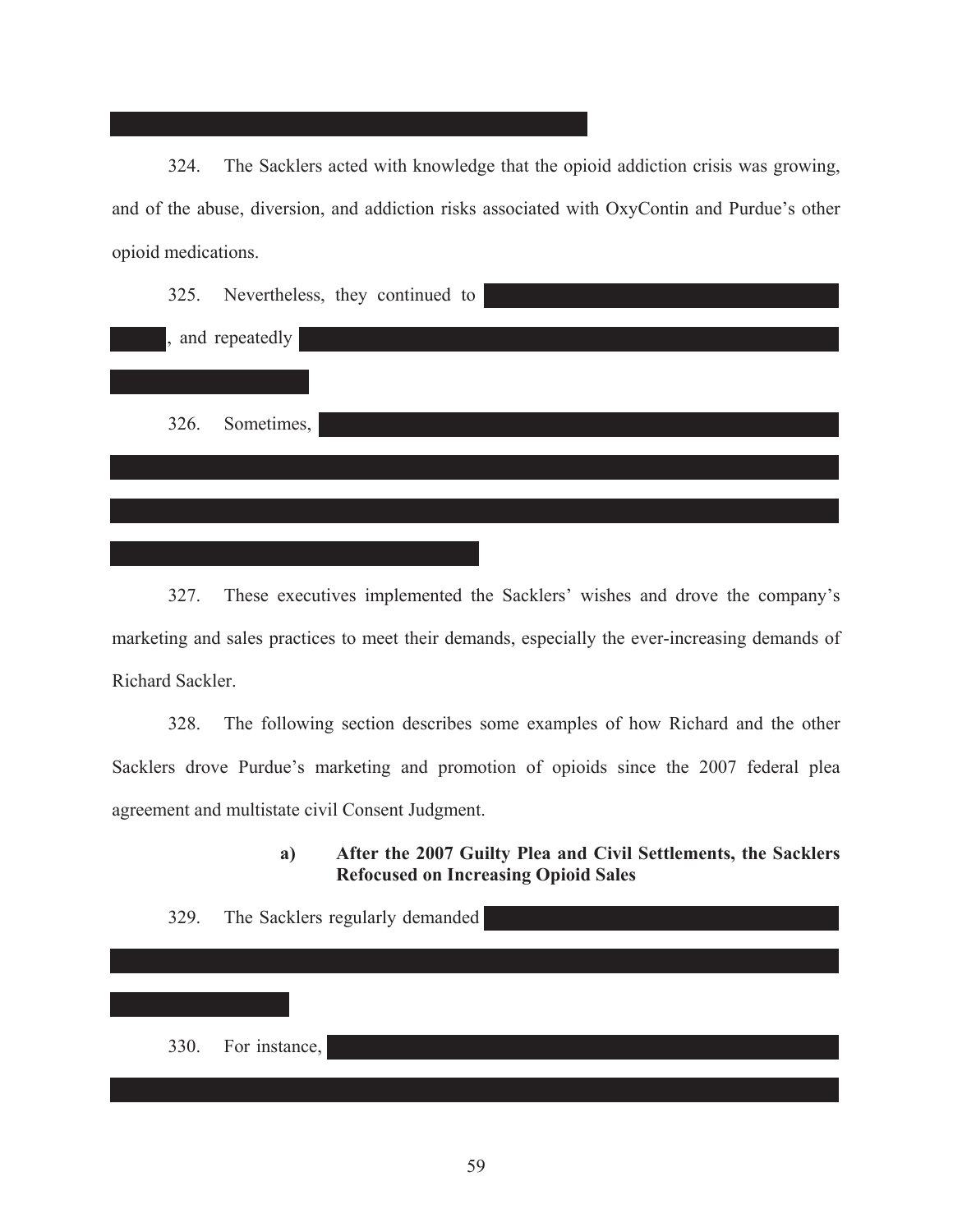324. The Sacklers acted with knowledge that the opioid addiction crisis was growing, and of the abuse, diversion, and addiction risks associated with OxyContin and Purdue's other opioid medications.

325. Nevertheless, they continued to [REDACTED], and repeatedly [REDACTED]

326. Sometimes, [REDACTED]

327. These executives implemented the Sacklers' wishes and drove the company's marketing and sales practices to meet their demands, especially the ever-increasing demands of Richard Sackler.

328. The following section describes some examples of how Richard and the other Sacklers drove Purdue's marketing and promotion of opioids since the 2007 federal plea agreement and multistate civil Consent Judgment.

**a) After the 2007 Guilty Plea and Civil Settlements, the Sacklers Refocused on Increasing Opioid Sales**

329. The Sacklers regularly demanded [REDACTED]

330. For instance, [REDACTED]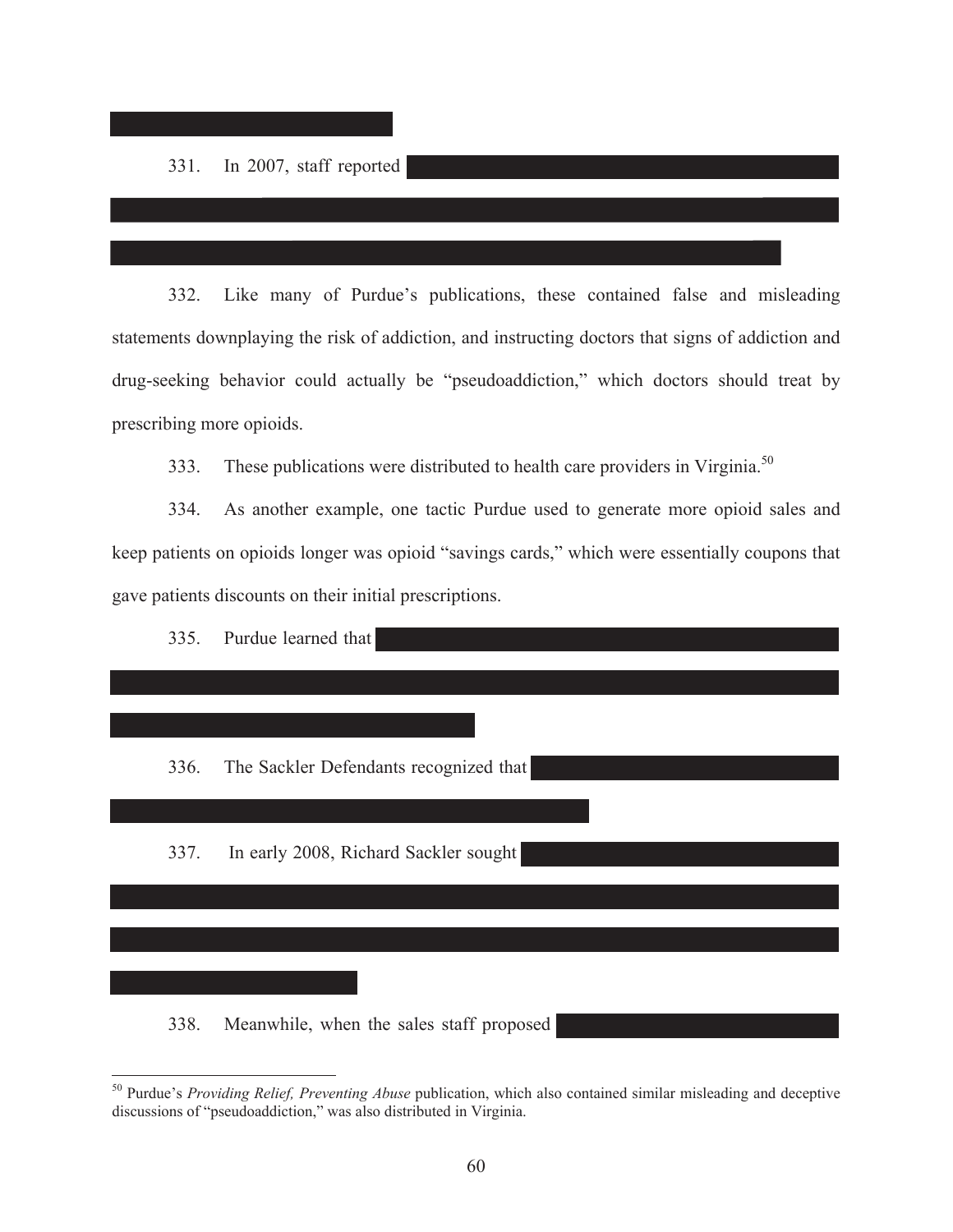331. In 2007, staff reported

332. Like many of Purdue's publications, these contained false and misleading statements downplaying the risk of addiction, and instructing doctors that signs of addiction and drug-seeking behavior could actually be "pseudoaddiction," which doctors should treat by prescribing more opioids.

333. These publications were distributed to health care providers in Virginia.[50]

334. As another example, one tactic Purdue used to generate more opioid sales and keep patients on opioids longer was opioid "savings cards," which were essentially coupons that gave patients discounts on their initial prescriptions.

335. Purdue learned that

336. The Sackler Defendants recognized that

337. In early 2008, Richard Sackler sought

338. Meanwhile, when the sales staff proposed

---

[50] Purdue's *Providing Relief, Preventing Abuse* publication, which also contained similar misleading and deceptive discussions of "pseudoaddiction," was also distributed in Virginia.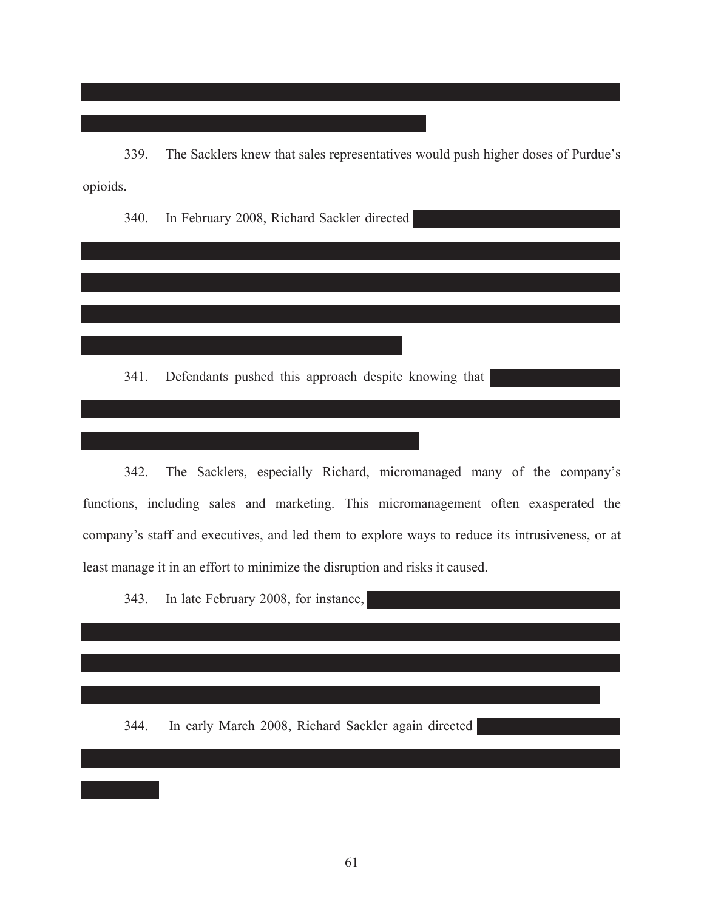339. The Sacklers knew that sales representatives would push higher doses of Purdue's opioids.

340. In February 2008, Richard Sackler directed

341. Defendants pushed this approach despite knowing that

342. The Sacklers, especially Richard, micromanaged many of the company's functions, including sales and marketing. This micromanagement often exasperated the company's staff and executives, and led them to explore ways to reduce its intrusiveness, or at least manage it in an effort to minimize the disruption and risks it caused.

343. In late February 2008, for instance,

344. In early March 2008, Richard Sackler again directed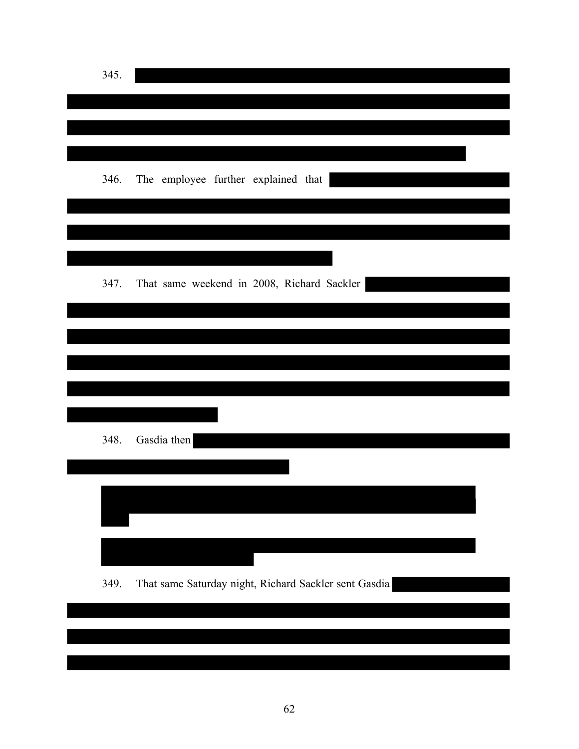345.

346. The employee further explained that

347. That same weekend in 2008, Richard Sackler

348. Gasdia then

349. That same Saturday night, Richard Sackler sent Gasdia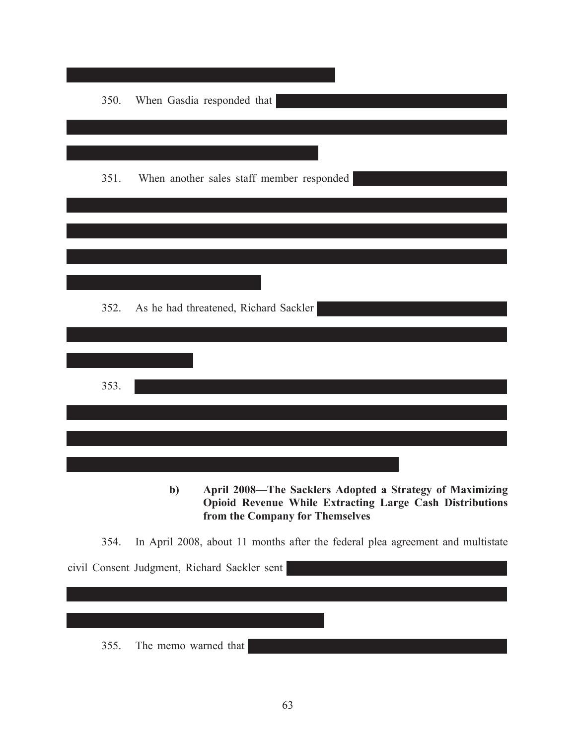350. When Gasdia responded that

351. When another sales staff member responded

352. As he had threatened, Richard Sackler

353.

**b) April 2008—The Sacklers Adopted a Strategy of Maximizing Opioid Revenue While Extracting Large Cash Distributions from the Company for Themselves**

354. In April 2008, about 11 months after the federal plea agreement and multistate civil Consent Judgment, Richard Sackler sent

355. The memo warned that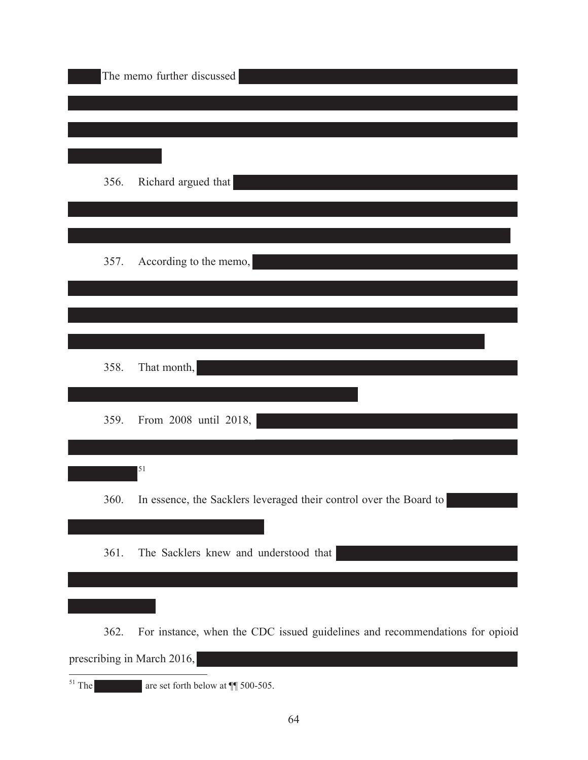The memo further discussed

356. Richard argued that

357. According to the memo,

358. That month,

359. From 2008 until 2018, [51]

360. In essence, the Sacklers leveraged their control over the Board to

361. The Sacklers knew and understood that

362. For instance, when the CDC issued guidelines and recommendations for opioid prescribing in March 2016,

---

[51] The are set forth below at ¶¶ 500-505.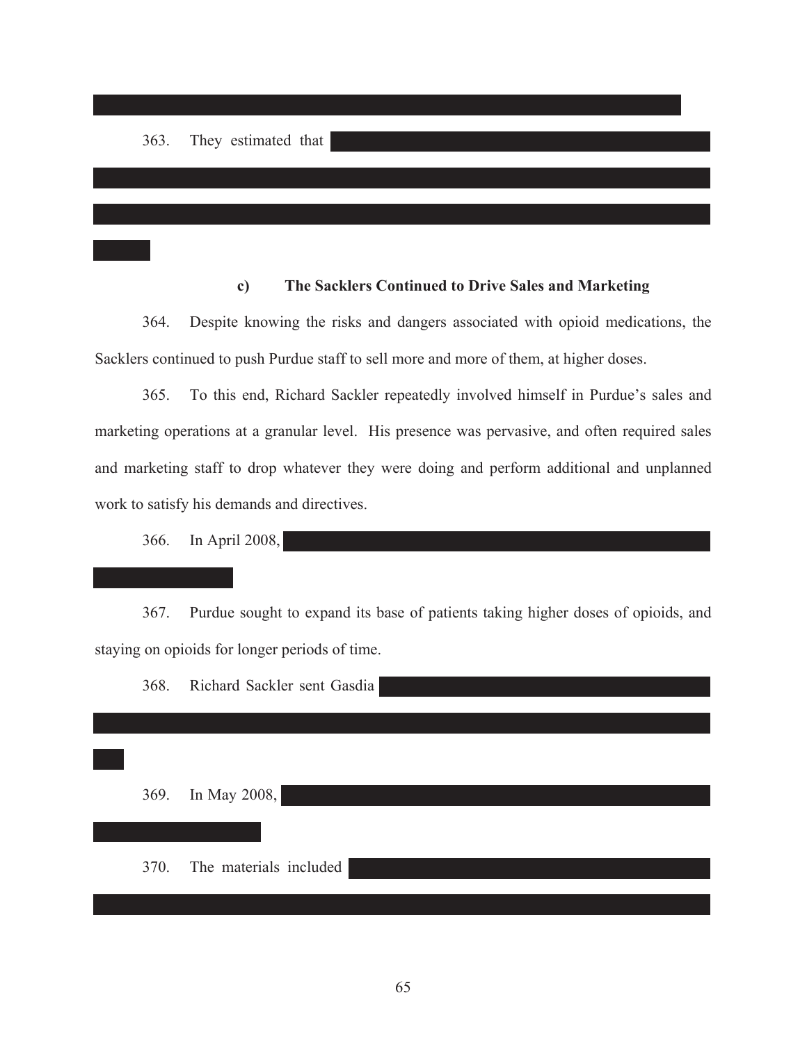363. They estimated that

### c) The Sacklers Continued to Drive Sales and Marketing

364. Despite knowing the risks and dangers associated with opioid medications, the Sacklers continued to push Purdue staff to sell more and more of them, at higher doses.

365. To this end, Richard Sackler repeatedly involved himself in Purdue's sales and marketing operations at a granular level. His presence was pervasive, and often required sales and marketing staff to drop whatever they were doing and perform additional and unplanned work to satisfy his demands and directives.

366. In April 2008,

367. Purdue sought to expand its base of patients taking higher doses of opioids, and staying on opioids for longer periods of time.

368. Richard Sackler sent Gasdia

369. In May 2008,

370. The materials included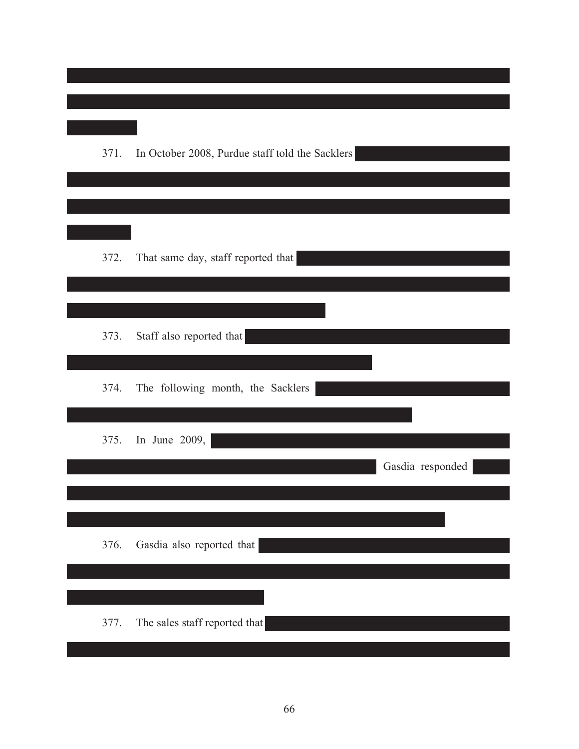371. In October 2008, Purdue staff told the Sacklers

372. That same day, staff reported that

373. Staff also reported that

374. The following month, the Sacklers

375. In June 2009, Gasdia responded

376. Gasdia also reported that

377. The sales staff reported that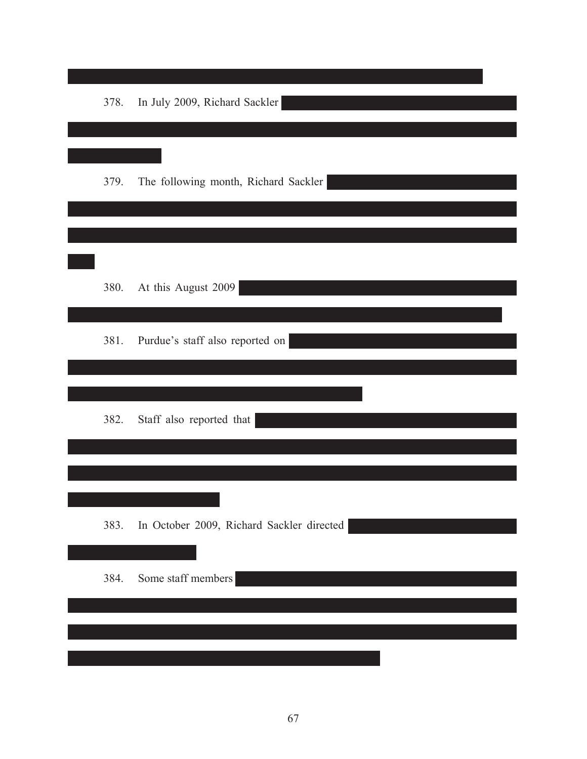378. In July 2009, Richard Sackler

379. The following month, Richard Sackler

380. At this August 2009

381. Purdue's staff also reported on

382. Staff also reported that

383. In October 2009, Richard Sackler directed

384. Some staff members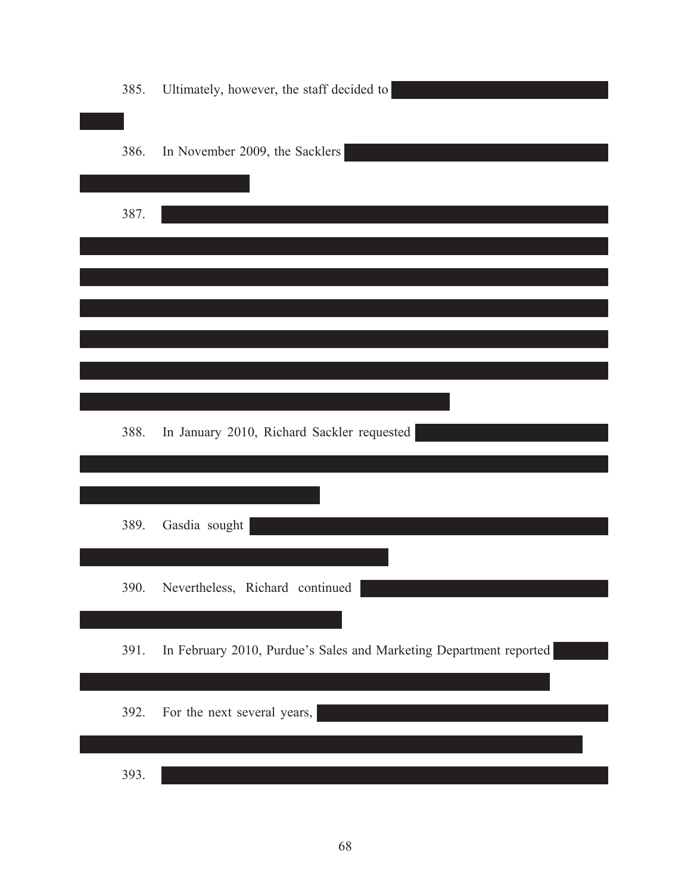385. Ultimately, however, the staff decided to

386. In November 2009, the Sacklers

387.

388. In January 2010, Richard Sackler requested

389. Gasdia sought

390. Nevertheless, Richard continued

391. In February 2010, Purdue's Sales and Marketing Department reported

392. For the next several years,

393.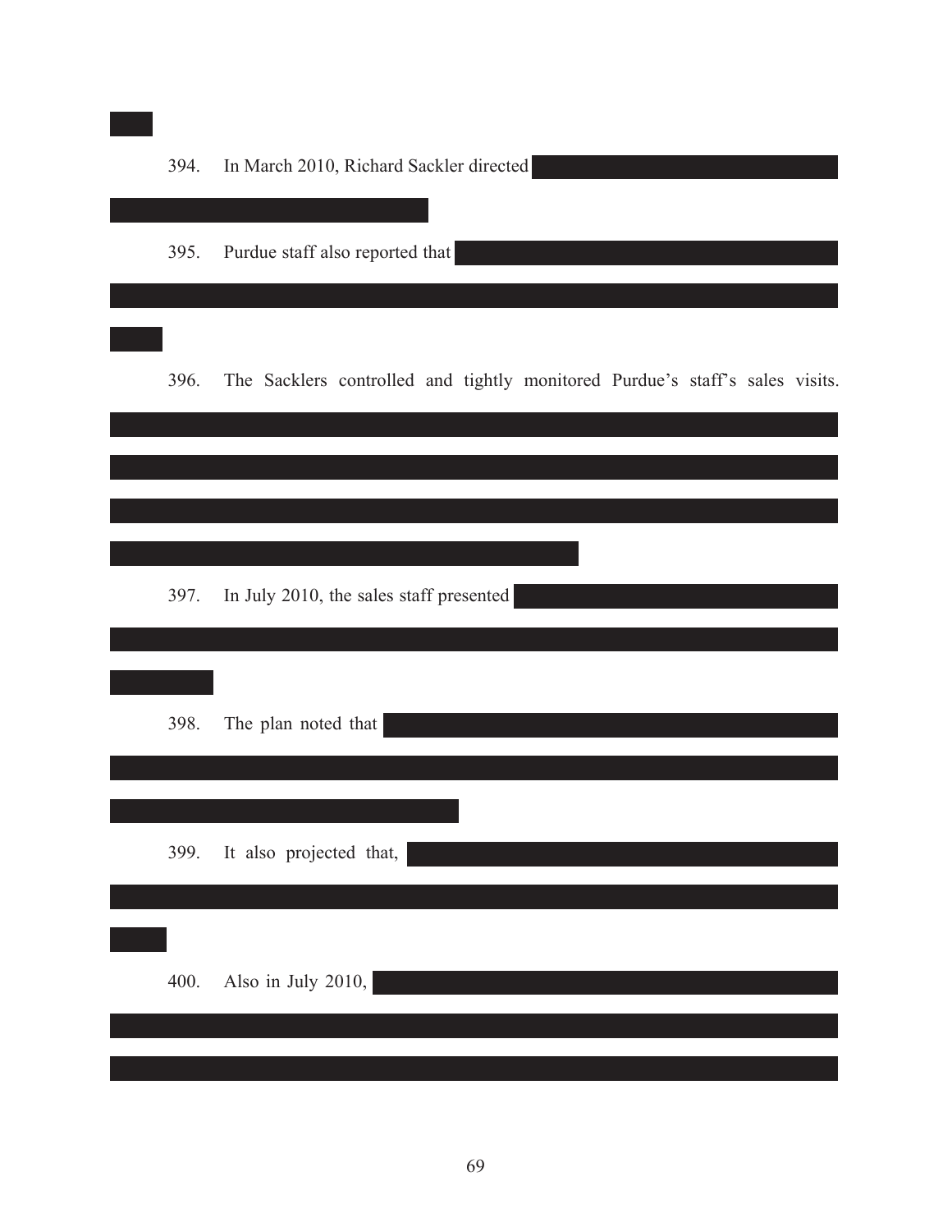394. In March 2010, Richard Sackler directed

395. Purdue staff also reported that

396. The Sacklers controlled and tightly monitored Purdue's staff's sales visits.

397. In July 2010, the sales staff presented

398. The plan noted that

399. It also projected that,

400. Also in July 2010,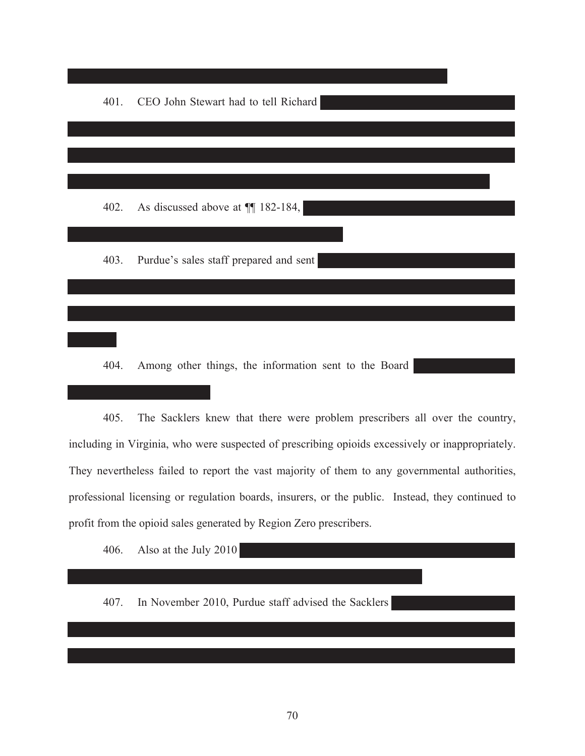401. CEO John Stewart had to tell Richard

402. As discussed above at ¶¶ 182-184,

403. Purdue's sales staff prepared and sent

404. Among other things, the information sent to the Board

405. The Sacklers knew that there were problem prescribers all over the country, including in Virginia, who were suspected of prescribing opioids excessively or inappropriately. They nevertheless failed to report the vast majority of them to any governmental authorities, professional licensing or regulation boards, insurers, or the public. Instead, they continued to profit from the opioid sales generated by Region Zero prescribers.

406. Also at the July 2010

407. In November 2010, Purdue staff advised the Sacklers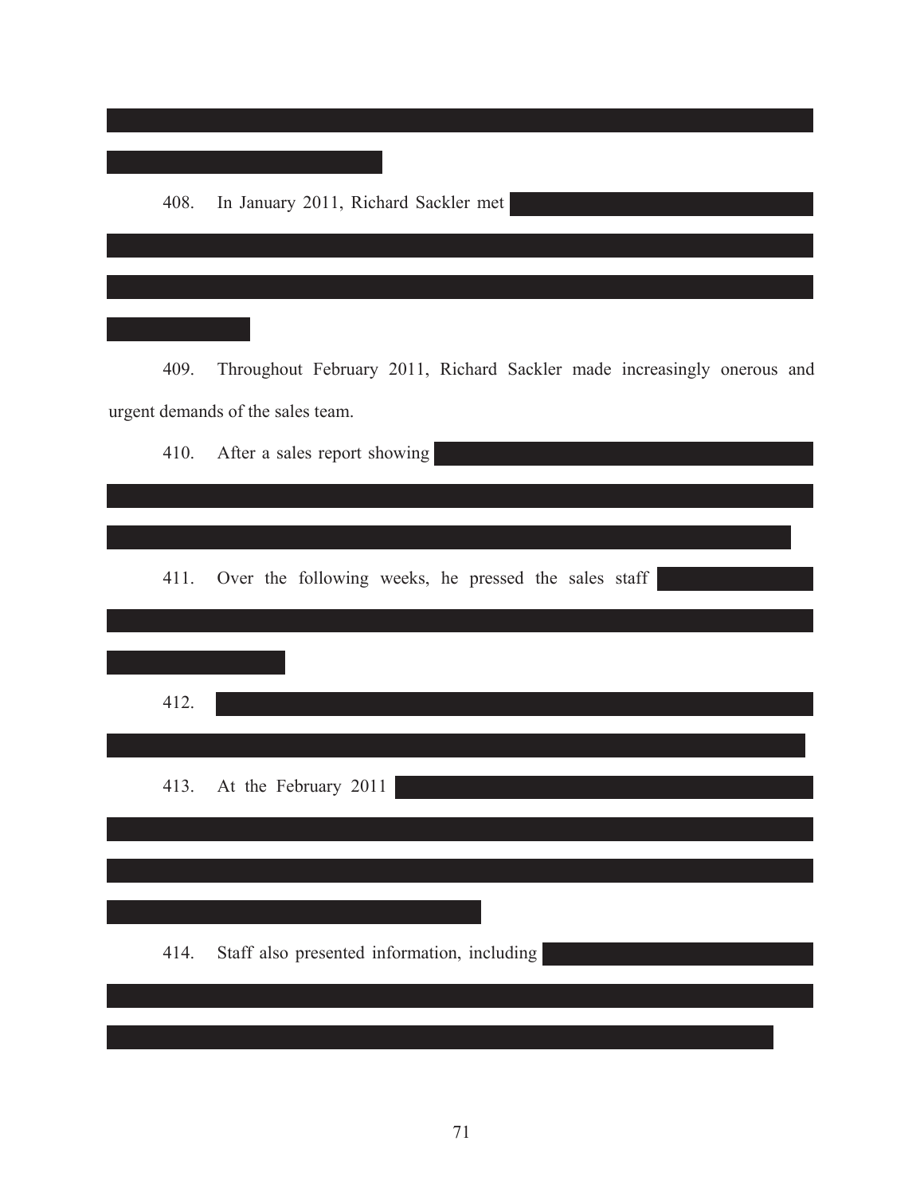408. In January 2011, Richard Sackler met

409. Throughout February 2011, Richard Sackler made increasingly onerous and urgent demands of the sales team.

410. After a sales report showing

411. Over the following weeks, he pressed the sales staff

412.

413. At the February 2011

414. Staff also presented information, including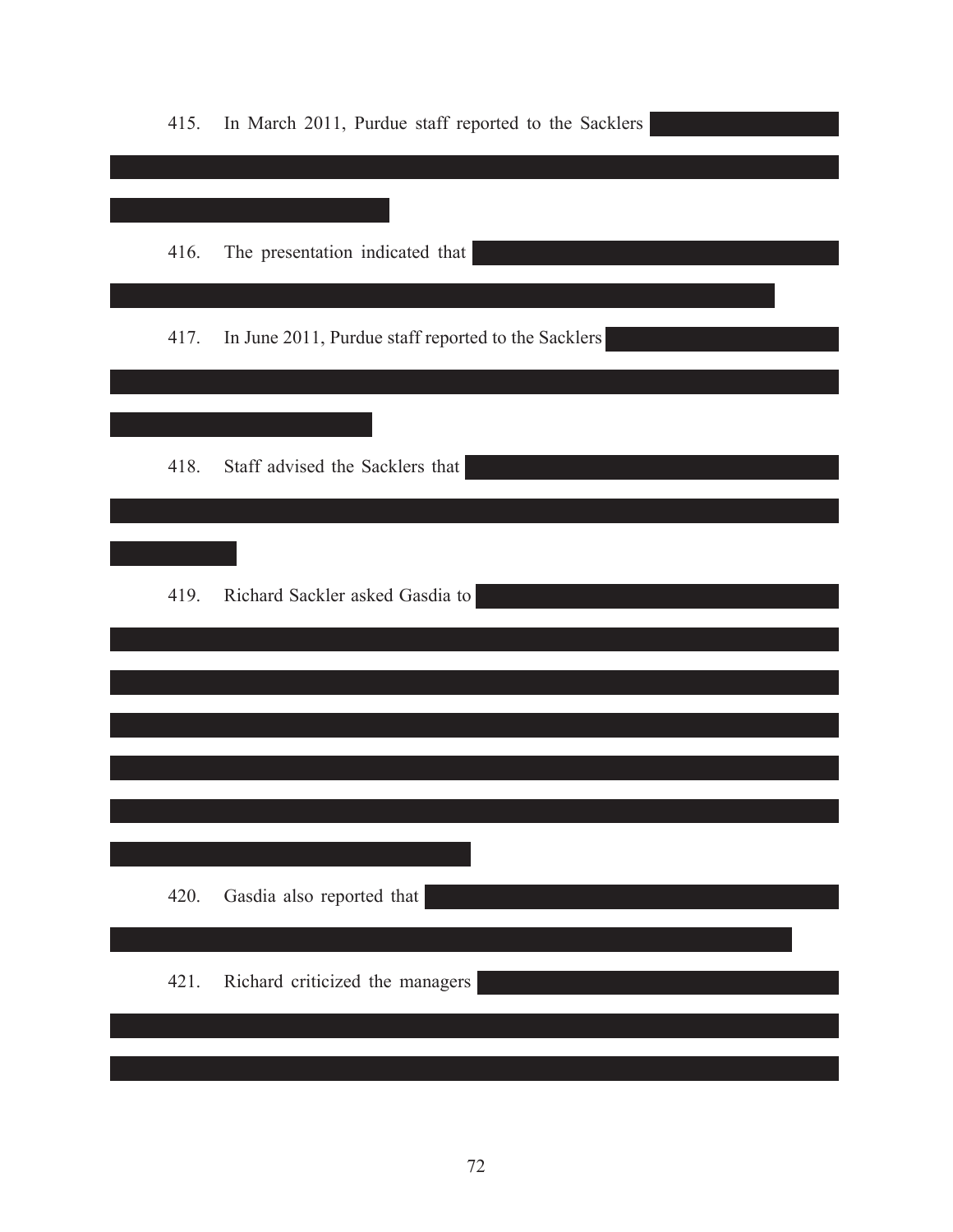415. In March 2011, Purdue staff reported to the Sacklers

416. The presentation indicated that

417. In June 2011, Purdue staff reported to the Sacklers

418. Staff advised the Sacklers that

419. Richard Sackler asked Gasdia to

420. Gasdia also reported that

421. Richard criticized the managers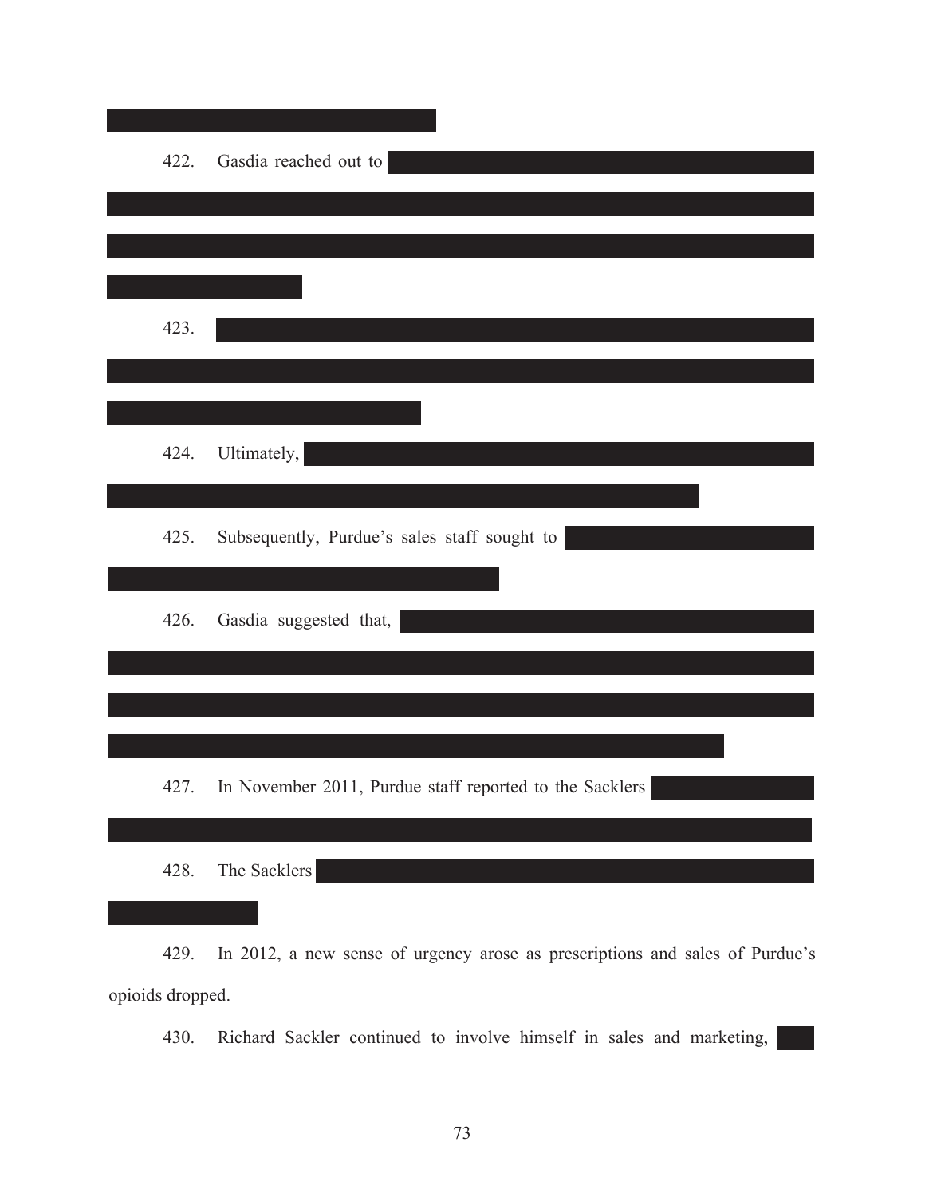422. Gasdia reached out to

423.

424. Ultimately,

425. Subsequently, Purdue's sales staff sought to

426. Gasdia suggested that,

427. In November 2011, Purdue staff reported to the Sacklers

428. The Sacklers

429. In 2012, a new sense of urgency arose as prescriptions and sales of Purdue's opioids dropped.

430. Richard Sackler continued to involve himself in sales and marketing,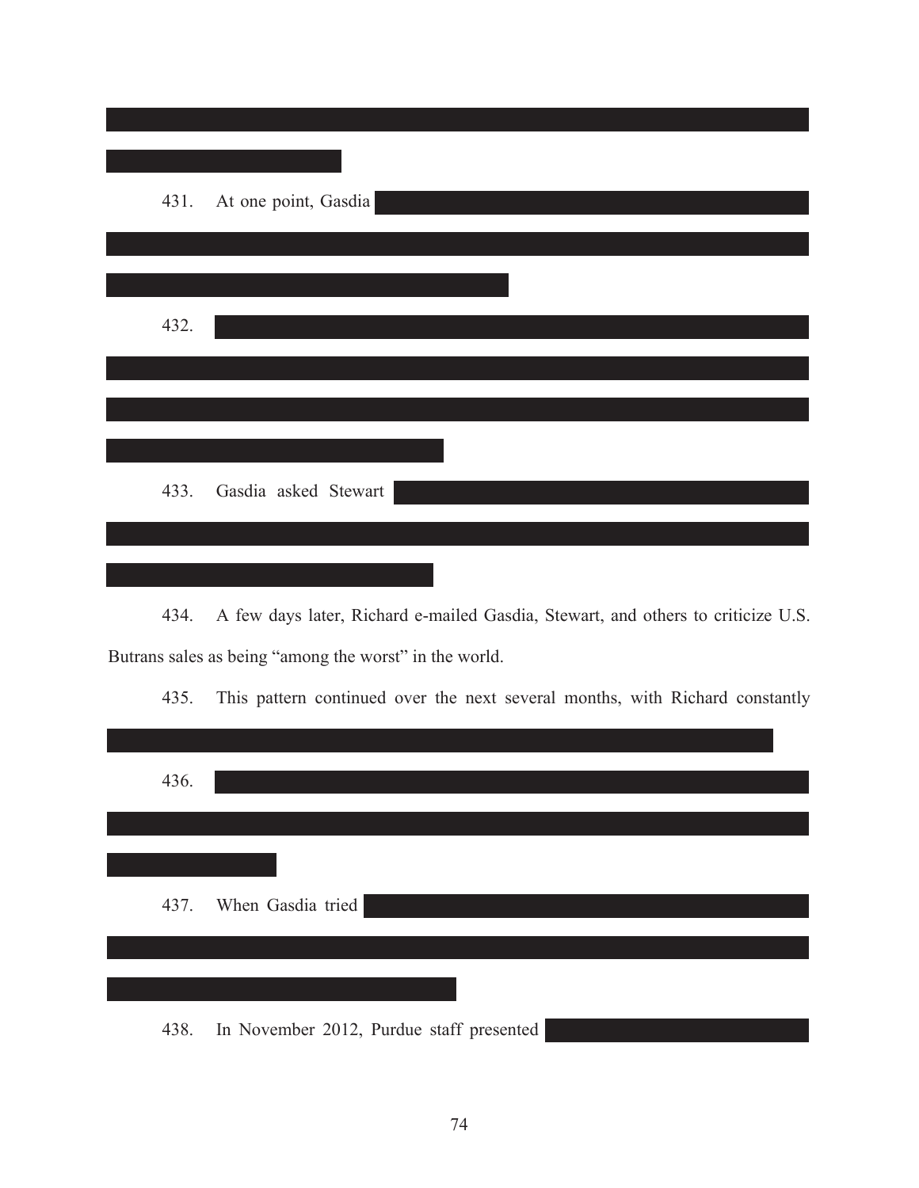431. At one point, Gasdia

432.

433. Gasdia asked Stewart

434. A few days later, Richard e-mailed Gasdia, Stewart, and others to criticize U.S. Butrans sales as being "among the worst" in the world.

435. This pattern continued over the next several months, with Richard constantly

436.

437. When Gasdia tried

438. In November 2012, Purdue staff presented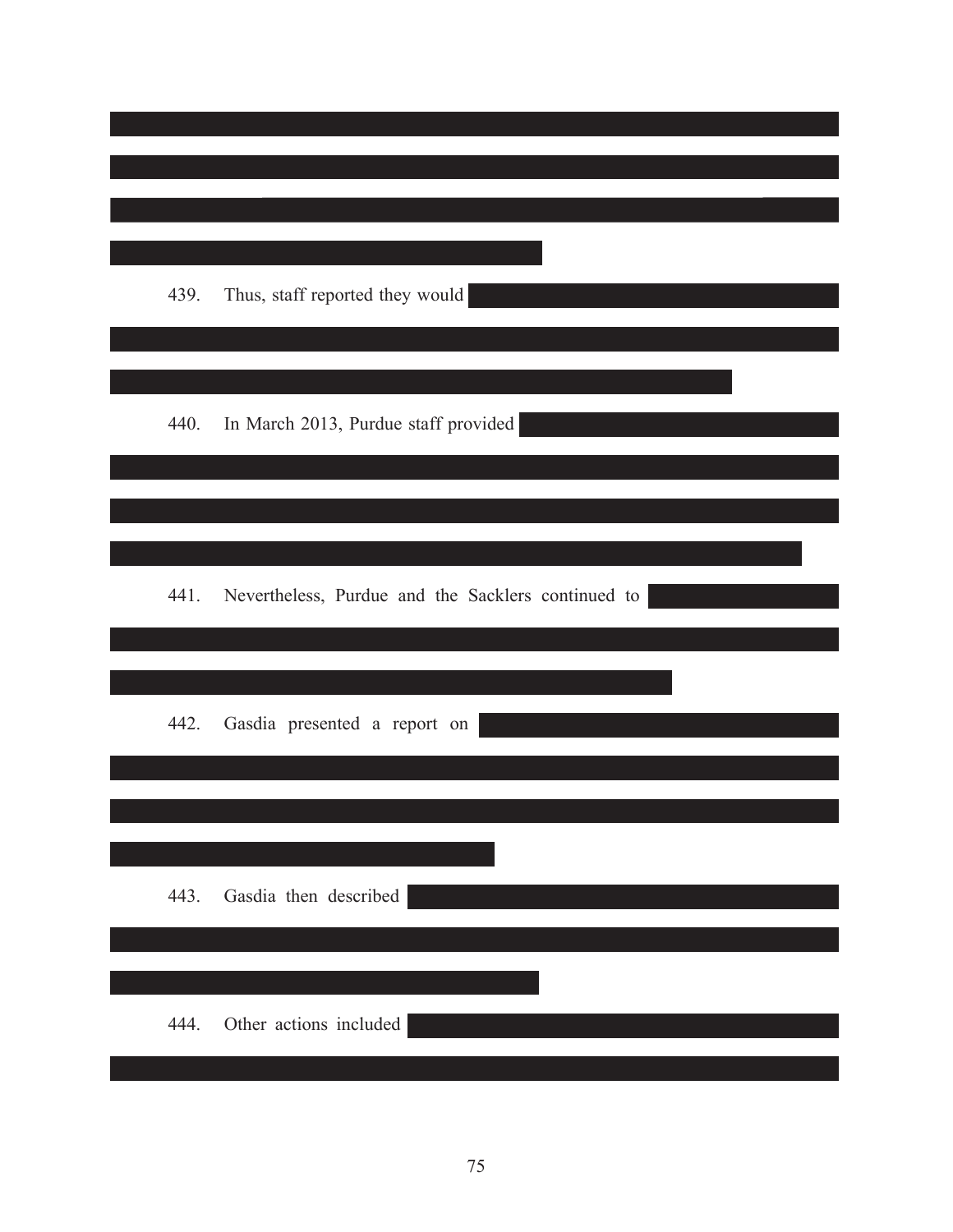439. Thus, staff reported they would

440. In March 2013, Purdue staff provided

441. Nevertheless, Purdue and the Sacklers continued to

442. Gasdia presented a report on

443. Gasdia then described

444. Other actions included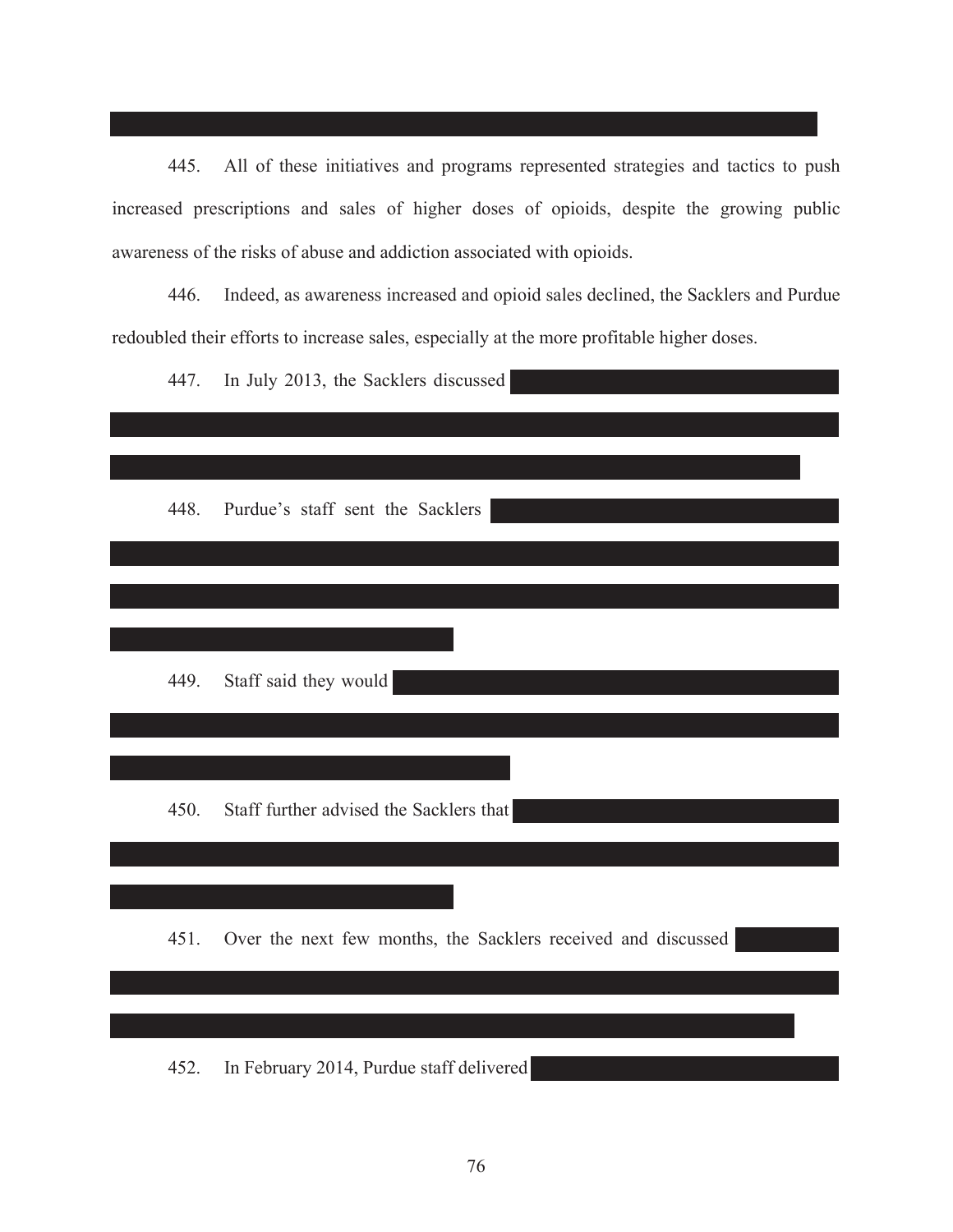445. All of these initiatives and programs represented strategies and tactics to push increased prescriptions and sales of higher doses of opioids, despite the growing public awareness of the risks of abuse and addiction associated with opioids.

446. Indeed, as awareness increased and opioid sales declined, the Sacklers and Purdue redoubled their efforts to increase sales, especially at the more profitable higher doses.

447. In July 2013, the Sacklers discussed

448. Purdue's staff sent the Sacklers

449. Staff said they would

450. Staff further advised the Sacklers that

451. Over the next few months, the Sacklers received and discussed

452. In February 2014, Purdue staff delivered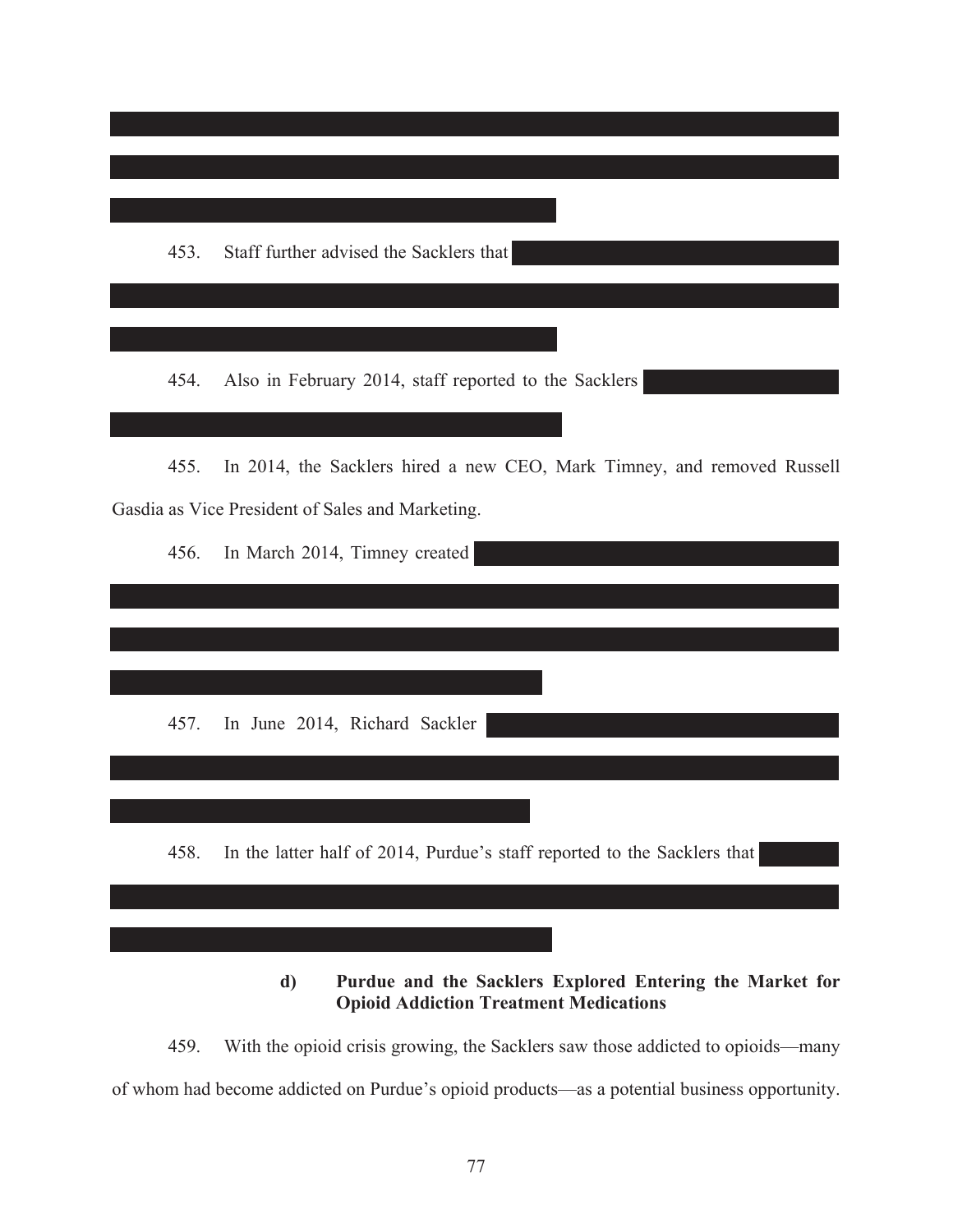453. Staff further advised the Sacklers that

454. Also in February 2014, staff reported to the Sacklers

455. In 2014, the Sacklers hired a new CEO, Mark Timney, and removed Russell Gasdia as Vice President of Sales and Marketing.

456. In March 2014, Timney created

457. In June 2014, Richard Sackler

458. In the latter half of 2014, Purdue's staff reported to the Sacklers that

**d) Purdue and the Sacklers Explored Entering the Market for Opioid Addiction Treatment Medications**

459. With the opioid crisis growing, the Sacklers saw those addicted to opioids—many of whom had become addicted on Purdue's opioid products—as a potential business opportunity.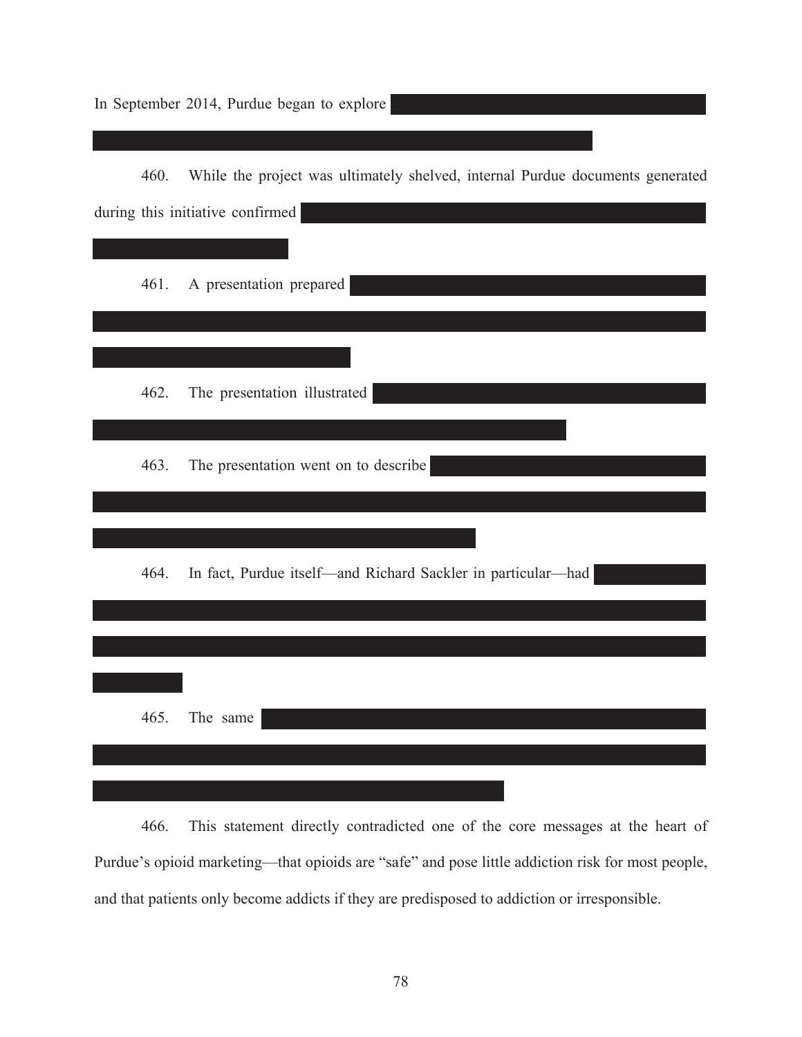In September 2014, Purdue began to explore

460. While the project was ultimately shelved, internal Purdue documents generated during this initiative confirmed

461. A presentation prepared

462. The presentation illustrated

463. The presentation went on to describe

464. In fact, Purdue itself—and Richard Sackler in particular—had

465. The same

466. This statement directly contradicted one of the core messages at the heart of Purdue's opioid marketing—that opioids are "safe" and pose little addiction risk for most people, and that patients only become addicts if they are predisposed to addiction or irresponsible.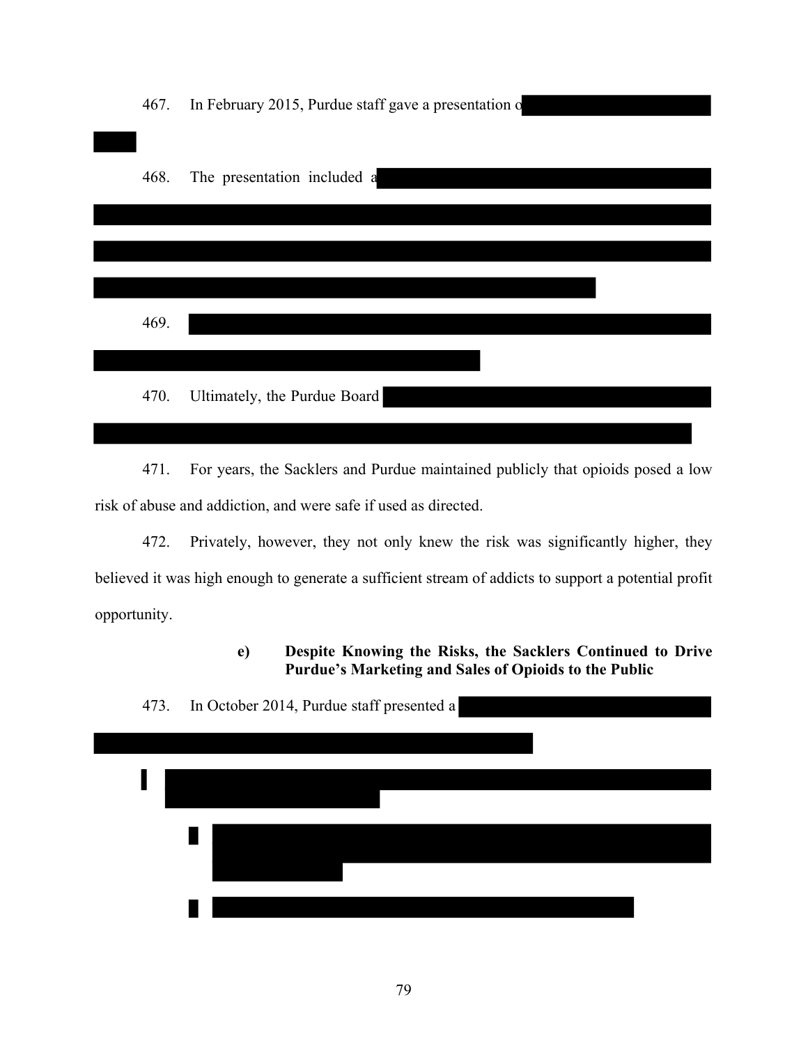467. In February 2015, Purdue staff gave a presentation o

468. The presentation included a

469.

470. Ultimately, the Purdue Board

471. For years, the Sacklers and Purdue maintained publicly that opioids posed a low risk of abuse and addiction, and were safe if used as directed.

472. Privately, however, they not only knew the risk was significantly higher, they believed it was high enough to generate a sufficient stream of addicts to support a potential profit opportunity.

**e) Despite Knowing the Risks, the Sacklers Continued to Drive Purdue's Marketing and Sales of Opioids to the Public**

473. In October 2014, Purdue staff presented a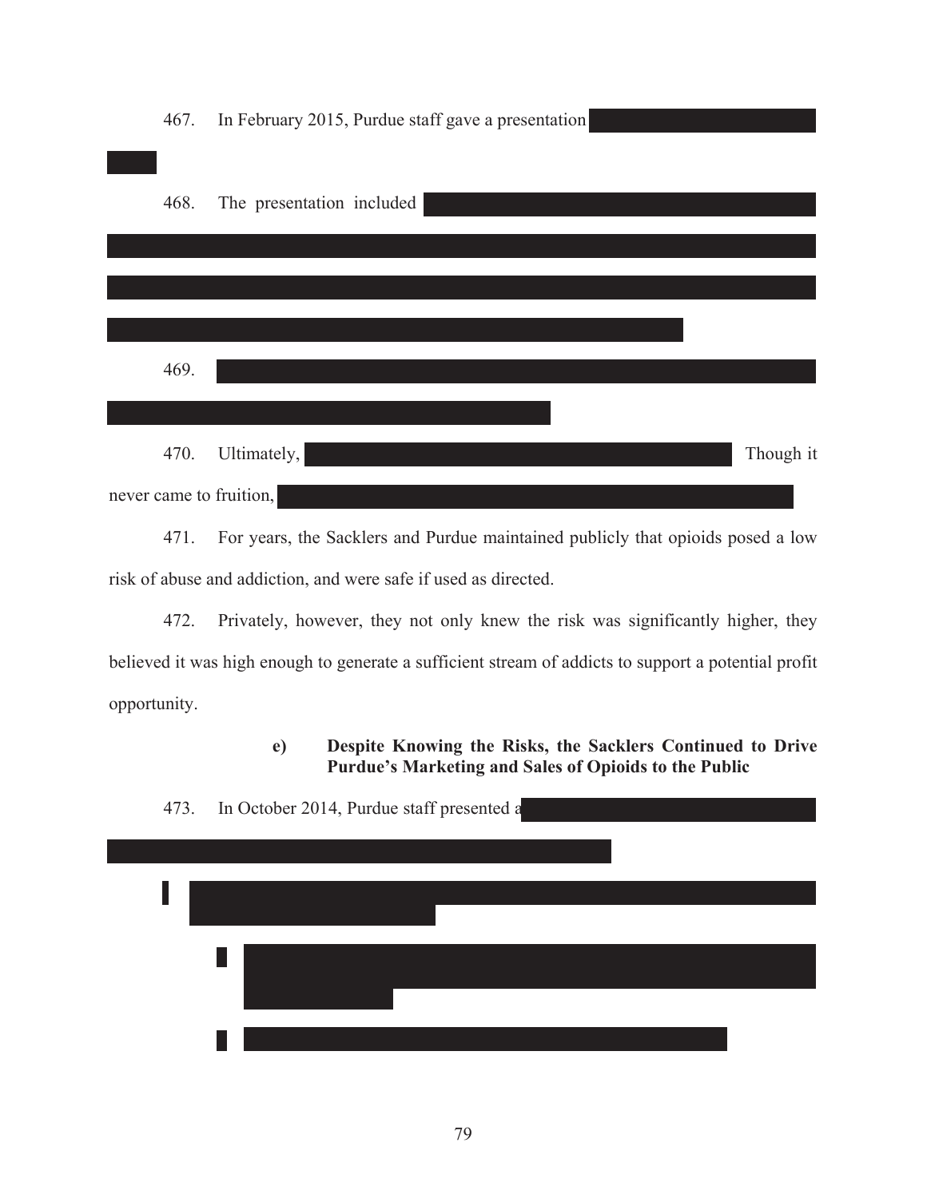467. In February 2015, Purdue staff gave a presentation

468. The presentation included

469.

470. Ultimately, Though it never came to fruition,

471. For years, the Sacklers and Purdue maintained publicly that opioids posed a low risk of abuse and addiction, and were safe if used as directed.

472. Privately, however, they not only knew the risk was significantly higher, they believed it was high enough to generate a sufficient stream of addicts to support a potential profit opportunity.

**e) Despite Knowing the Risks, the Sacklers Continued to Drive Purdue's Marketing and Sales of Opioids to the Public**

473. In October 2014, Purdue staff presented a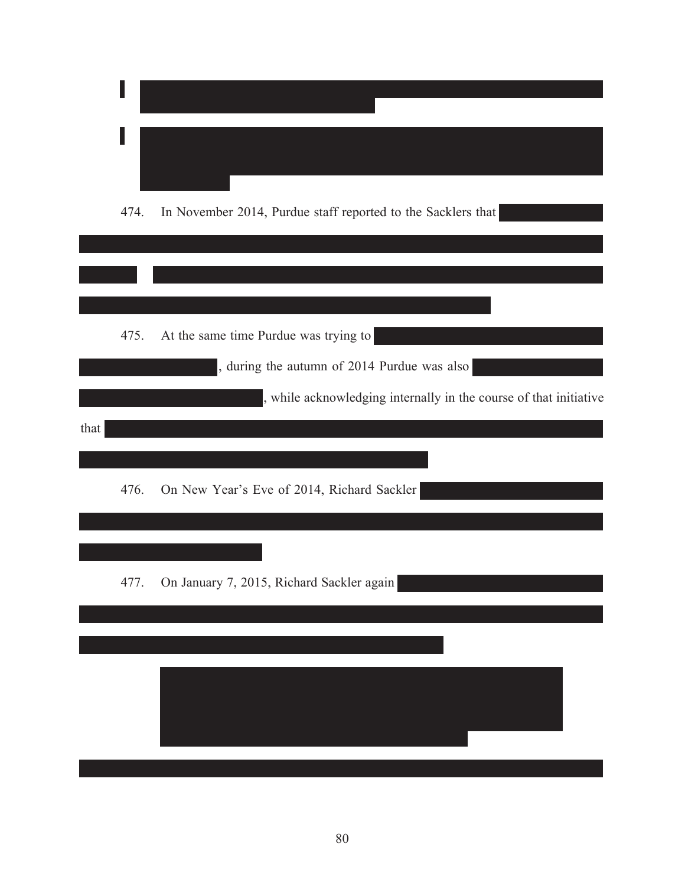474. In November 2014, Purdue staff reported to the Sacklers that

475. At the same time Purdue was trying to , during the autumn of 2014 Purdue was also , while acknowledging internally in the course of that initiative that

476. On New Year's Eve of 2014, Richard Sackler

477. On January 7, 2015, Richard Sackler again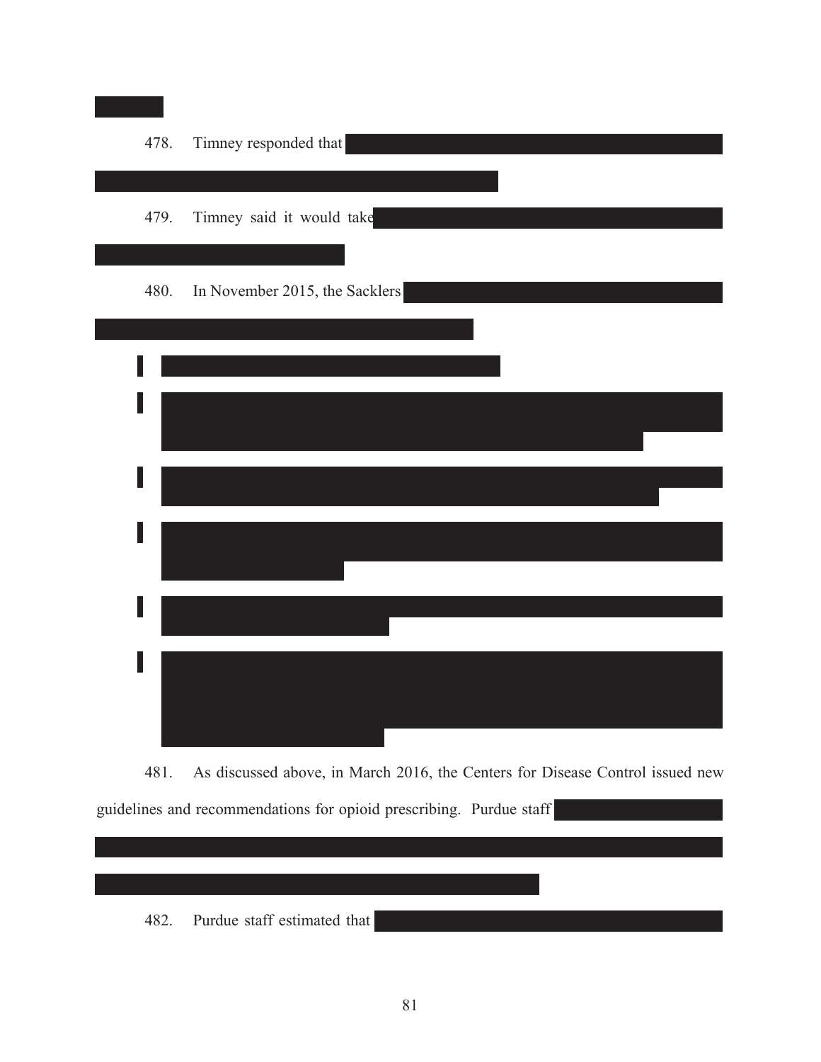478. Timney responded that

479. Timney said it would take

480. In November 2015, the Sacklers

481. As discussed above, in March 2016, the Centers for Disease Control issued new guidelines and recommendations for opioid prescribing. Purdue staff

482. Purdue staff estimated that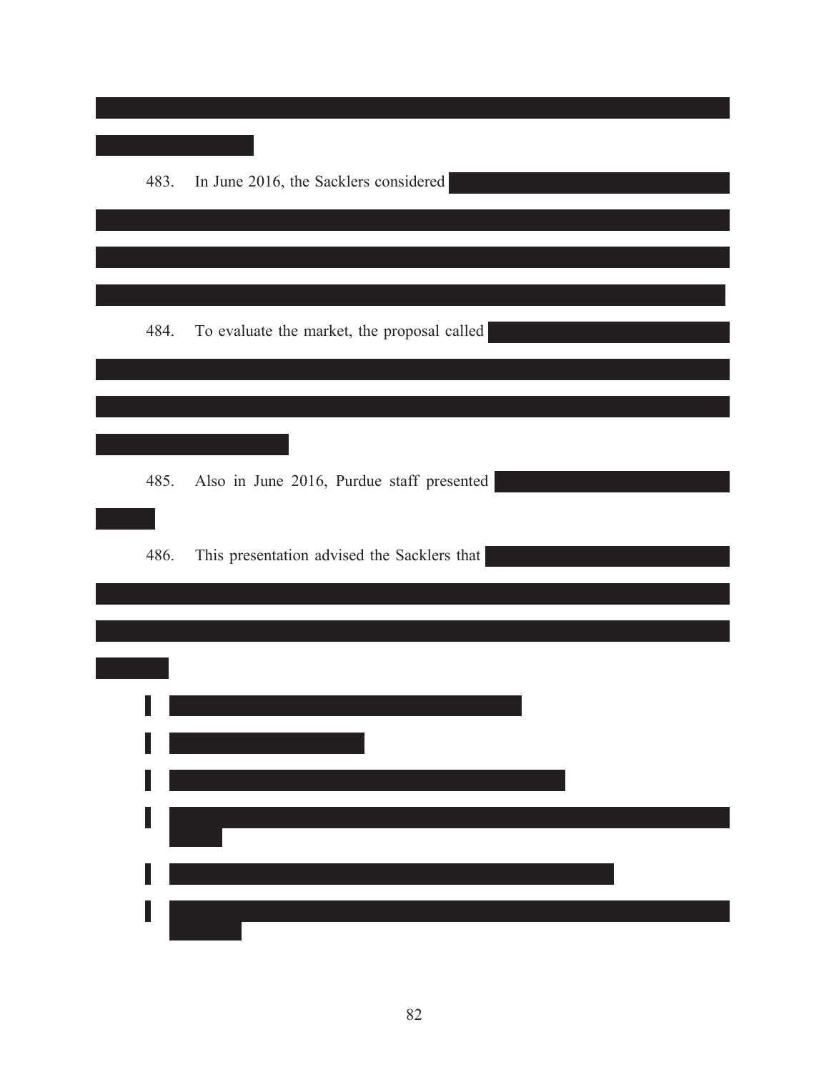483. In June 2016, the Sacklers considered

484. To evaluate the market, the proposal called

485. Also in June 2016, Purdue staff presented

486. This presentation advised the Sacklers that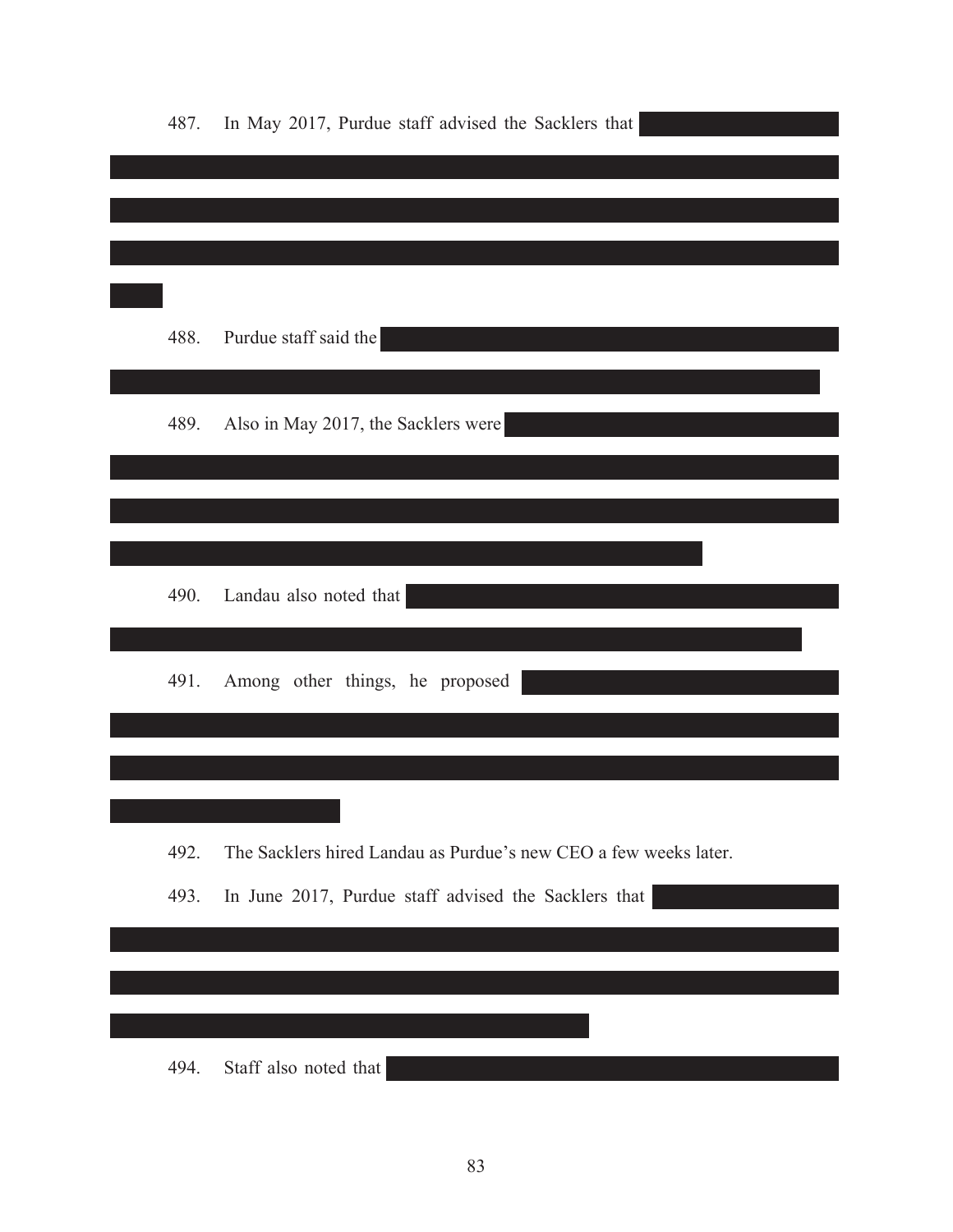487. In May 2017, Purdue staff advised the Sacklers that

488. Purdue staff said the

489. Also in May 2017, the Sacklers were

490. Landau also noted that

491. Among other things, he proposed

492. The Sacklers hired Landau as Purdue's new CEO a few weeks later.

493. In June 2017, Purdue staff advised the Sacklers that

494. Staff also noted that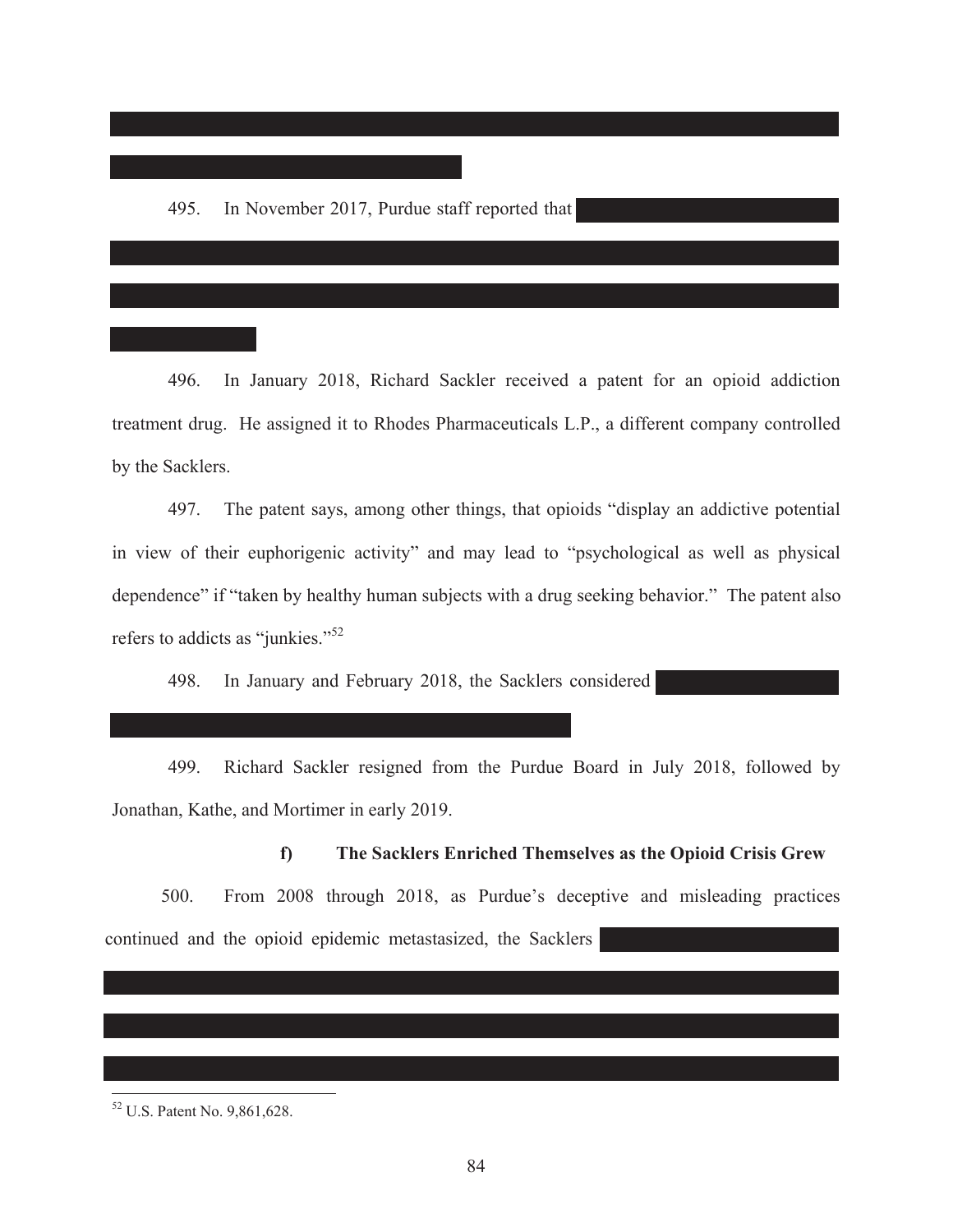495. In November 2017, Purdue staff reported that

496. In January 2018, Richard Sackler received a patent for an opioid addiction treatment drug. He assigned it to Rhodes Pharmaceuticals L.P., a different company controlled by the Sacklers.

497. The patent says, among other things, that opioids "display an addictive potential in view of their euphorigenic activity" and may lead to "psychological as well as physical dependence" if "taken by healthy human subjects with a drug seeking behavior." The patent also refers to addicts as "junkies."[52]

498. In January and February 2018, the Sacklers considered

499. Richard Sackler resigned from the Purdue Board in July 2018, followed by Jonathan, Kathe, and Mortimer in early 2019.

#### f) The Sacklers Enriched Themselves as the Opioid Crisis Grew

500. From 2008 through 2018, as Purdue's deceptive and misleading practices continued and the opioid epidemic metastasized, the Sacklers

[52] U.S. Patent No. 9,861,628.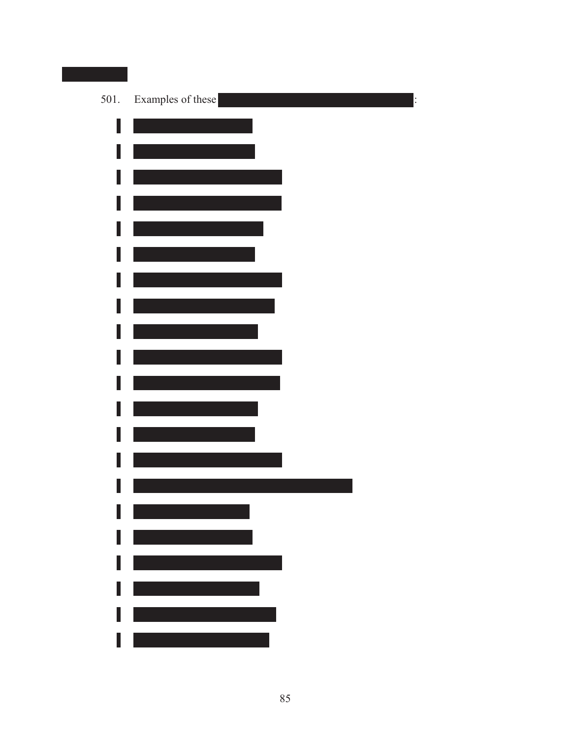501. Examples of these :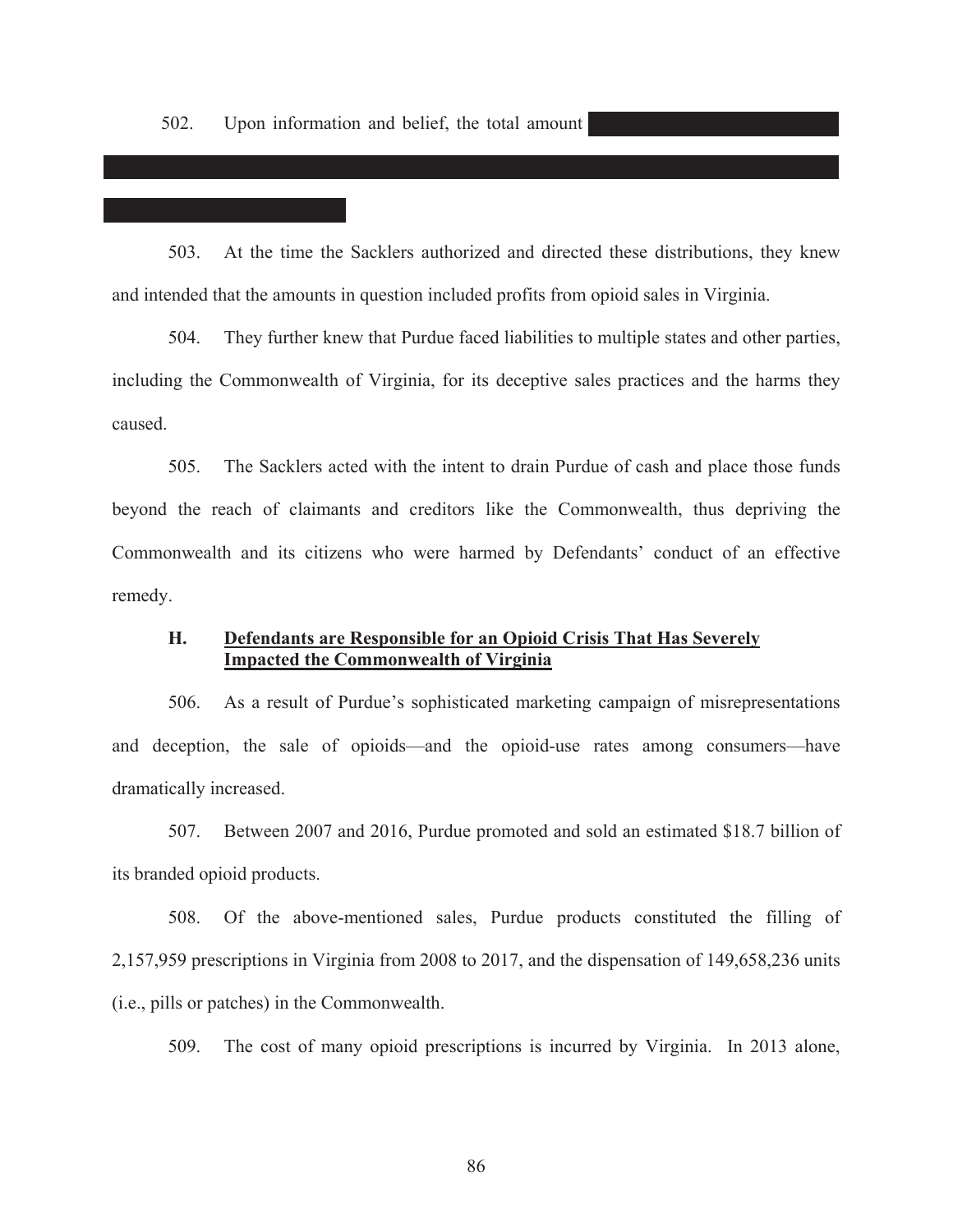502. Upon information and belief, the total amount

503. At the time the Sacklers authorized and directed these distributions, they knew and intended that the amounts in question included profits from opioid sales in Virginia.

504. They further knew that Purdue faced liabilities to multiple states and other parties, including the Commonwealth of Virginia, for its deceptive sales practices and the harms they caused.

505. The Sacklers acted with the intent to drain Purdue of cash and place those funds beyond the reach of claimants and creditors like the Commonwealth, thus depriving the Commonwealth and its citizens who were harmed by Defendants' conduct of an effective remedy.

### H. Defendants are Responsible for an Opioid Crisis That Has Severely Impacted the Commonwealth of Virginia

506. As a result of Purdue's sophisticated marketing campaign of misrepresentations and deception, the sale of opioids—and the opioid-use rates among consumers—have dramatically increased.

507. Between 2007 and 2016, Purdue promoted and sold an estimated $18.7 billion of its branded opioid products.

508. Of the above-mentioned sales, Purdue products constituted the filling of 2,157,959 prescriptions in Virginia from 2008 to 2017, and the dispensation of 149,658,236 units (i.e., pills or patches) in the Commonwealth.

509. The cost of many opioid prescriptions is incurred by Virginia. In 2013 alone,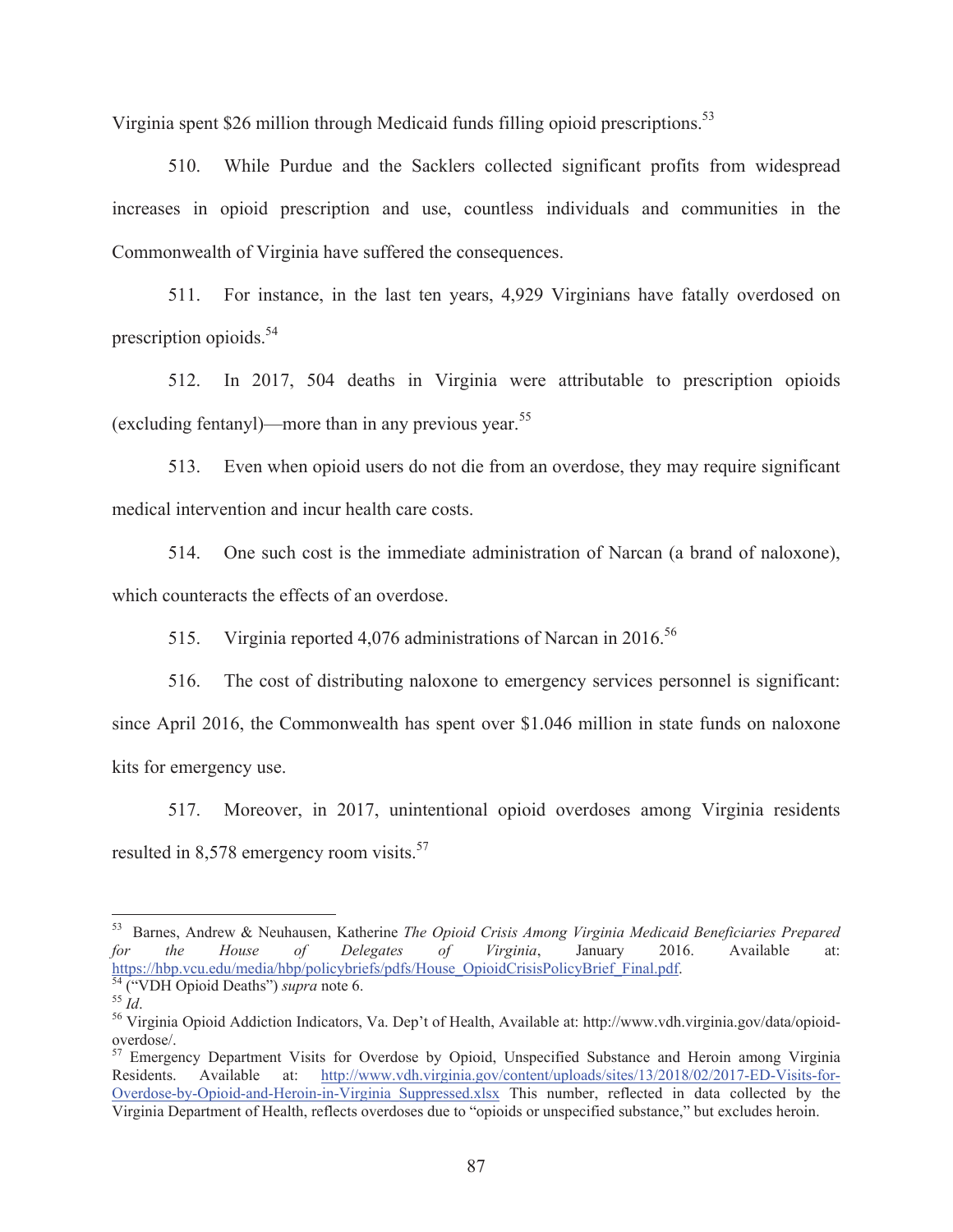Virginia spent $26 million through Medicaid funds filling opioid prescriptions.[53]

510. While Purdue and the Sacklers collected significant profits from widespread increases in opioid prescription and use, countless individuals and communities in the Commonwealth of Virginia have suffered the consequences.

511. For instance, in the last ten years, 4,929 Virginians have fatally overdosed on prescription opioids.[54]

512. In 2017, 504 deaths in Virginia were attributable to prescription opioids (excluding fentanyl)—more than in any previous year.[55]

513. Even when opioid users do not die from an overdose, they may require significant medical intervention and incur health care costs.

514. One such cost is the immediate administration of Narcan (a brand of naloxone), which counteracts the effects of an overdose.

515. Virginia reported 4,076 administrations of Narcan in 2016.[56]

516. The cost of distributing naloxone to emergency services personnel is significant: since April 2016, the Commonwealth has spent over $1.046 million in state funds on naloxone kits for emergency use.

517. Moreover, in 2017, unintentional opioid overdoses among Virginia residents resulted in 8,578 emergency room visits.[57]

---

[53] Barnes, Andrew & Neuhausen, Katherine *The Opioid Crisis Among Virginia Medicaid Beneficiaries Prepared for the House of Delegates of Virginia*, January 2016. Available at: https://hbp.vcu.edu/media/hbp/policybriefs/pdfs/House_OpioidCrisisPolicyBrief_Final.pdf.

[54] ("VDH Opioid Deaths") *supra* note 6.

[55] *Id*.

[56] Virginia Opioid Addiction Indicators, Va. Dep't of Health, Available at: http://www.vdh.virginia.gov/data/opioid-overdose/.

[57] Emergency Department Visits for Overdose by Opioid, Unspecified Substance and Heroin among Virginia Residents. Available at: http://www.vdh.virginia.gov/content/uploads/sites/13/2018/02/2017-ED-Visits-for-Overdose-by-Opioid-and-Heroin-in-Virginia_Suppressed.xlsx This number, reflected in data collected by the Virginia Department of Health, reflects overdoses due to "opioids or unspecified substance," but excludes heroin.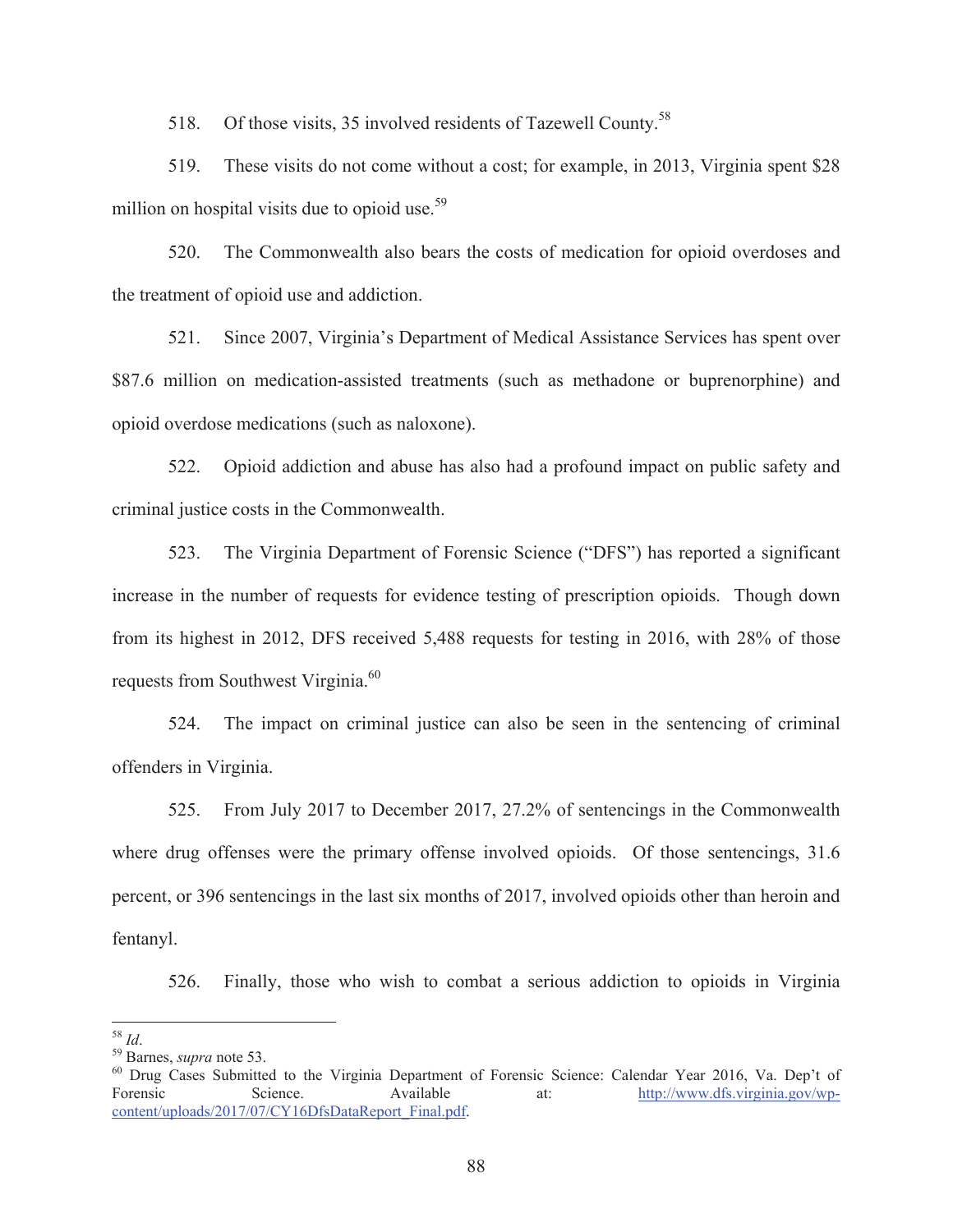518. Of those visits, 35 involved residents of Tazewell County.[58]

519. These visits do not come without a cost; for example, in 2013, Virginia spent $28 million on hospital visits due to opioid use.[59]

520. The Commonwealth also bears the costs of medication for opioid overdoses and the treatment of opioid use and addiction.

521. Since 2007, Virginia's Department of Medical Assistance Services has spent over $87.6 million on medication-assisted treatments (such as methadone or buprenorphine) and opioid overdose medications (such as naloxone).

522. Opioid addiction and abuse has also had a profound impact on public safety and criminal justice costs in the Commonwealth.

523. The Virginia Department of Forensic Science ("DFS") has reported a significant increase in the number of requests for evidence testing of prescription opioids. Though down from its highest in 2012, DFS received 5,488 requests for testing in 2016, with 28% of those requests from Southwest Virginia.[60]

524. The impact on criminal justice can also be seen in the sentencing of criminal offenders in Virginia.

525. From July 2017 to December 2017, 27.2% of sentencings in the Commonwealth where drug offenses were the primary offense involved opioids. Of those sentencings, 31.6 percent, or 396 sentencings in the last six months of 2017, involved opioids other than heroin and fentanyl.

526. Finally, those who wish to combat a serious addiction to opioids in Virginia

---

[58] *Id*.

[59] Barnes, *supra* note 53.

[60] Drug Cases Submitted to the Virginia Department of Forensic Science: Calendar Year 2016, Va. Dep't of Forensic Science. Available at: http://www.dfs.virginia.gov/wp-content/uploads/2017/07/CY16DfsDataReport_Final.pdf.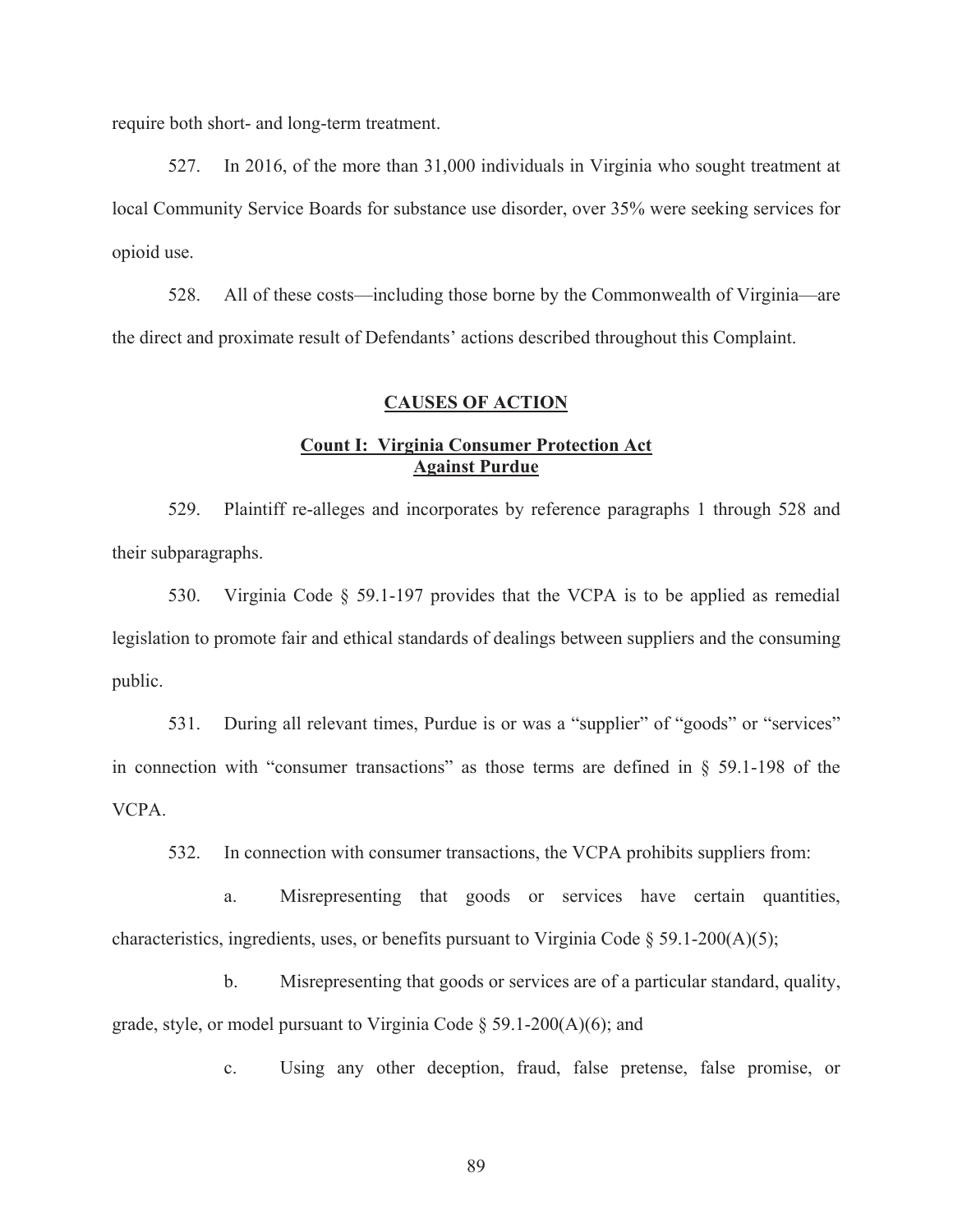require both short- and long-term treatment.

527. In 2016, of the more than 31,000 individuals in Virginia who sought treatment at local Community Service Boards for substance use disorder, over 35% were seeking services for opioid use.

528. All of these costs—including those borne by the Commonwealth of Virginia—are the direct and proximate result of Defendants' actions described throughout this Complaint.

## CAUSES OF ACTION

### Count I: Virginia Consumer Protection Act Against Purdue

529. Plaintiff re-alleges and incorporates by reference paragraphs 1 through 528 and their subparagraphs.

530. Virginia Code § 59.1-197 provides that the VCPA is to be applied as remedial legislation to promote fair and ethical standards of dealings between suppliers and the consuming public.

531. During all relevant times, Purdue is or was a "supplier" of "goods" or "services" in connection with "consumer transactions" as those terms are defined in § 59.1-198 of the VCPA.

532. In connection with consumer transactions, the VCPA prohibits suppliers from:

a. Misrepresenting that goods or services have certain quantities, characteristics, ingredients, uses, or benefits pursuant to Virginia Code § 59.1-200(A)(5);

b. Misrepresenting that goods or services are of a particular standard, quality, grade, style, or model pursuant to Virginia Code § 59.1-200(A)(6); and

c. Using any other deception, fraud, false pretense, false promise, or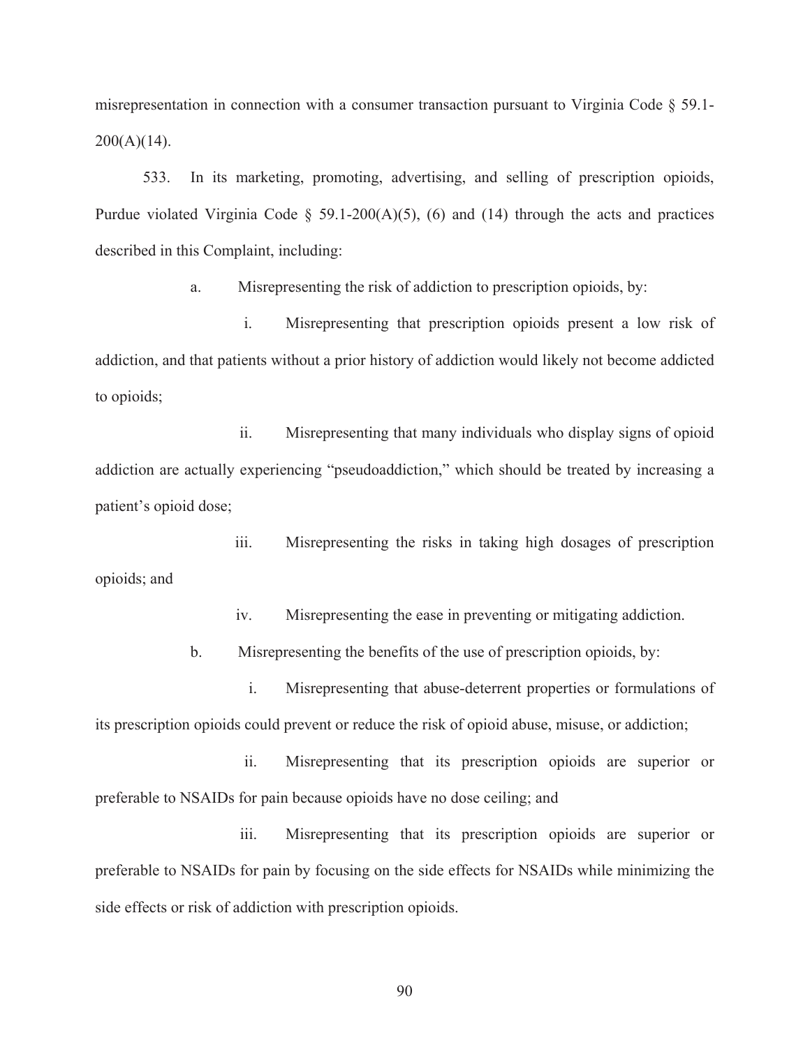misrepresentation in connection with a consumer transaction pursuant to Virginia Code § 59.1-200(A)(14).

533. In its marketing, promoting, advertising, and selling of prescription opioids, Purdue violated Virginia Code § 59.1-200(A)(5), (6) and (14) through the acts and practices described in this Complaint, including:

a. Misrepresenting the risk of addiction to prescription opioids, by:

i. Misrepresenting that prescription opioids present a low risk of addiction, and that patients without a prior history of addiction would likely not become addicted to opioids;

ii. Misrepresenting that many individuals who display signs of opioid addiction are actually experiencing "pseudoaddiction," which should be treated by increasing a patient's opioid dose;

iii. Misrepresenting the risks in taking high dosages of prescription opioids; and

iv. Misrepresenting the ease in preventing or mitigating addiction.

b. Misrepresenting the benefits of the use of prescription opioids, by:

i. Misrepresenting that abuse-deterrent properties or formulations of its prescription opioids could prevent or reduce the risk of opioid abuse, misuse, or addiction;

ii. Misrepresenting that its prescription opioids are superior or preferable to NSAIDs for pain because opioids have no dose ceiling; and

iii. Misrepresenting that its prescription opioids are superior or preferable to NSAIDs for pain by focusing on the side effects for NSAIDs while minimizing the side effects or risk of addiction with prescription opioids.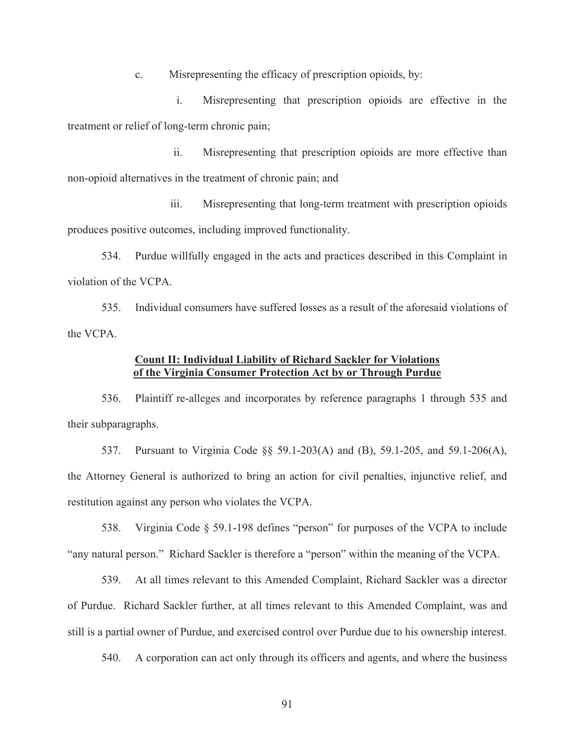c. Misrepresenting the efficacy of prescription opioids, by:

i. Misrepresenting that prescription opioids are effective in the treatment or relief of long-term chronic pain;

ii. Misrepresenting that prescription opioids are more effective than non-opioid alternatives in the treatment of chronic pain; and

iii. Misrepresenting that long-term treatment with prescription opioids produces positive outcomes, including improved functionality.

534. Purdue willfully engaged in the acts and practices described in this Complaint in violation of the VCPA.

535. Individual consumers have suffered losses as a result of the aforesaid violations of the VCPA.

**Count II: Individual Liability of Richard Sackler for Violations of the Virginia Consumer Protection Act by or Through Purdue**

536. Plaintiff re-alleges and incorporates by reference paragraphs 1 through 535 and their subparagraphs.

537. Pursuant to Virginia Code §§ 59.1-203(A) and (B), 59.1-205, and 59.1-206(A), the Attorney General is authorized to bring an action for civil penalties, injunctive relief, and restitution against any person who violates the VCPA.

538. Virginia Code § 59.1-198 defines "person" for purposes of the VCPA to include "any natural person." Richard Sackler is therefore a "person" within the meaning of the VCPA.

539. At all times relevant to this Amended Complaint, Richard Sackler was a director of Purdue. Richard Sackler further, at all times relevant to this Amended Complaint, was and still is a partial owner of Purdue, and exercised control over Purdue due to his ownership interest.

540. A corporation can act only through its officers and agents, and where the business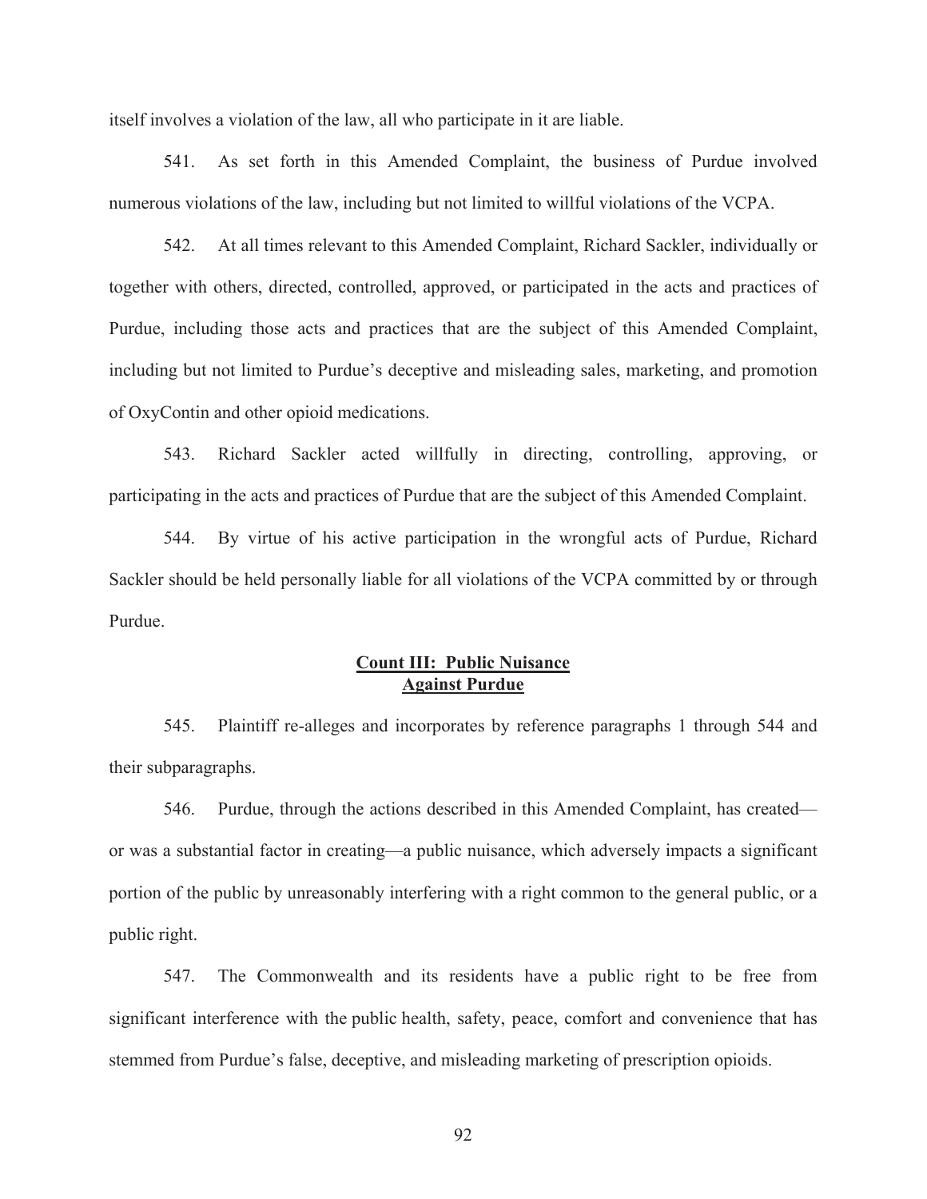itself involves a violation of the law, all who participate in it are liable.

541. As set forth in this Amended Complaint, the business of Purdue involved numerous violations of the law, including but not limited to willful violations of the VCPA.

542. At all times relevant to this Amended Complaint, Richard Sackler, individually or together with others, directed, controlled, approved, or participated in the acts and practices of Purdue, including those acts and practices that are the subject of this Amended Complaint, including but not limited to Purdue's deceptive and misleading sales, marketing, and promotion of OxyContin and other opioid medications.

543. Richard Sackler acted willfully in directing, controlling, approving, or participating in the acts and practices of Purdue that are the subject of this Amended Complaint.

544. By virtue of his active participation in the wrongful acts of Purdue, Richard Sackler should be held personally liable for all violations of the VCPA committed by or through Purdue.

## Count III: Public Nuisance Against Purdue

545. Plaintiff re-alleges and incorporates by reference paragraphs 1 through 544 and their subparagraphs.

546. Purdue, through the actions described in this Amended Complaint, has created—or was a substantial factor in creating—a public nuisance, which adversely impacts a significant portion of the public by unreasonably interfering with a right common to the general public, or a public right.

547. The Commonwealth and its residents have a public right to be free from significant interference with the public health, safety, peace, comfort and convenience that has stemmed from Purdue's false, deceptive, and misleading marketing of prescription opioids.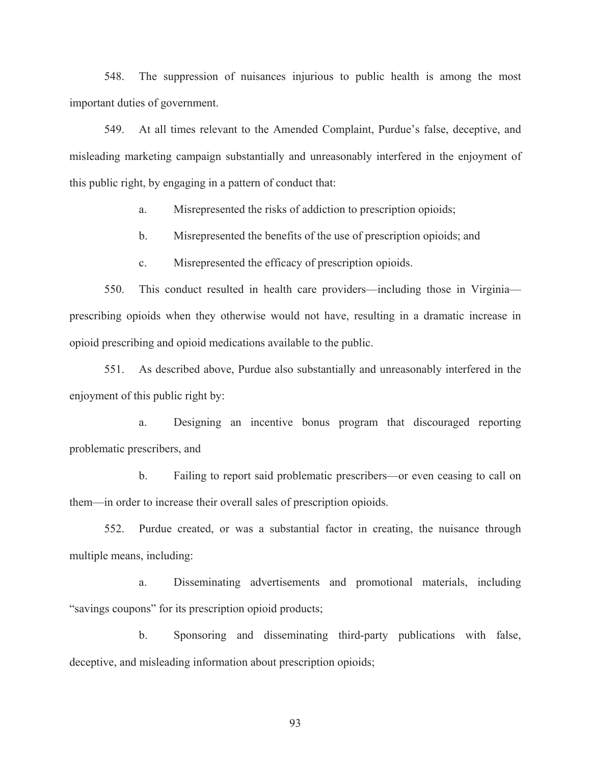548. The suppression of nuisances injurious to public health is among the most important duties of government.

549. At all times relevant to the Amended Complaint, Purdue's false, deceptive, and misleading marketing campaign substantially and unreasonably interfered in the enjoyment of this public right, by engaging in a pattern of conduct that:

a. Misrepresented the risks of addiction to prescription opioids;

b. Misrepresented the benefits of the use of prescription opioids; and

c. Misrepresented the efficacy of prescription opioids.

550. This conduct resulted in health care providers—including those in Virginia—prescribing opioids when they otherwise would not have, resulting in a dramatic increase in opioid prescribing and opioid medications available to the public.

551. As described above, Purdue also substantially and unreasonably interfered in the enjoyment of this public right by:

a. Designing an incentive bonus program that discouraged reporting problematic prescribers, and

b. Failing to report said problematic prescribers—or even ceasing to call on them—in order to increase their overall sales of prescription opioids.

552. Purdue created, or was a substantial factor in creating, the nuisance through multiple means, including:

a. Disseminating advertisements and promotional materials, including "savings coupons" for its prescription opioid products;

b. Sponsoring and disseminating third-party publications with false, deceptive, and misleading information about prescription opioids;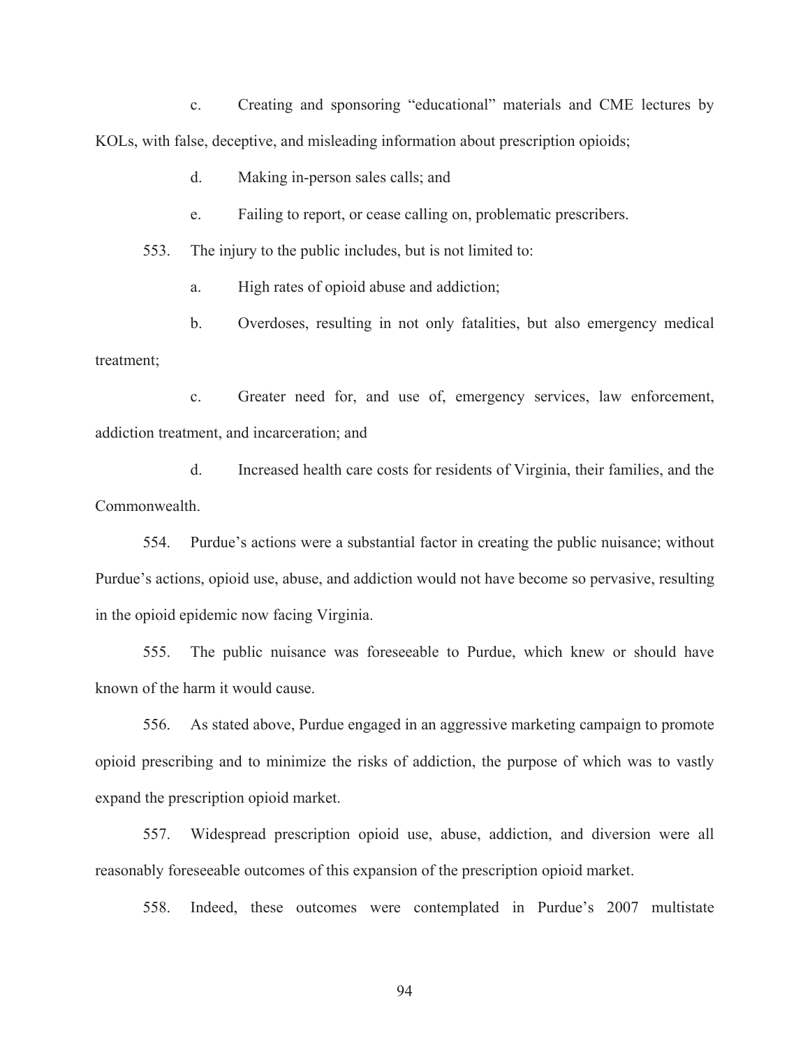c. Creating and sponsoring "educational" materials and CME lectures by KOLs, with false, deceptive, and misleading information about prescription opioids;

d. Making in-person sales calls; and

e. Failing to report, or cease calling on, problematic prescribers.

553. The injury to the public includes, but is not limited to:

a. High rates of opioid abuse and addiction;

b. Overdoses, resulting in not only fatalities, but also emergency medical treatment;

c. Greater need for, and use of, emergency services, law enforcement, addiction treatment, and incarceration; and

d. Increased health care costs for residents of Virginia, their families, and the Commonwealth.

554. Purdue's actions were a substantial factor in creating the public nuisance; without Purdue's actions, opioid use, abuse, and addiction would not have become so pervasive, resulting in the opioid epidemic now facing Virginia.

555. The public nuisance was foreseeable to Purdue, which knew or should have known of the harm it would cause.

556. As stated above, Purdue engaged in an aggressive marketing campaign to promote opioid prescribing and to minimize the risks of addiction, the purpose of which was to vastly expand the prescription opioid market.

557. Widespread prescription opioid use, abuse, addiction, and diversion were all reasonably foreseeable outcomes of this expansion of the prescription opioid market.

558. Indeed, these outcomes were contemplated in Purdue's 2007 multistate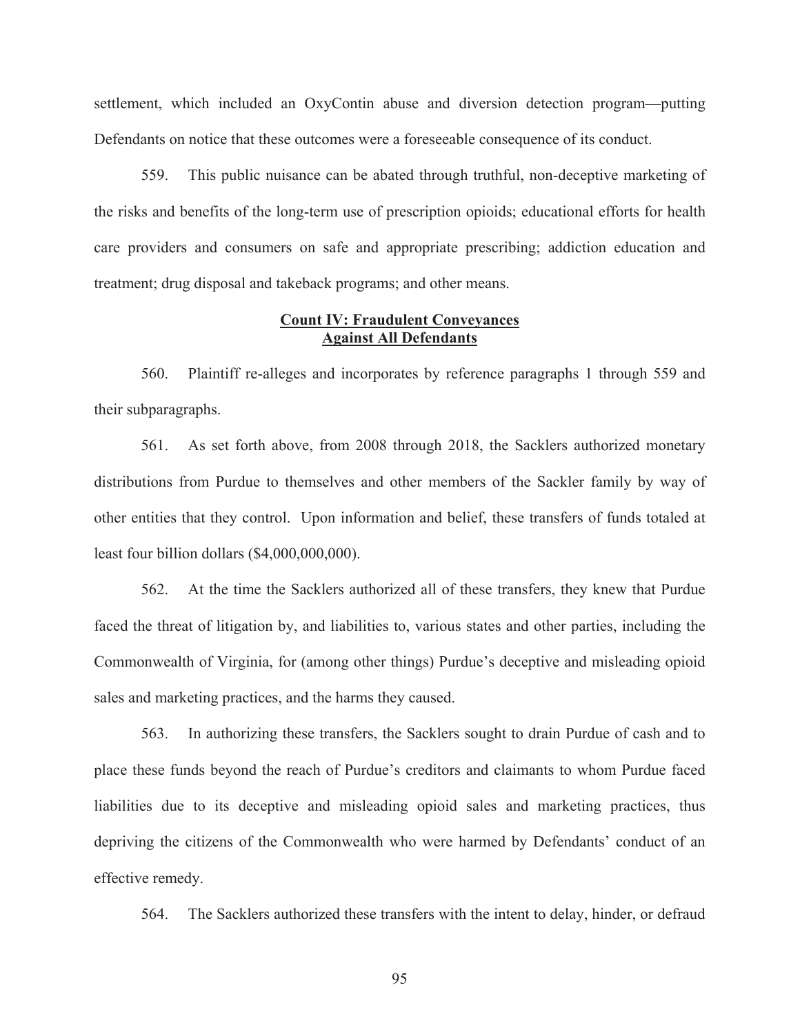settlement, which included an OxyContin abuse and diversion detection program—putting Defendants on notice that these outcomes were a foreseeable consequence of its conduct.

559. This public nuisance can be abated through truthful, non-deceptive marketing of the risks and benefits of the long-term use of prescription opioids; educational efforts for health care providers and consumers on safe and appropriate prescribing; addiction education and treatment; drug disposal and takeback programs; and other means.

**Count IV: Fraudulent Conveyances**
**Against All Defendants**

560. Plaintiff re-alleges and incorporates by reference paragraphs 1 through 559 and their subparagraphs.

561. As set forth above, from 2008 through 2018, the Sacklers authorized monetary distributions from Purdue to themselves and other members of the Sackler family by way of other entities that they control. Upon information and belief, these transfers of funds totaled at least four billion dollars ($4,000,000,000).

562. At the time the Sacklers authorized all of these transfers, they knew that Purdue faced the threat of litigation by, and liabilities to, various states and other parties, including the Commonwealth of Virginia, for (among other things) Purdue's deceptive and misleading opioid sales and marketing practices, and the harms they caused.

563. In authorizing these transfers, the Sacklers sought to drain Purdue of cash and to place these funds beyond the reach of Purdue's creditors and claimants to whom Purdue faced liabilities due to its deceptive and misleading opioid sales and marketing practices, thus depriving the citizens of the Commonwealth who were harmed by Defendants' conduct of an effective remedy.

564. The Sacklers authorized these transfers with the intent to delay, hinder, or defraud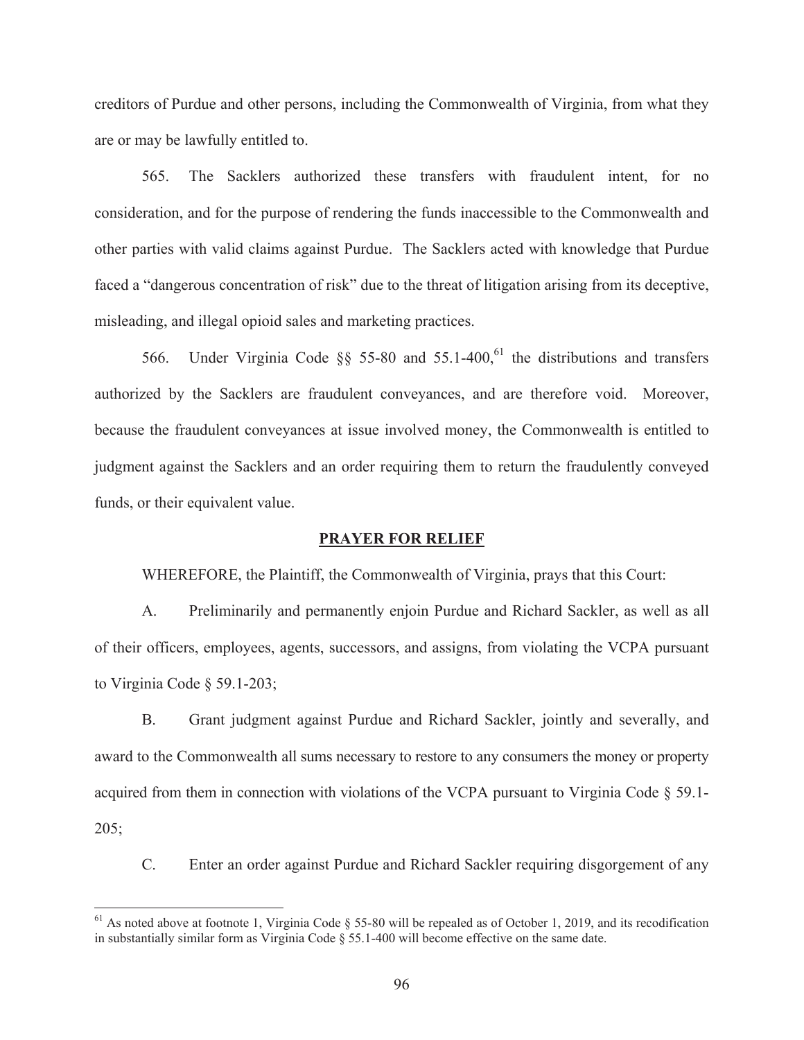creditors of Purdue and other persons, including the Commonwealth of Virginia, from what they are or may be lawfully entitled to.

565. The Sacklers authorized these transfers with fraudulent intent, for no consideration, and for the purpose of rendering the funds inaccessible to the Commonwealth and other parties with valid claims against Purdue. The Sacklers acted with knowledge that Purdue faced a "dangerous concentration of risk" due to the threat of litigation arising from its deceptive, misleading, and illegal opioid sales and marketing practices.

566. Under Virginia Code §§ 55-80 and 55.1-400,[61] the distributions and transfers authorized by the Sacklers are fraudulent conveyances, and are therefore void. Moreover, because the fraudulent conveyances at issue involved money, the Commonwealth is entitled to judgment against the Sacklers and an order requiring them to return the fraudulently conveyed funds, or their equivalent value.

## PRAYER FOR RELIEF

WHEREFORE, the Plaintiff, the Commonwealth of Virginia, prays that this Court:

A. Preliminarily and permanently enjoin Purdue and Richard Sackler, as well as all of their officers, employees, agents, successors, and assigns, from violating the VCPA pursuant to Virginia Code § 59.1-203;

B. Grant judgment against Purdue and Richard Sackler, jointly and severally, and award to the Commonwealth all sums necessary to restore to any consumers the money or property acquired from them in connection with violations of the VCPA pursuant to Virginia Code § 59.1-205;

C. Enter an order against Purdue and Richard Sackler requiring disgorgement of any

---

[61] As noted above at footnote 1, Virginia Code § 55-80 will be repealed as of October 1, 2019, and its recodification in substantially similar form as Virginia Code § 55.1-400 will become effective on the same date.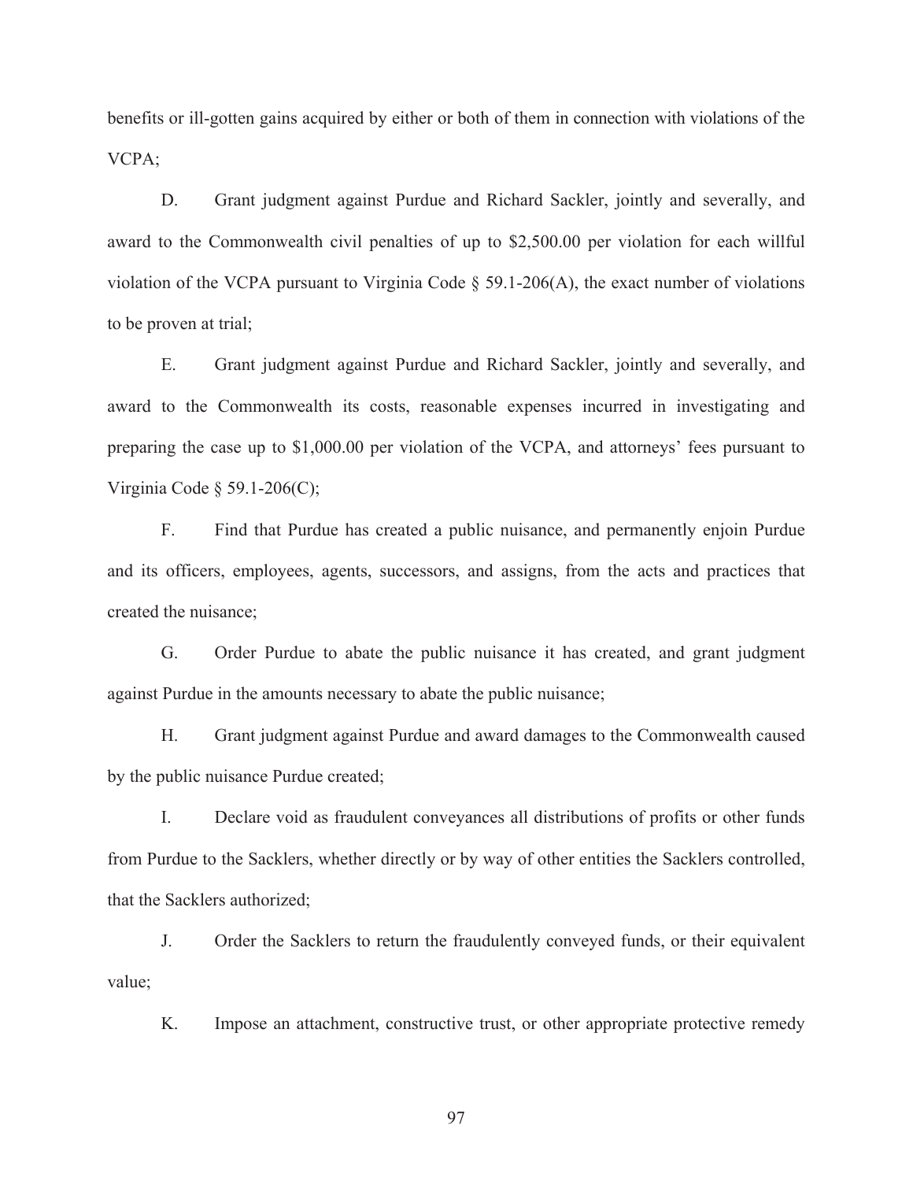benefits or ill-gotten gains acquired by either or both of them in connection with violations of the VCPA;

D. Grant judgment against Purdue and Richard Sackler, jointly and severally, and award to the Commonwealth civil penalties of up to $2,500.00 per violation for each willful violation of the VCPA pursuant to Virginia Code § 59.1-206(A), the exact number of violations to be proven at trial;

E. Grant judgment against Purdue and Richard Sackler, jointly and severally, and award to the Commonwealth its costs, reasonable expenses incurred in investigating and preparing the case up to $1,000.00 per violation of the VCPA, and attorneys' fees pursuant to Virginia Code § 59.1-206(C);

F. Find that Purdue has created a public nuisance, and permanently enjoin Purdue and its officers, employees, agents, successors, and assigns, from the acts and practices that created the nuisance;

G. Order Purdue to abate the public nuisance it has created, and grant judgment against Purdue in the amounts necessary to abate the public nuisance;

H. Grant judgment against Purdue and award damages to the Commonwealth caused by the public nuisance Purdue created;

I. Declare void as fraudulent conveyances all distributions of profits or other funds from Purdue to the Sacklers, whether directly or by way of other entities the Sacklers controlled, that the Sacklers authorized;

J. Order the Sacklers to return the fraudulently conveyed funds, or their equivalent value;

K. Impose an attachment, constructive trust, or other appropriate protective remedy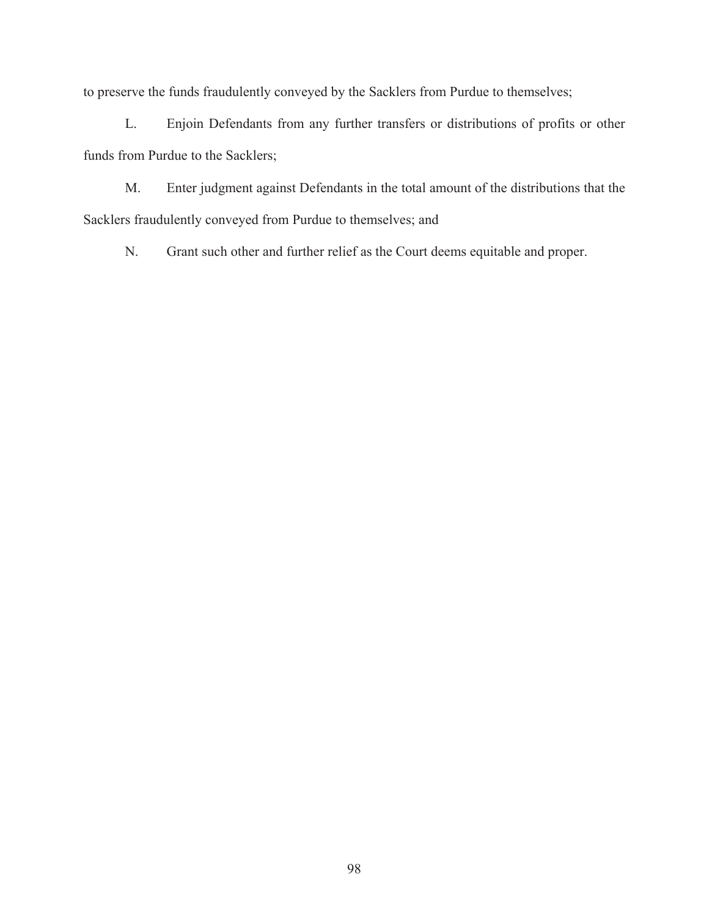to preserve the funds fraudulently conveyed by the Sacklers from Purdue to themselves;

L. Enjoin Defendants from any further transfers or distributions of profits or other funds from Purdue to the Sacklers;

M. Enter judgment against Defendants in the total amount of the distributions that the Sacklers fraudulently conveyed from Purdue to themselves; and

N. Grant such other and further relief as the Court deems equitable and proper.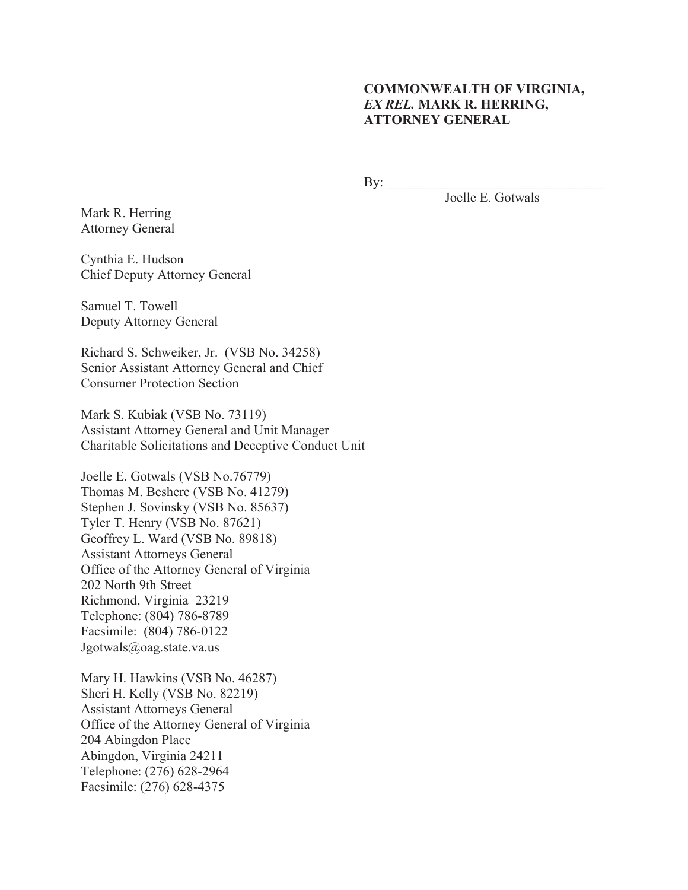**COMMONWEALTH OF VIRGINIA,**
***EX REL.* MARK R. HERRING,**
**ATTORNEY GENERAL**

By: \_\_\_\_\_\_\_\_\_\_\_\_\_\_\_\_\_\_\_\_\_\_\_\_\_\_\_\_\_\_\_\_
Joelle E. Gotwals

Mark R. Herring
Attorney General

Cynthia E. Hudson
Chief Deputy Attorney General

Samuel T. Towell
Deputy Attorney General

Richard S. Schweiker, Jr. (VSB No. 34258)
Senior Assistant Attorney General and Chief
Consumer Protection Section

Mark S. Kubiak (VSB No. 73119)
Assistant Attorney General and Unit Manager
Charitable Solicitations and Deceptive Conduct Unit

Joelle E. Gotwals (VSB No.76779)
Thomas M. Beshere (VSB No. 41279)
Stephen J. Sovinsky (VSB No. 85637)
Tyler T. Henry (VSB No. 87621)
Geoffrey L. Ward (VSB No. 89818)
Assistant Attorneys General
Office of the Attorney General of Virginia
202 North 9th Street
Richmond, Virginia 23219
Telephone: (804) 786-8789
Facsimile: (804) 786-0122
Jgotwals@oag.state.va.us

Mary H. Hawkins (VSB No. 46287)
Sheri H. Kelly (VSB No. 82219)
Assistant Attorneys General
Office of the Attorney General of Virginia
204 Abingdon Place
Abingdon, Virginia 24211
Telephone: (276) 628-2964
Facsimile: (276) 628-4375